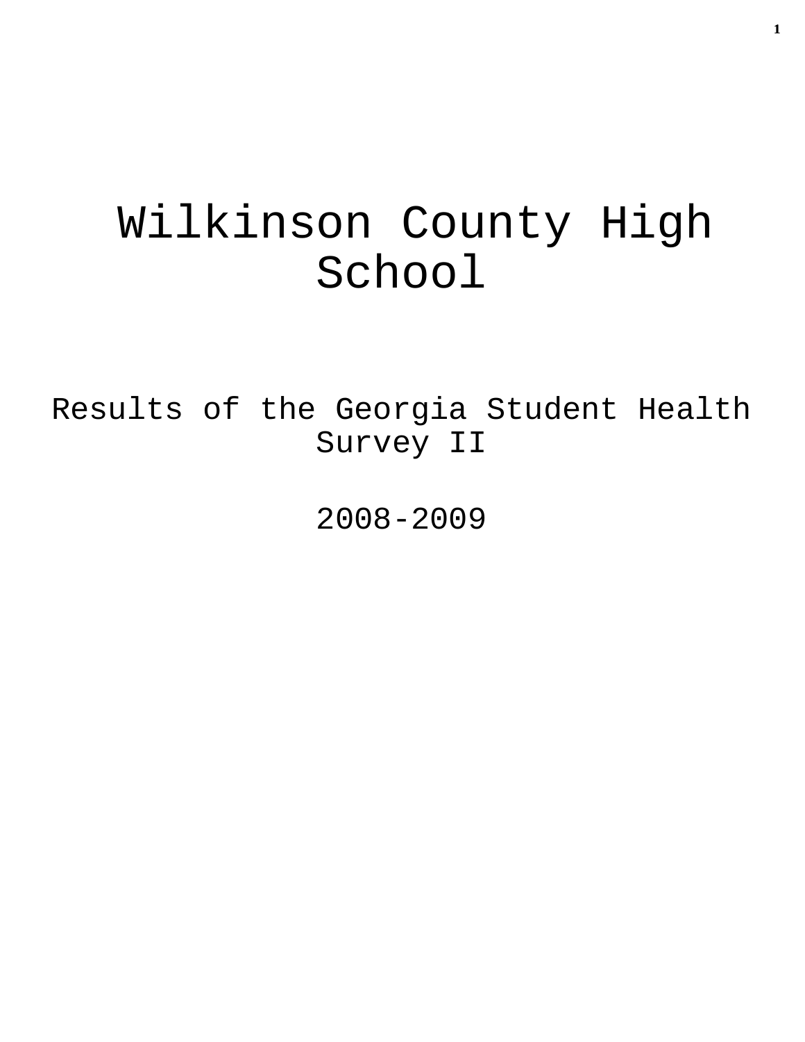# Wilkinson County High School

## Results of the Georgia Student Health Survey II

## 2008-2009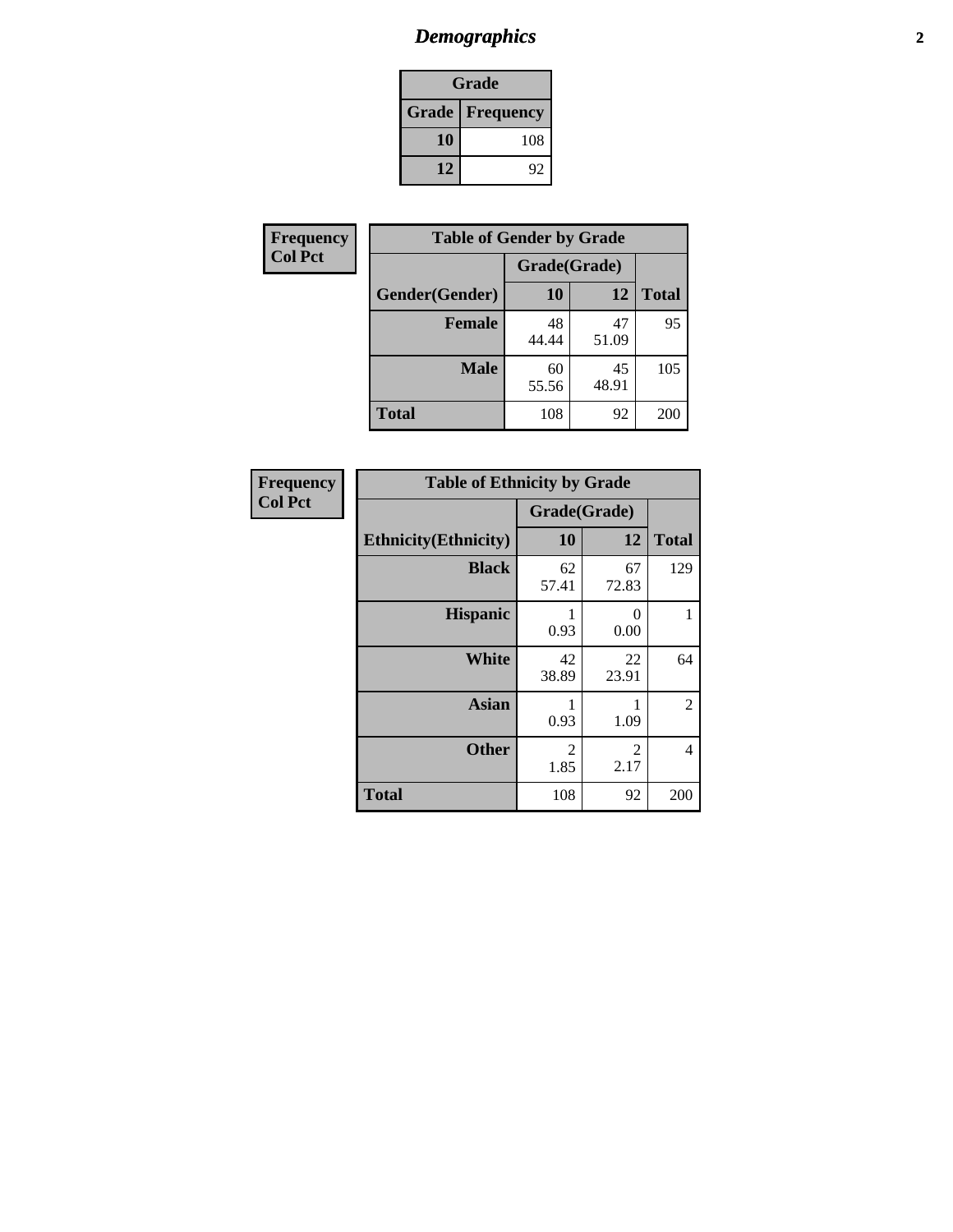# *Demographics*

| Grade | |
|---|---|
| **Grade** | **Frequency** |
| **10** | 108 |
| **12** | 92 |

**Frequency**
**Col Pct**

| Table of Gender by Grade | | | |
|---|---|---|---|
| | Grade(Grade) | | |
| **Gender(Gender)** | **10** | **12** | **Total** |
| **Female** | 48<br>44.44 | 47<br>51.09 | 95 |
| **Male** | 60<br>55.56 | 45<br>48.91 | 105 |
| **Total** | 108 | 92 | 200 |

**Frequency**
**Col Pct**

| Table of Ethnicity by Grade | | | |
|---|---|---|---|
| | Grade(Grade) | | |
| **Ethnicity(Ethnicity)** | **10** | **12** | **Total** |
| **Black** | 62<br>57.41 | 67<br>72.83 | 129 |
| **Hispanic** | 1<br>0.93 | 0<br>0.00 | 1 |
| **White** | 42<br>38.89 | 22<br>23.91 | 64 |
| **Asian** | 1<br>0.93 | 1<br>1.09 | 2 |
| **Other** | 2<br>1.85 | 2<br>2.17 | 4 |
| **Total** | 108 | 92 | 200 |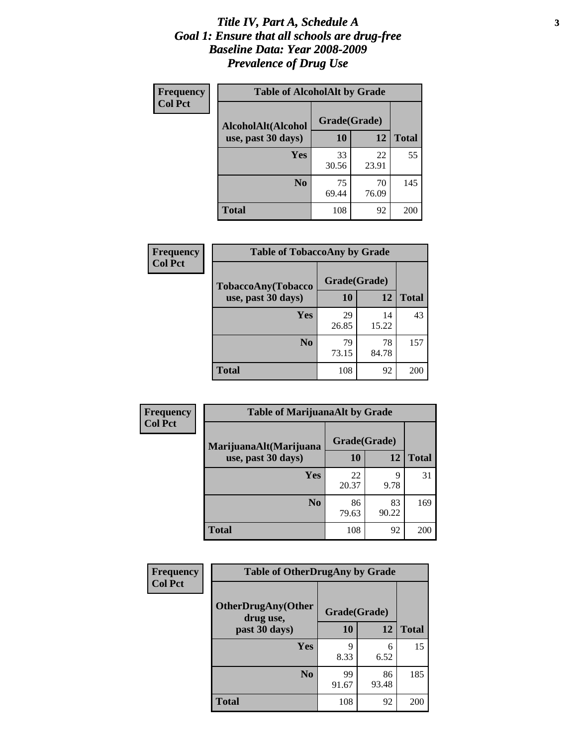# *Title IV, Part A, Schedule A*
# *Goal 1: Ensure that all schools are drug-free*
# *Baseline Data: Year 2008-2009*
# *Prevalence of Drug Use*

**Frequency**
**Col Pct**

**Table of AlcoholAlt by Grade**

| AlcoholAlt(Alcohol use, past 30 days) | Grade(Grade) | | Total |
|---|---|---|---|
| | 10 | 12 | |
| **Yes** | 33<br>30.56 | 22<br>23.91 | 55 |
| **No** | 75<br>69.44 | 70<br>76.09 | 145 |
| **Total** | 108 | 92 | 200 |

**Frequency**
**Col Pct**

**Table of TobaccoAny by Grade**

| TobaccoAny(Tobacco use, past 30 days) | Grade(Grade) | | Total |
|---|---|---|---|
| | 10 | 12 | |
| **Yes** | 29<br>26.85 | 14<br>15.22 | 43 |
| **No** | 79<br>73.15 | 78<br>84.78 | 157 |
| **Total** | 108 | 92 | 200 |

**Frequency**
**Col Pct**

**Table of MarijuanaAlt by Grade**

| MarijuanaAlt(Marijuana use, past 30 days) | Grade(Grade) | | Total |
|---|---|---|---|
| | 10 | 12 | |
| **Yes** | 22<br>20.37 | 9<br>9.78 | 31 |
| **No** | 86<br>79.63 | 83<br>90.22 | 169 |
| **Total** | 108 | 92 | 200 |

**Frequency**
**Col Pct**

**Table of OtherDrugAny by Grade**

| OtherDrugAny(Other drug use, past 30 days) | Grade(Grade) | | Total |
|---|---|---|---|
| | 10 | 12 | |
| **Yes** | 9<br>8.33 | 6<br>6.52 | 15 |
| **No** | 99<br>91.67 | 86<br>93.48 | 185 |
| **Total** | 108 | 92 | 200 |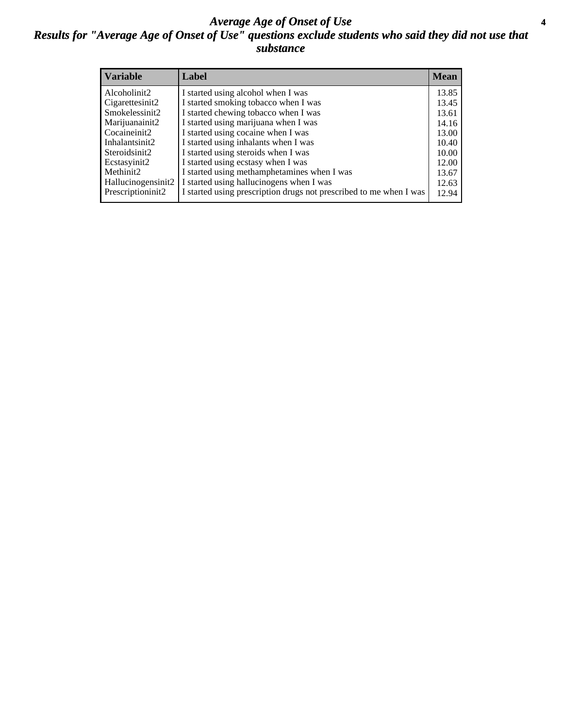# *Average Age of Onset of Use*

## *Results for "Average Age of Onset of Use" questions exclude students who said they did not use that substance*

| Variable | Label | Mean |
|---|---|---|
| Alcoholinit2 | I started using alcohol when I was | 13.85 |
| Cigarettesinit2 | I started smoking tobacco when I was | 13.45 |
| Smokelessinit2 | I started chewing tobacco when I was | 13.61 |
| Marijuanainit2 | I started using marijuana when I was | 14.16 |
| Cocaineinit2 | I started using cocaine when I was | 13.00 |
| Inhalantsinit2 | I started using inhalants when I was | 10.40 |
| Steroidsinit2 | I started using steroids when I was | 10.00 |
| Ecstasyinit2 | I started using ecstasy when I was | 12.00 |
| Methinit2 | I started using methamphetamines when I was | 13.67 |
| Hallucinogensinit2 | I started using hallucinogens when I was | 12.63 |
| Prescriptioninit2 | I started using prescription drugs not prescribed to me when I was | 12.94 |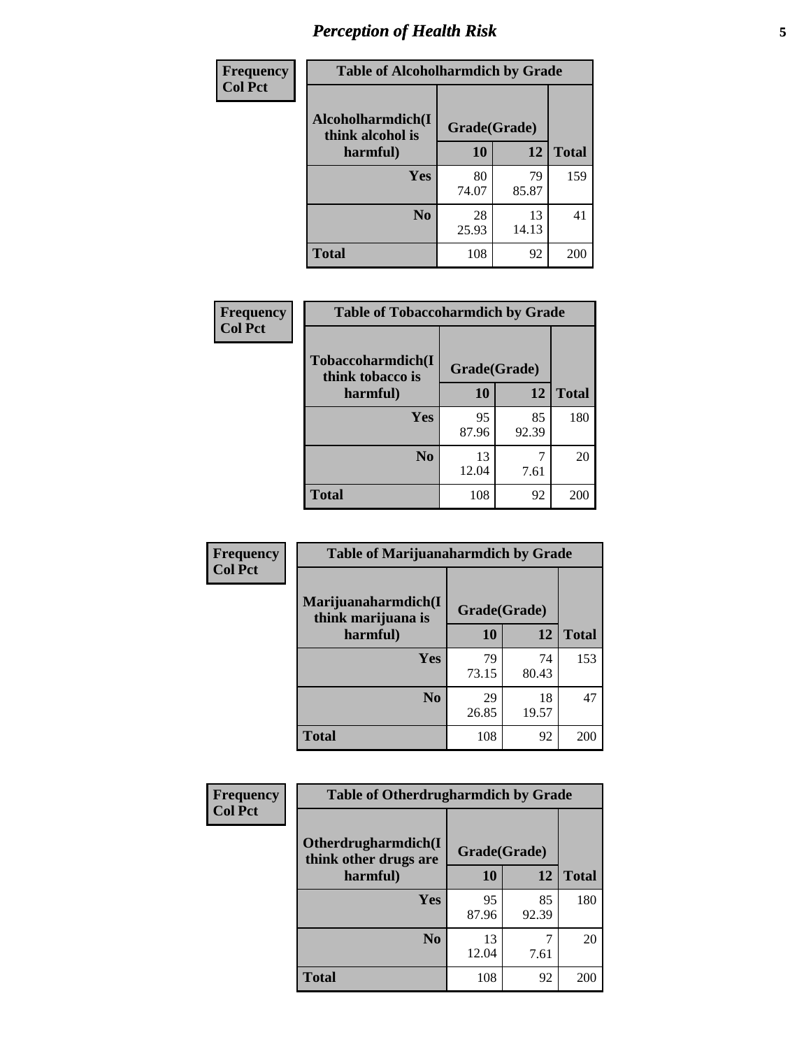## Perception of Health Risk

**Frequency**
**Col Pct**

**Table of Alcoholharmdich by Grade**

| Alcoholharmdich(I think alcohol is harmful) | Grade(Grade) | | Total |
|---|---|---|---|
| | 10 | 12 | |
| Yes | 80<br>74.07 | 79<br>85.87 | 159 |
| No | 28<br>25.93 | 13<br>14.13 | 41 |
| Total | 108 | 92 | 200 |

**Frequency**
**Col Pct**

**Table of Tobaccoharmdich by Grade**

| Tobaccoharmdich(I think tobacco is harmful) | Grade(Grade) | | Total |
|---|---|---|---|
| | 10 | 12 | |
| Yes | 95<br>87.96 | 85<br>92.39 | 180 |
| No | 13<br>12.04 | 7<br>7.61 | 20 |
| Total | 108 | 92 | 200 |

**Frequency**
**Col Pct**

**Table of Marijuanaharmdich by Grade**

| Marijuanaharmdich(I think marijuana is harmful) | Grade(Grade) | | Total |
|---|---|---|---|
| | 10 | 12 | |
| Yes | 79<br>73.15 | 74<br>80.43 | 153 |
| No | 29<br>26.85 | 18<br>19.57 | 47 |
| Total | 108 | 92 | 200 |

**Frequency**
**Col Pct**

**Table of Otherdrugharmdich by Grade**

| Otherdrugharmdich(I think other drugs are harmful) | Grade(Grade) | | Total |
|---|---|---|---|
| | 10 | 12 | |
| Yes | 95<br>87.96 | 85<br>92.39 | 180 |
| No | 13<br>12.04 | 7<br>7.61 | 20 |
| Total | 108 | 92 | 200 |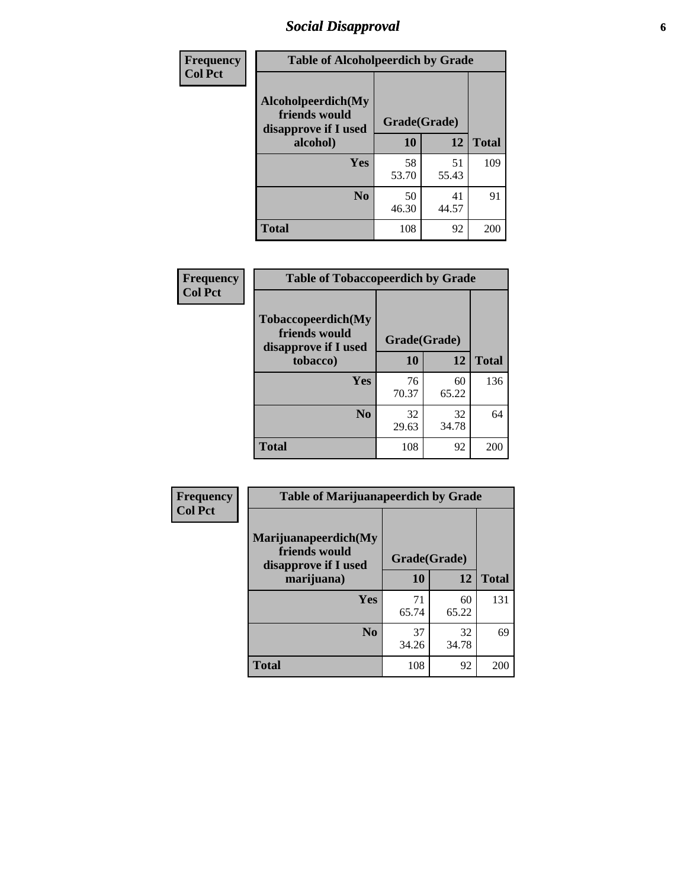## Social Disapproval

| Frequency<br>Col Pct | Table of Alcoholpeerdich by Grade | | |
|---|---|---|---|
| Alcoholpeerdich(My friends would disapprove if I used alcohol) | Grade(Grade) | | |
| | 10 | 12 | Total |
| Yes | 58<br>53.70 | 51<br>55.43 | 109 |
| No | 50<br>46.30 | 41<br>44.57 | 91 |
| Total | 108 | 92 | 200 |

| Frequency<br>Col Pct | Table of Tobaccopeerdich by Grade | | |
|---|---|---|---|
| Tobaccopeerdich(My friends would disapprove if I used tobacco) | Grade(Grade) | | |
| | 10 | 12 | Total |
| Yes | 76<br>70.37 | 60<br>65.22 | 136 |
| No | 32<br>29.63 | 32<br>34.78 | 64 |
| Total | 108 | 92 | 200 |

| Frequency<br>Col Pct | Table of Marijuanapeerdich by Grade | | |
|---|---|---|---|
| Marijuanapeerdich(My friends would disapprove if I used marijuana) | Grade(Grade) | | |
| | 10 | 12 | Total |
| Yes | 71<br>65.74 | 60<br>65.22 | 131 |
| No | 37<br>34.26 | 32<br>34.78 | 69 |
| Total | 108 | 92 | 200 |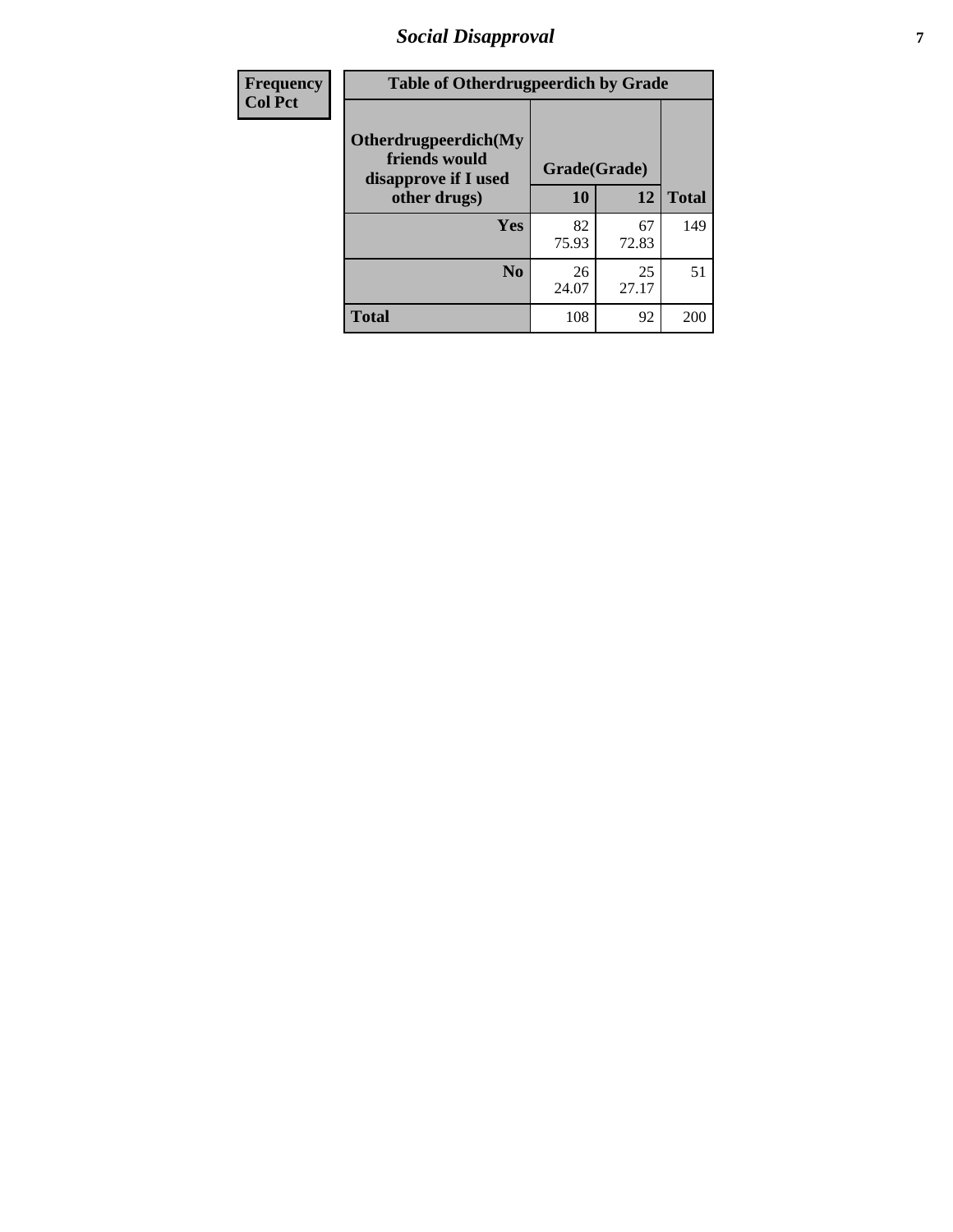| Frequency<br>Col Pct |
|---|

**Table of Otherdrugpeerdich by Grade**

| Otherdrugpeerdich(My friends would disapprove if I used other drugs) | Grade(Grade) | | Total |
|---|---|---|---|
| | 10 | 12 | |
| Yes | 82<br>75.93 | 67<br>72.83 | 149 |
| No | 26<br>24.07 | 25<br>27.17 | 51 |
| Total | 108 | 92 | 200 |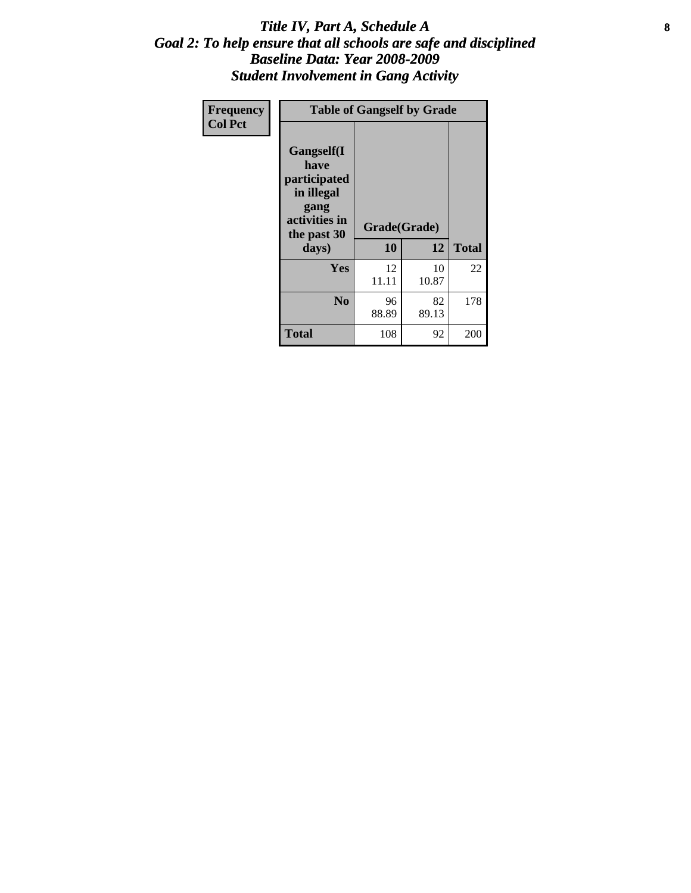# *Title IV, Part A, Schedule A*
## *Goal 2: To help ensure that all schools are safe and disciplined*
## *Baseline Data: Year 2008-2009*
## *Student Involvement in Gang Activity*

| Frequency<br>Col Pct | Table of Gangself by Grade | | |
|---|---|---|---|
| **Gangself(I have participated in illegal gang activities in the past 30 days)** | **Grade(Grade)** | | |
| | **10** | **12** | **Total** |
| **Yes** | 12<br>11.11 | 10<br>10.87 | 22 |
| **No** | 96<br>88.89 | 82<br>89.13 | 178 |
| **Total** | 108 | 92 | 200 |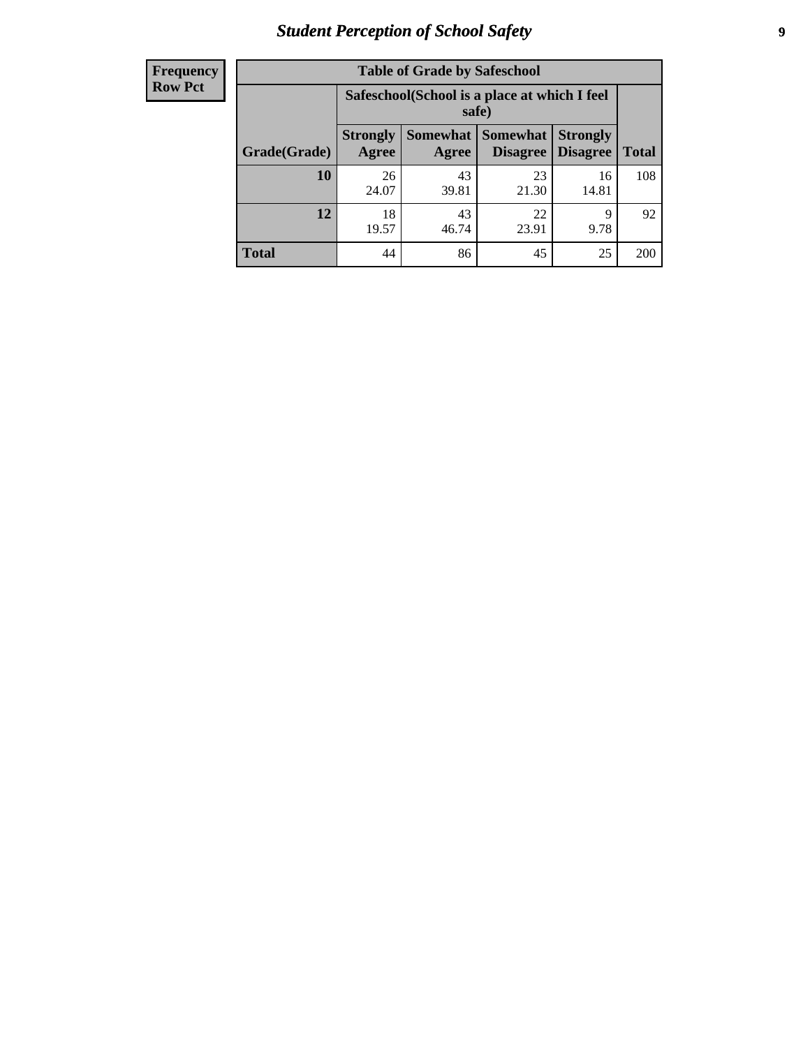| Frequency |
|---|
| Row Pct |

| Table of Grade by Safeschool | | | | | |
|---|---|---|---|---|---|
| | Safeschool(School is a place at which I feel safe) | | | | |
| Grade(Grade) | Strongly Agree | Somewhat Agree | Somewhat Disagree | Strongly Disagree | Total |
| 10 | 26<br>24.07 | 43<br>39.81 | 23<br>21.30 | 16<br>14.81 | 108 |
| 12 | 18<br>19.57 | 43<br>46.74 | 22<br>23.91 | 9<br>9.78 | 92 |
| Total | 44 | 86 | 45 | 25 | 200 |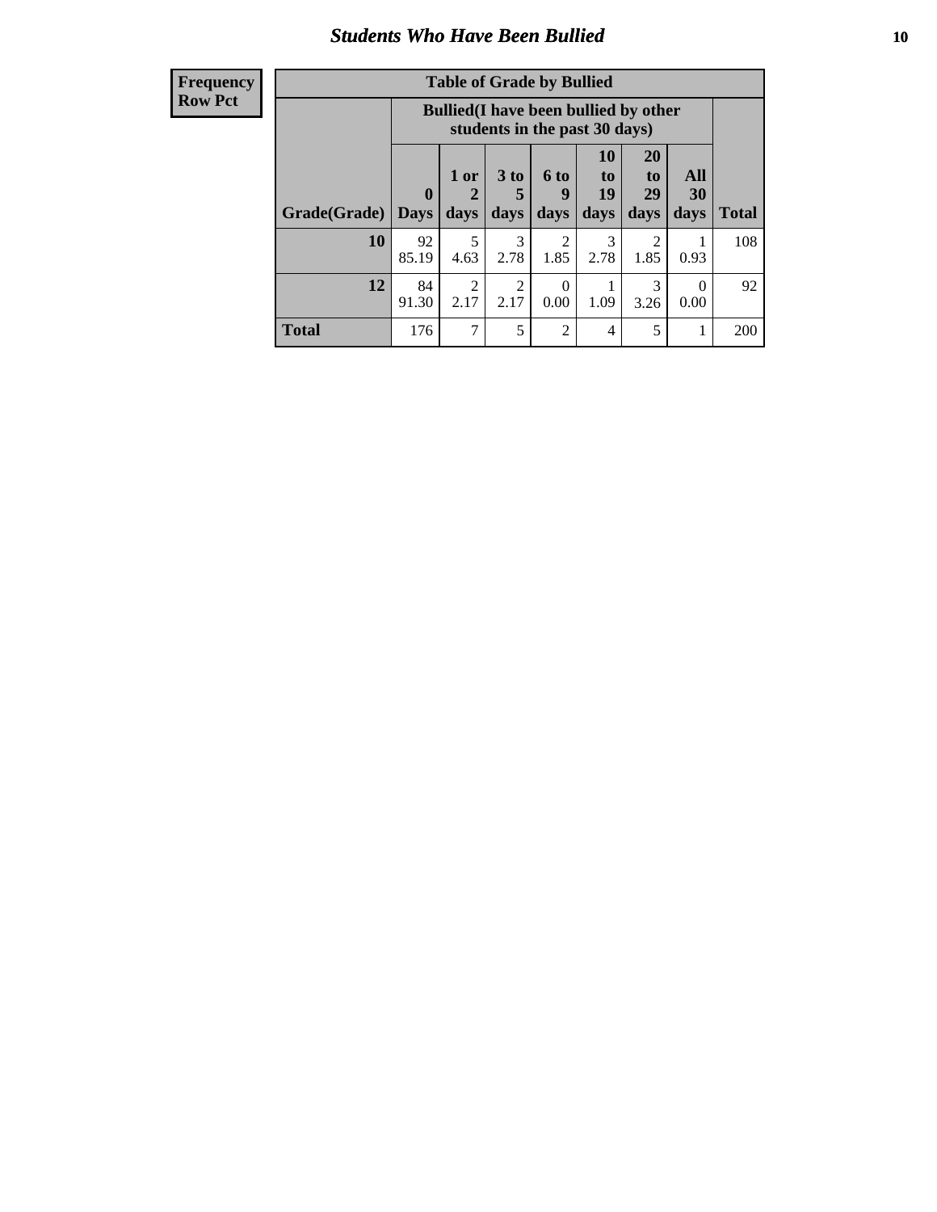# Students Who Have Been Bullied

| Frequency<br>Row Pct |
|---|

**Table of Grade by Bullied**

| Grade(Grade) | Bullied(I have been bullied by other students in the past 30 days) | | | | | | | Total |
|---|---|---|---|---|---|---|---|---|
| | 0 Days | 1 or 2 days | 3 to 5 days | 6 to 9 days | 10 to 19 days | 20 to 29 days | All 30 days | |
| **10** | 92<br>85.19 | 5<br>4.63 | 3<br>2.78 | 2<br>1.85 | 3<br>2.78 | 2<br>1.85 | 1<br>0.93 | 108 |
| **12** | 84<br>91.30 | 2<br>2.17 | 2<br>2.17 | 0<br>0.00 | 1<br>1.09 | 3<br>3.26 | 0<br>0.00 | 92 |
| **Total** | 176 | 7 | 5 | 2 | 4 | 5 | 1 | 200 |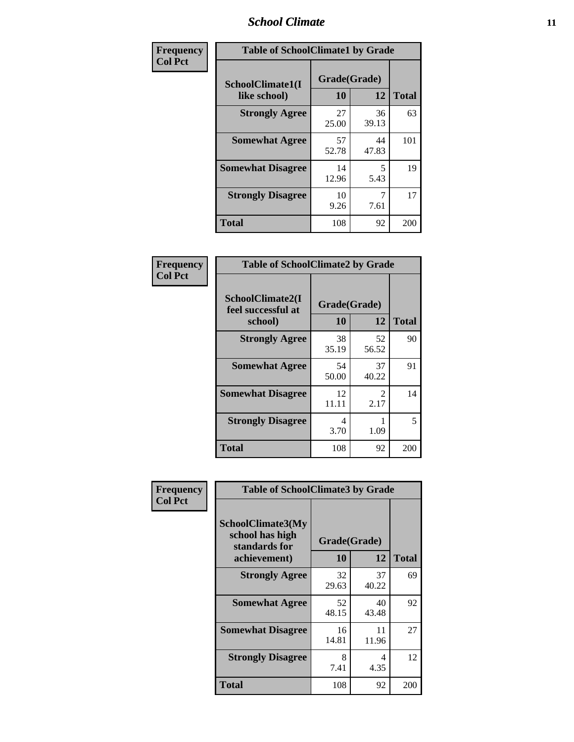| Frequency<br>Col Pct |
| --- |

**Table of SchoolClimate1 by Grade**

| SchoolClimate1(I like school) | Grade(Grade) 10 | 12 | Total |
| --- | --- | --- | --- |
| Strongly Agree | 27<br>25.00 | 36<br>39.13 | 63 |
| Somewhat Agree | 57<br>52.78 | 44<br>47.83 | 101 |
| Somewhat Disagree | 14<br>12.96 | 5<br>5.43 | 19 |
| Strongly Disagree | 10<br>9.26 | 7<br>7.61 | 17 |
| Total | 108 | 92 | 200 |

| Frequency<br>Col Pct |
| --- |

**Table of SchoolClimate2 by Grade**

| SchoolClimate2(I feel successful at school) | Grade(Grade) 10 | 12 | Total |
| --- | --- | --- | --- |
| Strongly Agree | 38<br>35.19 | 52<br>56.52 | 90 |
| Somewhat Agree | 54<br>50.00 | 37<br>40.22 | 91 |
| Somewhat Disagree | 12<br>11.11 | 2<br>2.17 | 14 |
| Strongly Disagree | 4<br>3.70 | 1<br>1.09 | 5 |
| Total | 108 | 92 | 200 |

| Frequency<br>Col Pct |
| --- |

**Table of SchoolClimate3 by Grade**

| SchoolClimate3(My school has high standards for achievement) | Grade(Grade) 10 | 12 | Total |
| --- | --- | --- | --- |
| Strongly Agree | 32<br>29.63 | 37<br>40.22 | 69 |
| Somewhat Agree | 52<br>48.15 | 40<br>43.48 | 92 |
| Somewhat Disagree | 16<br>14.81 | 11<br>11.96 | 27 |
| Strongly Disagree | 8<br>7.41 | 4<br>4.35 | 12 |
| Total | 108 | 92 | 200 |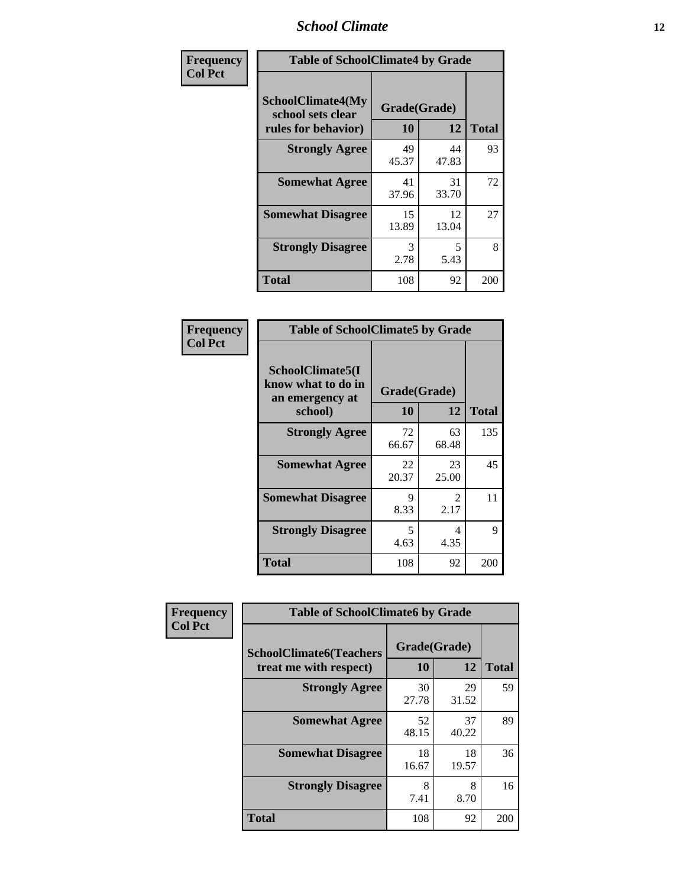| Frequency<br>Col Pct | Table of SchoolClimate4 by Grade | | |
|---|---|---|---|
| SchoolClimate4(My school sets clear rules for behavior) | Grade(Grade) | | |
| | 10 | 12 | Total |
| Strongly Agree | 49<br>45.37 | 44<br>47.83 | 93 |
| Somewhat Agree | 41<br>37.96 | 31<br>33.70 | 72 |
| Somewhat Disagree | 15<br>13.89 | 12<br>13.04 | 27 |
| Strongly Disagree | 3<br>2.78 | 5<br>5.43 | 8 |
| Total | 108 | 92 | 200 |

| Frequency<br>Col Pct | Table of SchoolClimate5 by Grade | | |
|---|---|---|---|
| SchoolClimate5(I know what to do in an emergency at school) | Grade(Grade) | | |
| | 10 | 12 | Total |
| Strongly Agree | 72<br>66.67 | 63<br>68.48 | 135 |
| Somewhat Agree | 22<br>20.37 | 23<br>25.00 | 45 |
| Somewhat Disagree | 9<br>8.33 | 2<br>2.17 | 11 |
| Strongly Disagree | 5<br>4.63 | 4<br>4.35 | 9 |
| Total | 108 | 92 | 200 |

| Frequency<br>Col Pct | Table of SchoolClimate6 by Grade | | |
|---|---|---|---|
| SchoolClimate6(Teachers treat me with respect) | Grade(Grade) | | |
| | 10 | 12 | Total |
| Strongly Agree | 30<br>27.78 | 29<br>31.52 | 59 |
| Somewhat Agree | 52<br>48.15 | 37<br>40.22 | 89 |
| Somewhat Disagree | 18<br>16.67 | 18<br>19.57 | 36 |
| Strongly Disagree | 8<br>7.41 | 8<br>8.70 | 16 |
| Total | 108 | 92 | 200 |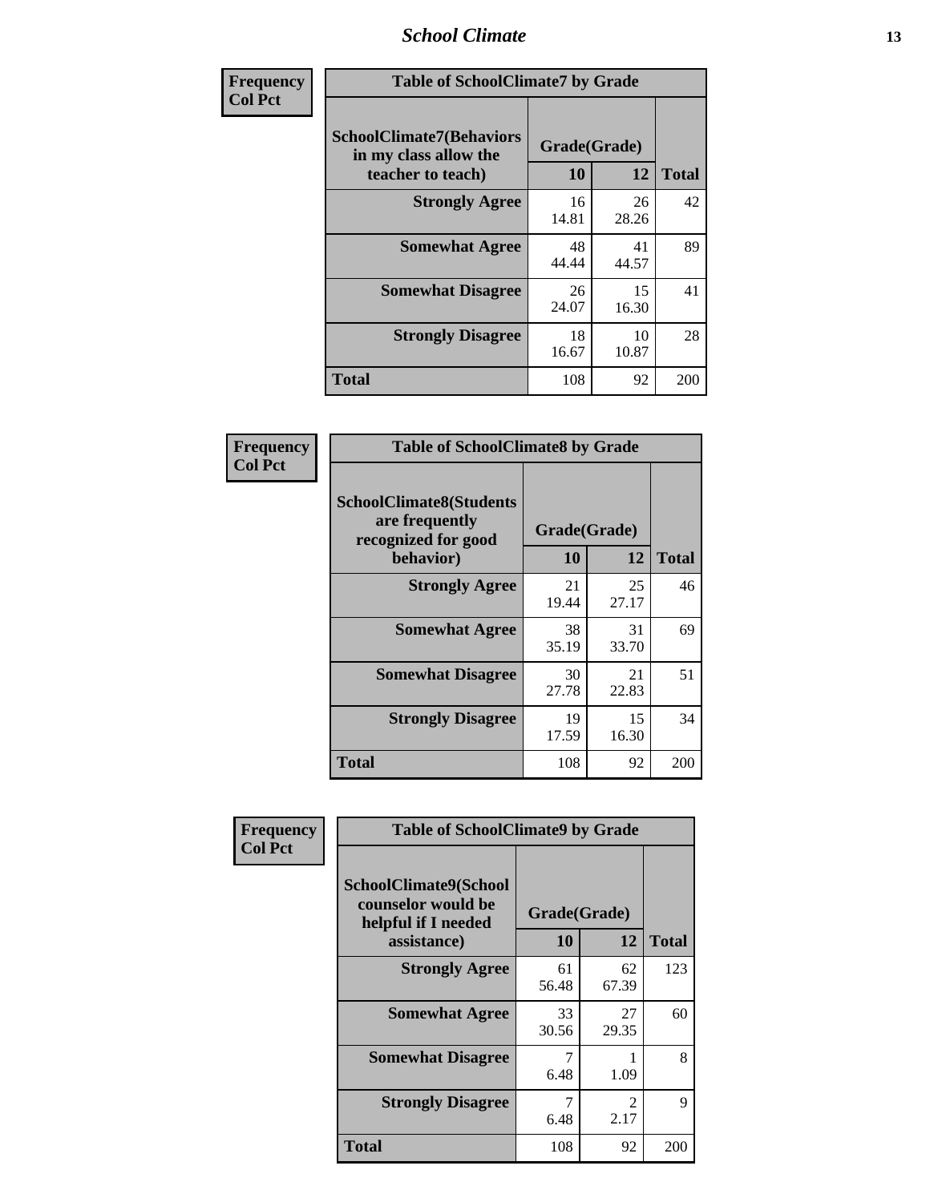| Frequency<br>Col Pct | Table of SchoolClimate7 by Grade | | |
|---|---|---|---|
| SchoolClimate7(Behaviors in my class allow the teacher to teach) | Grade(Grade) | | |
| | 10 | 12 | Total |
| Strongly Agree | 16<br>14.81 | 26<br>28.26 | 42 |
| Somewhat Agree | 48<br>44.44 | 41<br>44.57 | 89 |
| Somewhat Disagree | 26<br>24.07 | 15<br>16.30 | 41 |
| Strongly Disagree | 18<br>16.67 | 10<br>10.87 | 28 |
| Total | 108 | 92 | 200 |

| Frequency<br>Col Pct | Table of SchoolClimate8 by Grade | | |
|---|---|---|---|
| SchoolClimate8(Students are frequently recognized for good behavior) | Grade(Grade) | | |
| | 10 | 12 | Total |
| Strongly Agree | 21<br>19.44 | 25<br>27.17 | 46 |
| Somewhat Agree | 38<br>35.19 | 31<br>33.70 | 69 |
| Somewhat Disagree | 30<br>27.78 | 21<br>22.83 | 51 |
| Strongly Disagree | 19<br>17.59 | 15<br>16.30 | 34 |
| Total | 108 | 92 | 200 |

| Frequency<br>Col Pct | Table of SchoolClimate9 by Grade | | |
|---|---|---|---|
| SchoolClimate9(School counselor would be helpful if I needed assistance) | Grade(Grade) | | |
| | 10 | 12 | Total |
| Strongly Agree | 61<br>56.48 | 62<br>67.39 | 123 |
| Somewhat Agree | 33<br>30.56 | 27<br>29.35 | 60 |
| Somewhat Disagree | 7<br>6.48 | 1<br>1.09 | 8 |
| Strongly Disagree | 7<br>6.48 | 2<br>2.17 | 9 |
| Total | 108 | 92 | 200 |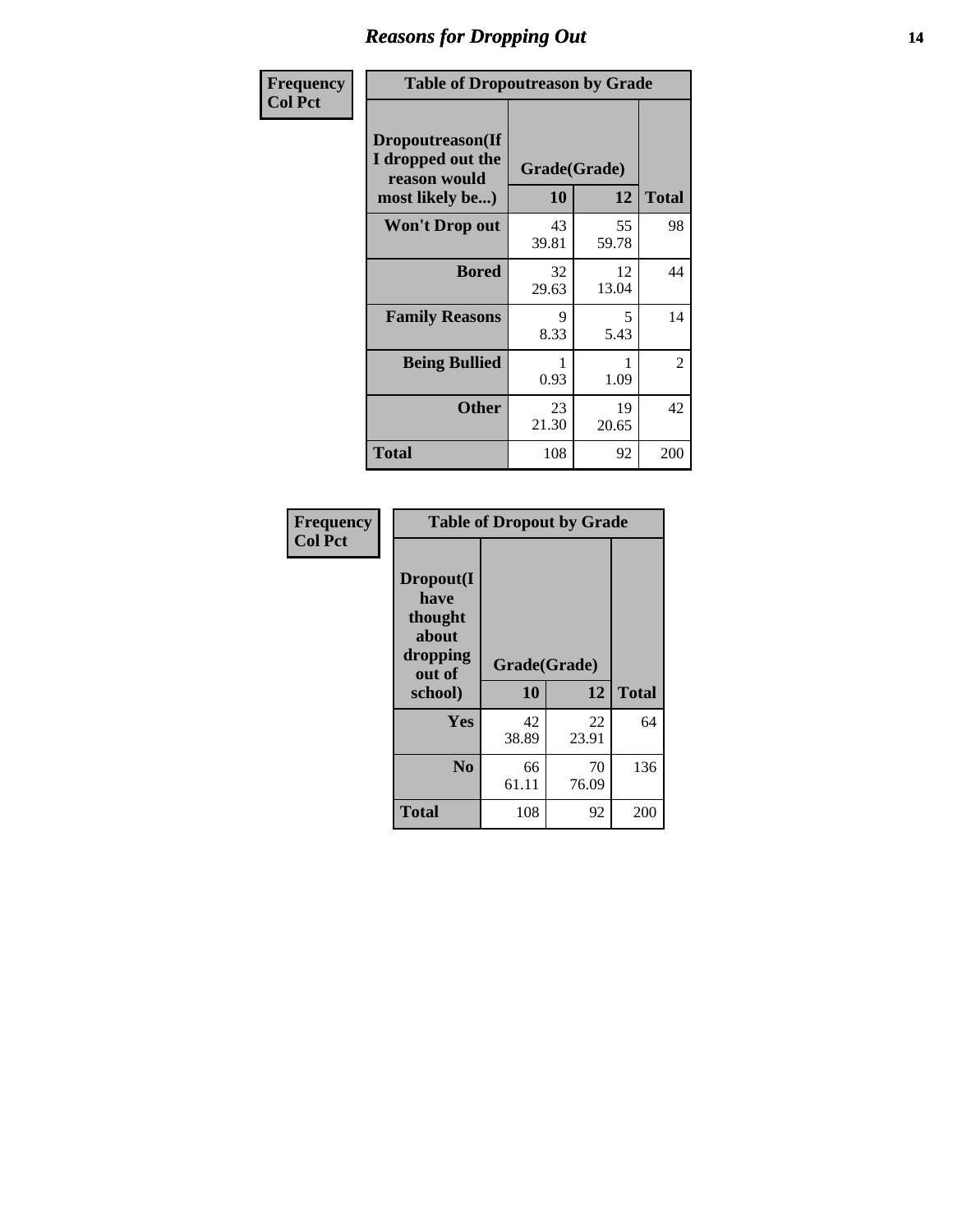# Reasons for Dropping Out

**Frequency**
**Col Pct**

| Table of Dropoutreason by Grade | | | |
|---|---|---|---|
| Dropoutreason(If I dropped out the reason would most likely be...) | Grade(Grade) | | |
| | 10 | 12 | Total |
| **Won't Drop out** | 43<br>39.81 | 55<br>59.78 | 98 |
| **Bored** | 32<br>29.63 | 12<br>13.04 | 44 |
| **Family Reasons** | 9<br>8.33 | 5<br>5.43 | 14 |
| **Being Bullied** | 1<br>0.93 | 1<br>1.09 | 2 |
| **Other** | 23<br>21.30 | 19<br>20.65 | 42 |
| **Total** | 108 | 92 | 200 |

**Frequency**
**Col Pct**

| Table of Dropout by Grade | | | |
|---|---|---|---|
| Dropout(I have thought about dropping out of school) | Grade(Grade) | | |
| | 10 | 12 | Total |
| **Yes** | 42<br>38.89 | 22<br>23.91 | 64 |
| **No** | 66<br>61.11 | 70<br>76.09 | 136 |
| **Total** | 108 | 92 | 200 |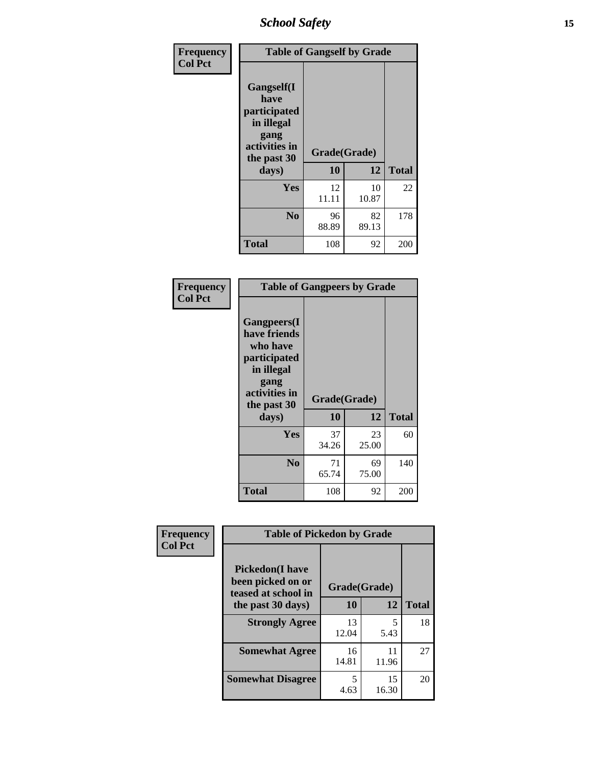| Frequency<br>Col Pct |
|---|

**Table of Gangself by Grade**

| Gangself(I have participated in illegal gang activities in the past 30 days) | Grade(Grade) | | Total |
|---|---|---|---|
| | 10 | 12 | |
| Yes | 12<br>11.11 | 10<br>10.87 | 22 |
| No | 96<br>88.89 | 82<br>89.13 | 178 |
| Total | 108 | 92 | 200 |

| Frequency<br>Col Pct |
|---|

**Table of Gangpeers by Grade**

| Gangpeers(I have friends who have participated in illegal gang activities in the past 30 days) | Grade(Grade) | | Total |
|---|---|---|---|
| | 10 | 12 | |
| Yes | 37<br>34.26 | 23<br>25.00 | 60 |
| No | 71<br>65.74 | 69<br>75.00 | 140 |
| Total | 108 | 92 | 200 |

| Frequency<br>Col Pct |
|---|

**Table of Pickedon by Grade**

| Pickedon(I have been picked on or teased at school in the past 30 days) | Grade(Grade) | | Total |
|---|---|---|---|
| | 10 | 12 | |
| Strongly Agree | 13<br>12.04 | 5<br>5.43 | 18 |
| Somewhat Agree | 16<br>14.81 | 11<br>11.96 | 27 |
| Somewhat Disagree | 5<br>4.63 | 15<br>16.30 | 20 |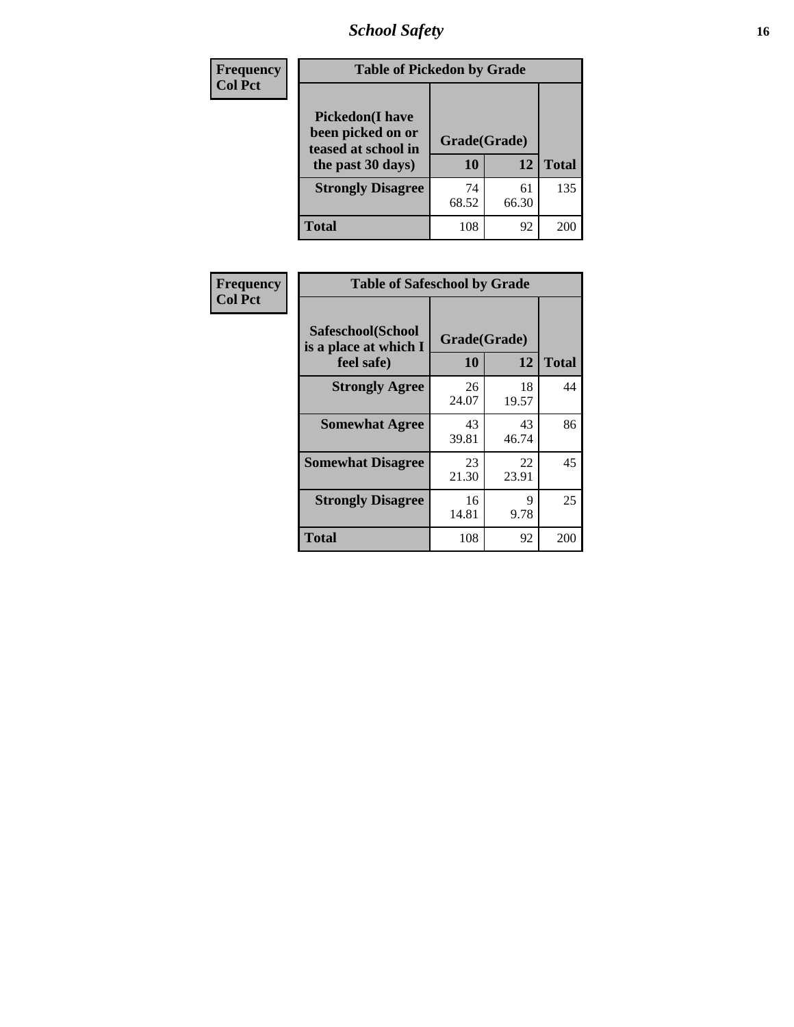| Frequency<br>Col Pct | Table of Pickedon by Grade | | |
|---|---|---|---|
| Pickedon(I have been picked on or teased at school in the past 30 days) | Grade(Grade) | | |
| | 10 | 12 | Total |
| Strongly Disagree | 74<br>68.52 | 61<br>66.30 | 135 |
| Total | 108 | 92 | 200 |

| Frequency<br>Col Pct | Table of Safeschool by Grade | | |
|---|---|---|---|
| Safeschool(School is a place at which I feel safe) | Grade(Grade) | | |
| | 10 | 12 | Total |
| Strongly Agree | 26<br>24.07 | 18<br>19.57 | 44 |
| Somewhat Agree | 43<br>39.81 | 43<br>46.74 | 86 |
| Somewhat Disagree | 23<br>21.30 | 22<br>23.91 | 45 |
| Strongly Disagree | 16<br>14.81 | 9<br>9.78 | 25 |
| Total | 108 | 92 | 200 |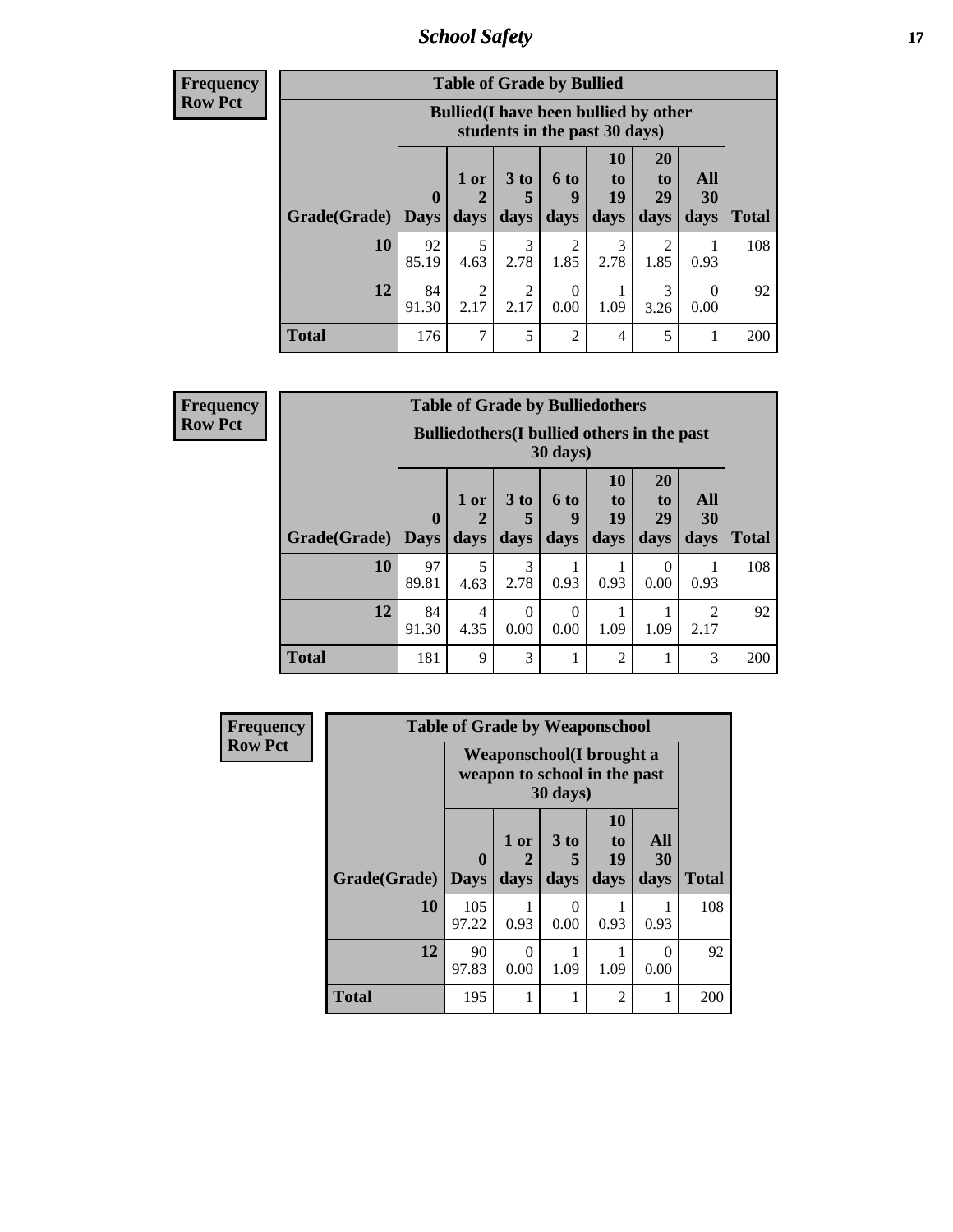| Frequency<br>Row Pct |
|---|

| Table of Grade by Bullied | | | | | | | | |
|---|---|---|---|---|---|---|---|---|
| | Bullied(I have been bullied by other students in the past 30 days) | | | | | | | |
| Grade(Grade) | 0 Days | 1 or 2 days | 3 to 5 days | 6 to 9 days | 10 to 19 days | 20 to 29 days | All 30 days | Total |
| 10 | 92<br>85.19 | 5<br>4.63 | 3<br>2.78 | 2<br>1.85 | 3<br>2.78 | 2<br>1.85 | 1<br>0.93 | 108 |
| 12 | 84<br>91.30 | 2<br>2.17 | 2<br>2.17 | 0<br>0.00 | 1<br>1.09 | 3<br>3.26 | 0<br>0.00 | 92 |
| Total | 176 | 7 | 5 | 2 | 4 | 5 | 1 | 200 |

| Frequency<br>Row Pct |
|---|

| Table of Grade by Bulliedothers | | | | | | | | |
|---|---|---|---|---|---|---|---|---|
| | Bulliedothers(I bullied others in the past 30 days) | | | | | | | |
| Grade(Grade) | 0 Days | 1 or 2 days | 3 to 5 days | 6 to 9 days | 10 to 19 days | 20 to 29 days | All 30 days | Total |
| 10 | 97<br>89.81 | 5<br>4.63 | 3<br>2.78 | 1<br>0.93 | 1<br>0.93 | 0<br>0.00 | 1<br>0.93 | 108 |
| 12 | 84<br>91.30 | 4<br>4.35 | 0<br>0.00 | 0<br>0.00 | 1<br>1.09 | 1<br>1.09 | 2<br>2.17 | 92 |
| Total | 181 | 9 | 3 | 1 | 2 | 1 | 3 | 200 |

| Frequency<br>Row Pct |
|---|

| Table of Grade by Weaponschool | | | | | | |
|---|---|---|---|---|---|---|
| | Weaponschool(I brought a weapon to school in the past 30 days) | | | | | |
| Grade(Grade) | 0 Days | 1 or 2 days | 3 to 5 days | 10 to 19 days | All 30 days | Total |
| 10 | 105<br>97.22 | 1<br>0.93 | 0<br>0.00 | 1<br>0.93 | 1<br>0.93 | 108 |
| 12 | 90<br>97.83 | 0<br>0.00 | 1<br>1.09 | 1<br>1.09 | 0<br>0.00 | 92 |
| Total | 195 | 1 | 1 | 2 | 1 | 200 |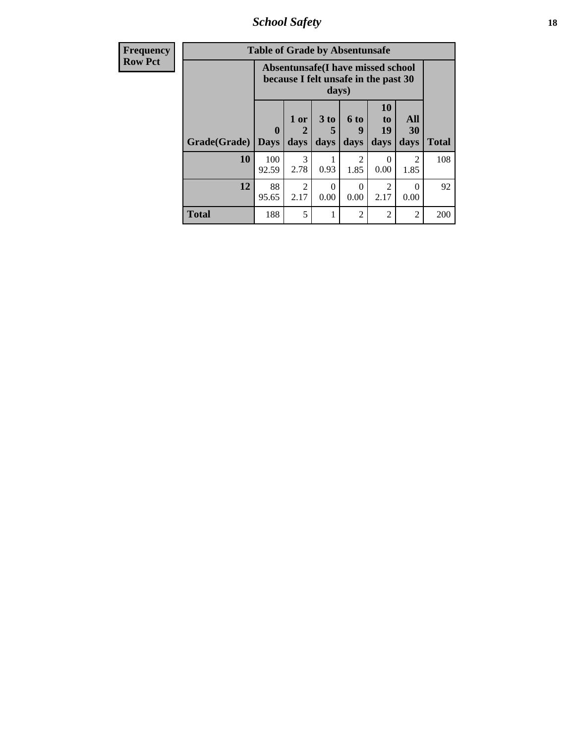| Frequency<br>Row Pct | Table of Grade by Absentunsafe | | | | | | |
|---|---|---|---|---|---|---|---|
| | Absentunsafe(I have missed school because I felt unsafe in the past 30 days) | | | | | | |
| Grade(Grade) | 0 Days | 1 or 2 days | 3 to 5 days | 6 to 9 days | 10 to 19 days | All 30 days | Total |
| **10** | 100<br>92.59 | 3<br>2.78 | 1<br>0.93 | 2<br>1.85 | 0<br>0.00 | 2<br>1.85 | 108 |
| **12** | 88<br>95.65 | 2<br>2.17 | 0<br>0.00 | 0<br>0.00 | 2<br>2.17 | 0<br>0.00 | 92 |
| **Total** | 188 | 5 | 1 | 2 | 2 | 2 | 200 |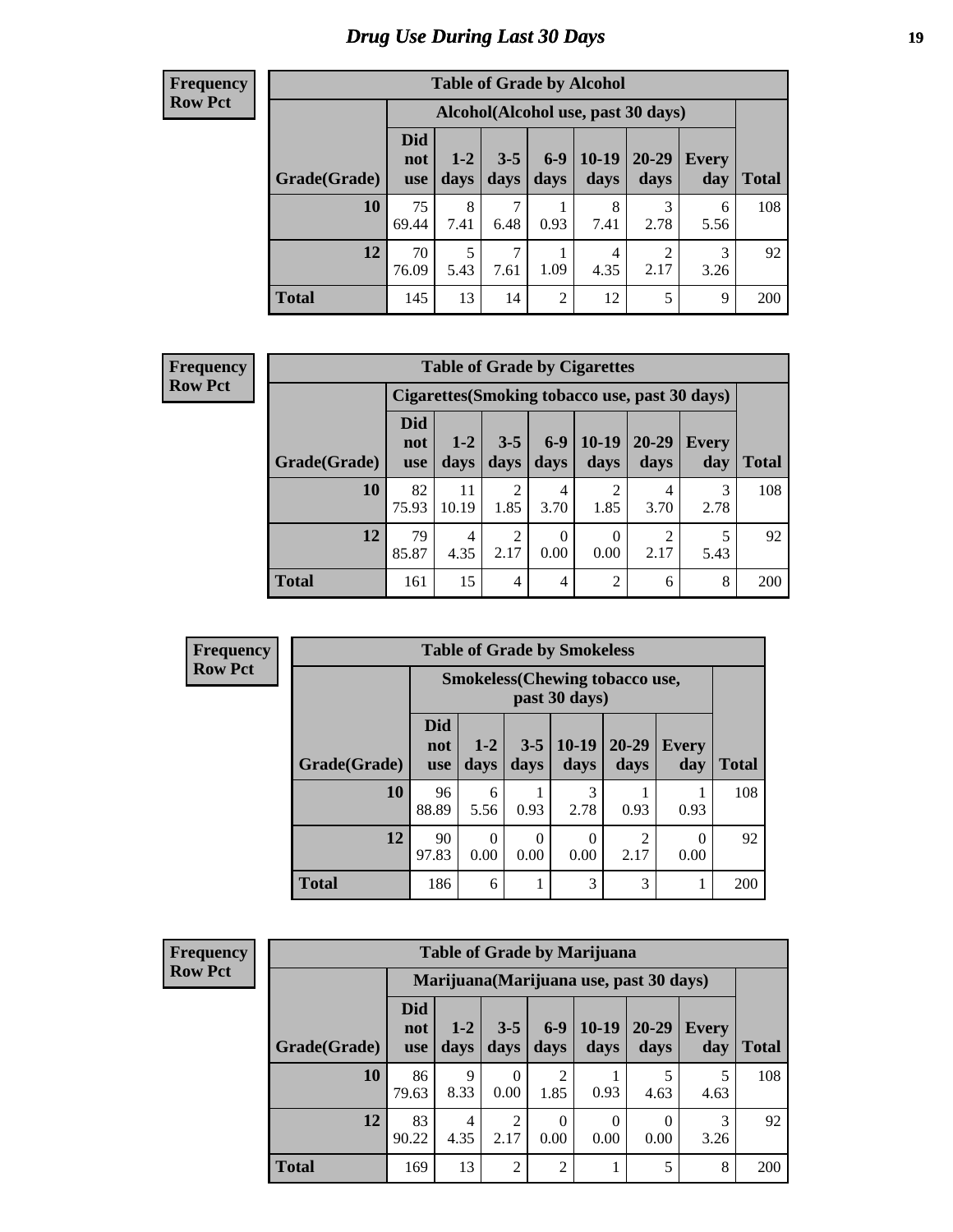# Drug Use During Last 30 Days

**Frequency**
**Row Pct**

| Table of Grade by Alcohol | | | | | | | | |
|---|---|---|---|---|---|---|---|---|
| | Alcohol(Alcohol use, past 30 days) | | | | | | | |
| Grade(Grade) | Did not use | 1-2 days | 3-5 days | 6-9 days | 10-19 days | 20-29 days | Every day | Total |
| 10 | 75<br>69.44 | 8<br>7.41 | 7<br>6.48 | 1<br>0.93 | 8<br>7.41 | 3<br>2.78 | 6<br>5.56 | 108 |
| 12 | 70<br>76.09 | 5<br>5.43 | 7<br>7.61 | 1<br>1.09 | 4<br>4.35 | 2<br>2.17 | 3<br>3.26 | 92 |
| Total | 145 | 13 | 14 | 2 | 12 | 5 | 9 | 200 |

**Frequency**
**Row Pct**

| Table of Grade by Cigarettes | | | | | | | | |
|---|---|---|---|---|---|---|---|---|
| | Cigarettes(Smoking tobacco use, past 30 days) | | | | | | | |
| Grade(Grade) | Did not use | 1-2 days | 3-5 days | 6-9 days | 10-19 days | 20-29 days | Every day | Total |
| 10 | 82<br>75.93 | 11<br>10.19 | 2<br>1.85 | 4<br>3.70 | 2<br>1.85 | 4<br>3.70 | 3<br>2.78 | 108 |
| 12 | 79<br>85.87 | 4<br>4.35 | 2<br>2.17 | 0<br>0.00 | 0<br>0.00 | 2<br>2.17 | 5<br>5.43 | 92 |
| Total | 161 | 15 | 4 | 4 | 2 | 6 | 8 | 200 |

**Frequency**
**Row Pct**

| Table of Grade by Smokeless | | | | | | | |
|---|---|---|---|---|---|---|---|
| | Smokeless(Chewing tobacco use, past 30 days) | | | | | | |
| Grade(Grade) | Did not use | 1-2 days | 3-5 days | 10-19 days | 20-29 days | Every day | Total |
| 10 | 96<br>88.89 | 6<br>5.56 | 1<br>0.93 | 3<br>2.78 | 1<br>0.93 | 1<br>0.93 | 108 |
| 12 | 90<br>97.83 | 0<br>0.00 | 0<br>0.00 | 0<br>0.00 | 2<br>2.17 | 0<br>0.00 | 92 |
| Total | 186 | 6 | 1 | 3 | 3 | 1 | 200 |

**Frequency**
**Row Pct**

| Table of Grade by Marijuana | | | | | | | | |
|---|---|---|---|---|---|---|---|---|
| | Marijuana(Marijuana use, past 30 days) | | | | | | | |
| Grade(Grade) | Did not use | 1-2 days | 3-5 days | 6-9 days | 10-19 days | 20-29 days | Every day | Total |
| 10 | 86<br>79.63 | 9<br>8.33 | 0<br>0.00 | 2<br>1.85 | 1<br>0.93 | 5<br>4.63 | 5<br>4.63 | 108 |
| 12 | 83<br>90.22 | 4<br>4.35 | 2<br>2.17 | 0<br>0.00 | 0<br>0.00 | 0<br>0.00 | 3<br>3.26 | 92 |
| Total | 169 | 13 | 2 | 2 | 1 | 5 | 8 | 200 |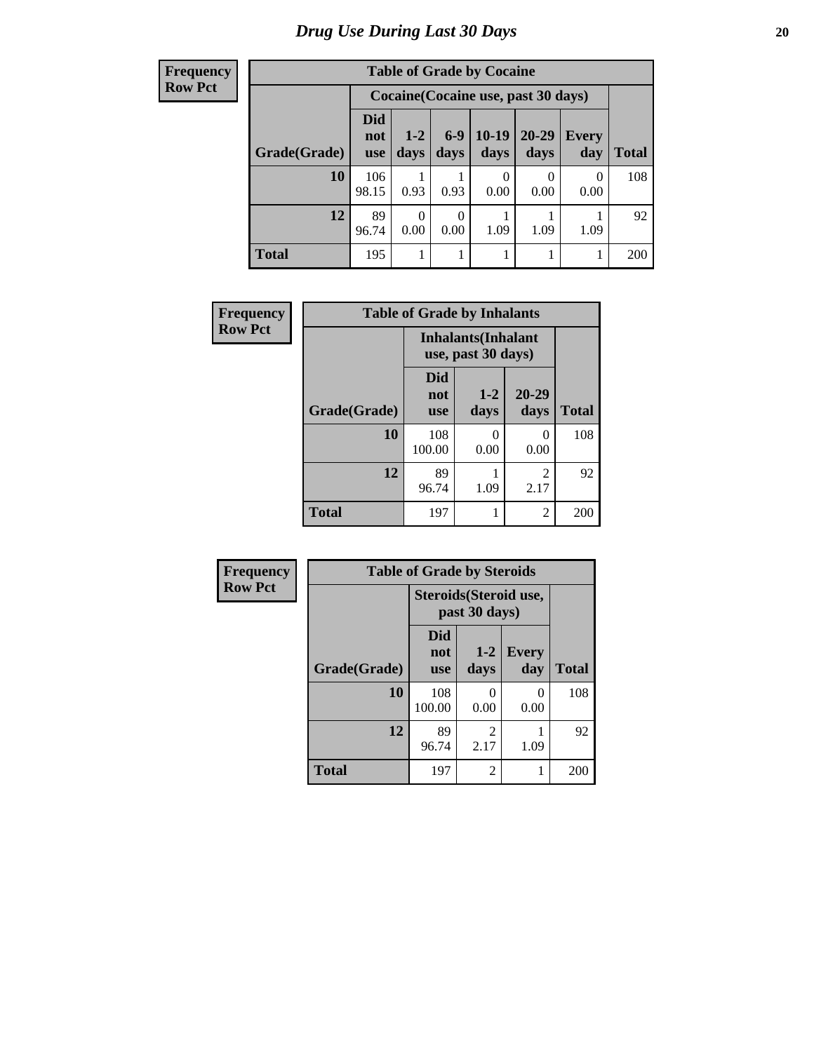# Drug Use During Last 30 Days

| Frequency<br>Row Pct | | | | | | | |
|---|---|---|---|---|---|---|---|
| **Table of Grade by Cocaine** | | | | | | | |
| | **Cocaine(Cocaine use, past 30 days)** | | | | | | |
| **Grade(Grade)** | **Did not use** | **1-2 days** | **6-9 days** | **10-19 days** | **20-29 days** | **Every day** | **Total** |
| **10** | 106<br>98.15 | 1<br>0.93 | 1<br>0.93 | 0<br>0.00 | 0<br>0.00 | 0<br>0.00 | 108 |
| **12** | 89<br>96.74 | 0<br>0.00 | 0<br>0.00 | 1<br>1.09 | 1<br>1.09 | 1<br>1.09 | 92 |
| **Total** | 195 | 1 | 1 | 1 | 1 | 1 | 200 |

| Frequency<br>Row Pct | | | | |
|---|---|---|---|---|
| **Table of Grade by Inhalants** | | | | |
| | **Inhalants(Inhalant use, past 30 days)** | | | |
| **Grade(Grade)** | **Did not use** | **1-2 days** | **20-29 days** | **Total** |
| **10** | 108<br>100.00 | 0<br>0.00 | 0<br>0.00 | 108 |
| **12** | 89<br>96.74 | 1<br>1.09 | 2<br>2.17 | 92 |
| **Total** | 197 | 1 | 2 | 200 |

| Frequency<br>Row Pct | | | | |
|---|---|---|---|---|
| **Table of Grade by Steroids** | | | | |
| | **Steroids(Steroid use, past 30 days)** | | | |
| **Grade(Grade)** | **Did not use** | **1-2 days** | **Every day** | **Total** |
| **10** | 108<br>100.00 | 0<br>0.00 | 0<br>0.00 | 108 |
| **12** | 89<br>96.74 | 2<br>2.17 | 1<br>1.09 | 92 |
| **Total** | 197 | 2 | 1 | 200 |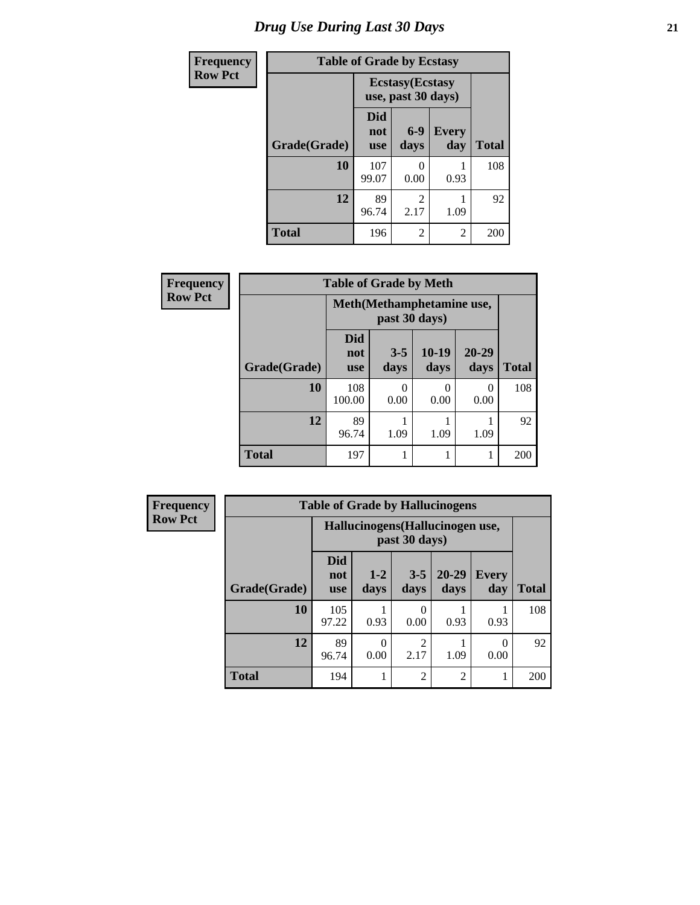# Drug Use During Last 30 Days

| Frequency<br>Row Pct | | | | |
|---|---|---|---|---|
| **Table of Grade by Ecstasy** | | | | |
| | **Ecstasy(Ecstasy use, past 30 days)** | | | |
| **Grade(Grade)** | **Did not use** | **6-9 days** | **Every day** | **Total** |
| **10** | 107<br>99.07 | 0<br>0.00 | 1<br>0.93 | 108 |
| **12** | 89<br>96.74 | 2<br>2.17 | 1<br>1.09 | 92 |
| **Total** | 196 | 2 | 2 | 200 |

| Frequency<br>Row Pct | | | | | |
|---|---|---|---|---|---|
| **Table of Grade by Meth** | | | | | |
| | **Meth(Methamphetamine use, past 30 days)** | | | | |
| **Grade(Grade)** | **Did not use** | **3-5 days** | **10-19 days** | **20-29 days** | **Total** |
| **10** | 108<br>100.00 | 0<br>0.00 | 0<br>0.00 | 0<br>0.00 | 108 |
| **12** | 89<br>96.74 | 1<br>1.09 | 1<br>1.09 | 1<br>1.09 | 92 |
| **Total** | 197 | 1 | 1 | 1 | 200 |

| Frequency<br>Row Pct | | | | | | |
|---|---|---|---|---|---|---|
| **Table of Grade by Hallucinogens** | | | | | | |
| | **Hallucinogens(Hallucinogen use, past 30 days)** | | | | | |
| **Grade(Grade)** | **Did not use** | **1-2 days** | **3-5 days** | **20-29 days** | **Every day** | **Total** |
| **10** | 105<br>97.22 | 1<br>0.93 | 0<br>0.00 | 1<br>0.93 | 1<br>0.93 | 108 |
| **12** | 89<br>96.74 | 0<br>0.00 | 2<br>2.17 | 1<br>1.09 | 0<br>0.00 | 92 |
| **Total** | 194 | 1 | 2 | 2 | 1 | 200 |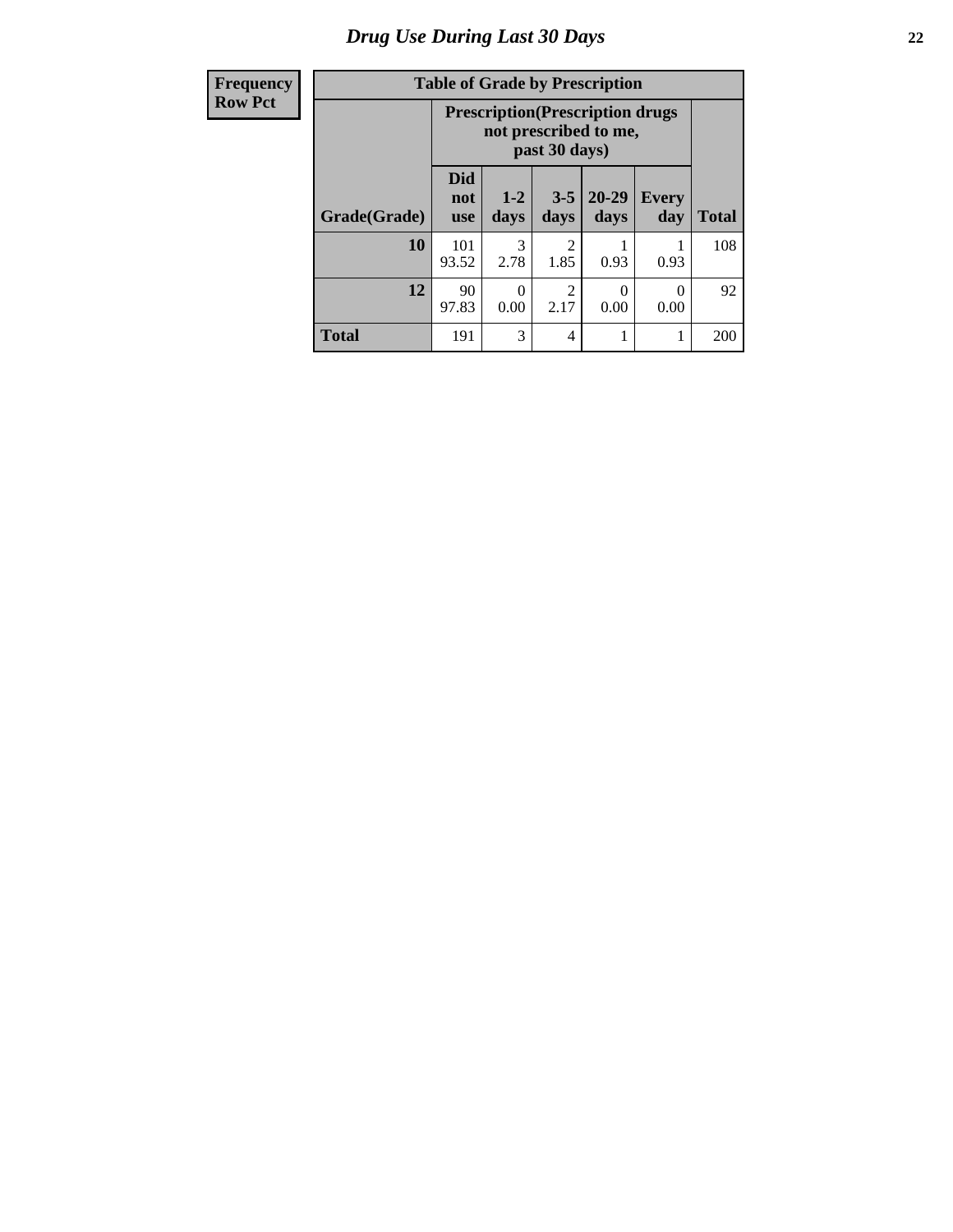# Drug Use During Last 30 Days

| Frequency<br>Row Pct |
|---|

**Table of Grade by Prescription**

| | Prescription(Prescription drugs not prescribed to me, past 30 days) | | | | | |
|---|---|---|---|---|---|---|
| **Grade(Grade)** | **Did not use** | **1-2 days** | **3-5 days** | **20-29 days** | **Every day** | **Total** |
| **10** | 101<br>93.52 | 3<br>2.78 | 2<br>1.85 | 1<br>0.93 | 1<br>0.93 | 108 |
| **12** | 90<br>97.83 | 0<br>0.00 | 2<br>2.17 | 0<br>0.00 | 0<br>0.00 | 92 |
| **Total** | 191 | 3 | 4 | 1 | 1 | 200 |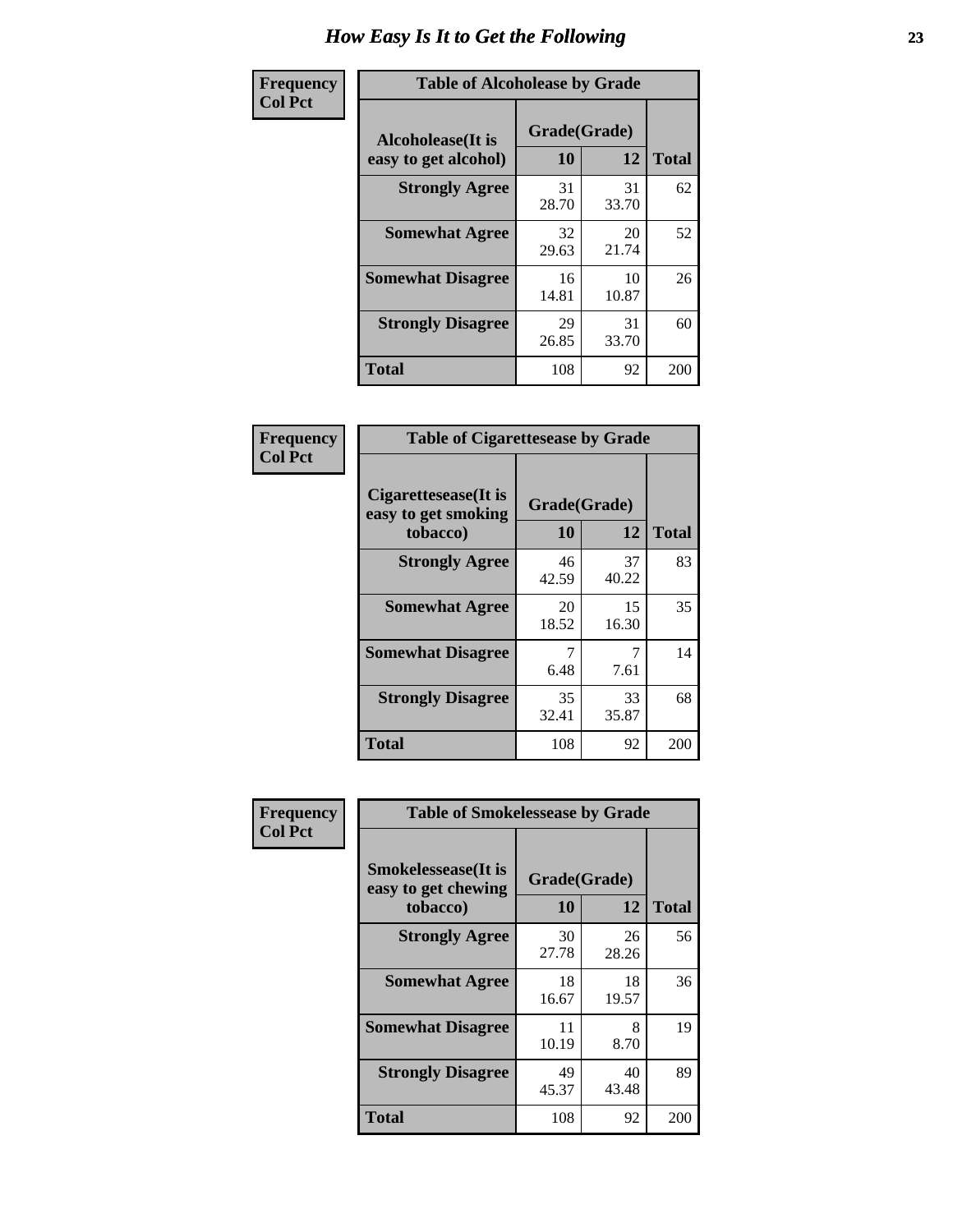# How Easy Is It to Get the Following

**Frequency**
**Col Pct**

| Table of Alcoholease by Grade | | | |
|---|---|---|---|
| **Alcoholease(It is easy to get alcohol)** | **Grade(Grade)** | | **Total** |
| | **10** | **12** | |
| **Strongly Agree** | 31<br>28.70 | 31<br>33.70 | 62 |
| **Somewhat Agree** | 32<br>29.63 | 20<br>21.74 | 52 |
| **Somewhat Disagree** | 16<br>14.81 | 10<br>10.87 | 26 |
| **Strongly Disagree** | 29<br>26.85 | 31<br>33.70 | 60 |
| **Total** | 108 | 92 | 200 |

**Frequency**
**Col Pct**

| Table of Cigarettesease by Grade | | | |
|---|---|---|---|
| **Cigarettesease(It is easy to get smoking tobacco)** | **Grade(Grade)** | | **Total** |
| | **10** | **12** | |
| **Strongly Agree** | 46<br>42.59 | 37<br>40.22 | 83 |
| **Somewhat Agree** | 20<br>18.52 | 15<br>16.30 | 35 |
| **Somewhat Disagree** | 7<br>6.48 | 7<br>7.61 | 14 |
| **Strongly Disagree** | 35<br>32.41 | 33<br>35.87 | 68 |
| **Total** | 108 | 92 | 200 |

**Frequency**
**Col Pct**

| Table of Smokelessease by Grade | | | |
|---|---|---|---|
| **Smokelessease(It is easy to get chewing tobacco)** | **Grade(Grade)** | | **Total** |
| | **10** | **12** | |
| **Strongly Agree** | 30<br>27.78 | 26<br>28.26 | 56 |
| **Somewhat Agree** | 18<br>16.67 | 18<br>19.57 | 36 |
| **Somewhat Disagree** | 11<br>10.19 | 8<br>8.70 | 19 |
| **Strongly Disagree** | 49<br>45.37 | 40<br>43.48 | 89 |
| **Total** | 108 | 92 | 200 |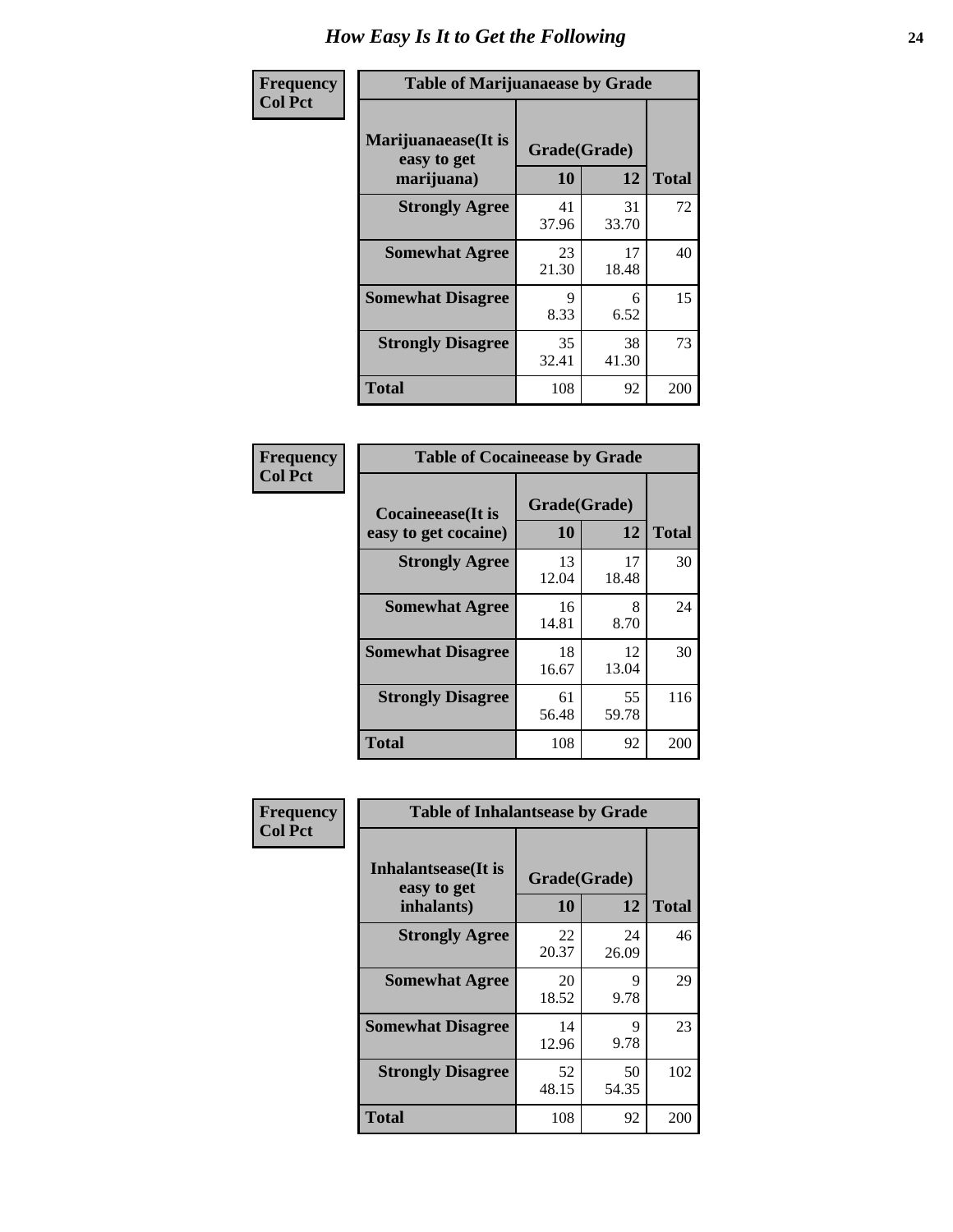# How Easy Is It to Get the Following

**Frequency**
**Col Pct**

| Table of Marijuanaease by Grade | | | |
|---|---|---|---|
| **Marijuanaease(It is easy to get marijuana)** | **Grade(Grade)** | | |
| | **10** | **12** | **Total** |
| **Strongly Agree** | 41<br>37.96 | 31<br>33.70 | 72 |
| **Somewhat Agree** | 23<br>21.30 | 17<br>18.48 | 40 |
| **Somewhat Disagree** | 9<br>8.33 | 6<br>6.52 | 15 |
| **Strongly Disagree** | 35<br>32.41 | 38<br>41.30 | 73 |
| **Total** | 108 | 92 | 200 |

**Frequency**
**Col Pct**

| Table of Cocaineease by Grade | | | |
|---|---|---|---|
| **Cocaineease(It is easy to get cocaine)** | **Grade(Grade)** | | |
| | **10** | **12** | **Total** |
| **Strongly Agree** | 13<br>12.04 | 17<br>18.48 | 30 |
| **Somewhat Agree** | 16<br>14.81 | 8<br>8.70 | 24 |
| **Somewhat Disagree** | 18<br>16.67 | 12<br>13.04 | 30 |
| **Strongly Disagree** | 61<br>56.48 | 55<br>59.78 | 116 |
| **Total** | 108 | 92 | 200 |

**Frequency**
**Col Pct**

| Table of Inhalantsease by Grade | | | |
|---|---|---|---|
| **Inhalantsease(It is easy to get inhalants)** | **Grade(Grade)** | | |
| | **10** | **12** | **Total** |
| **Strongly Agree** | 22<br>20.37 | 24<br>26.09 | 46 |
| **Somewhat Agree** | 20<br>18.52 | 9<br>9.78 | 29 |
| **Somewhat Disagree** | 14<br>12.96 | 9<br>9.78 | 23 |
| **Strongly Disagree** | 52<br>48.15 | 50<br>54.35 | 102 |
| **Total** | 108 | 92 | 200 |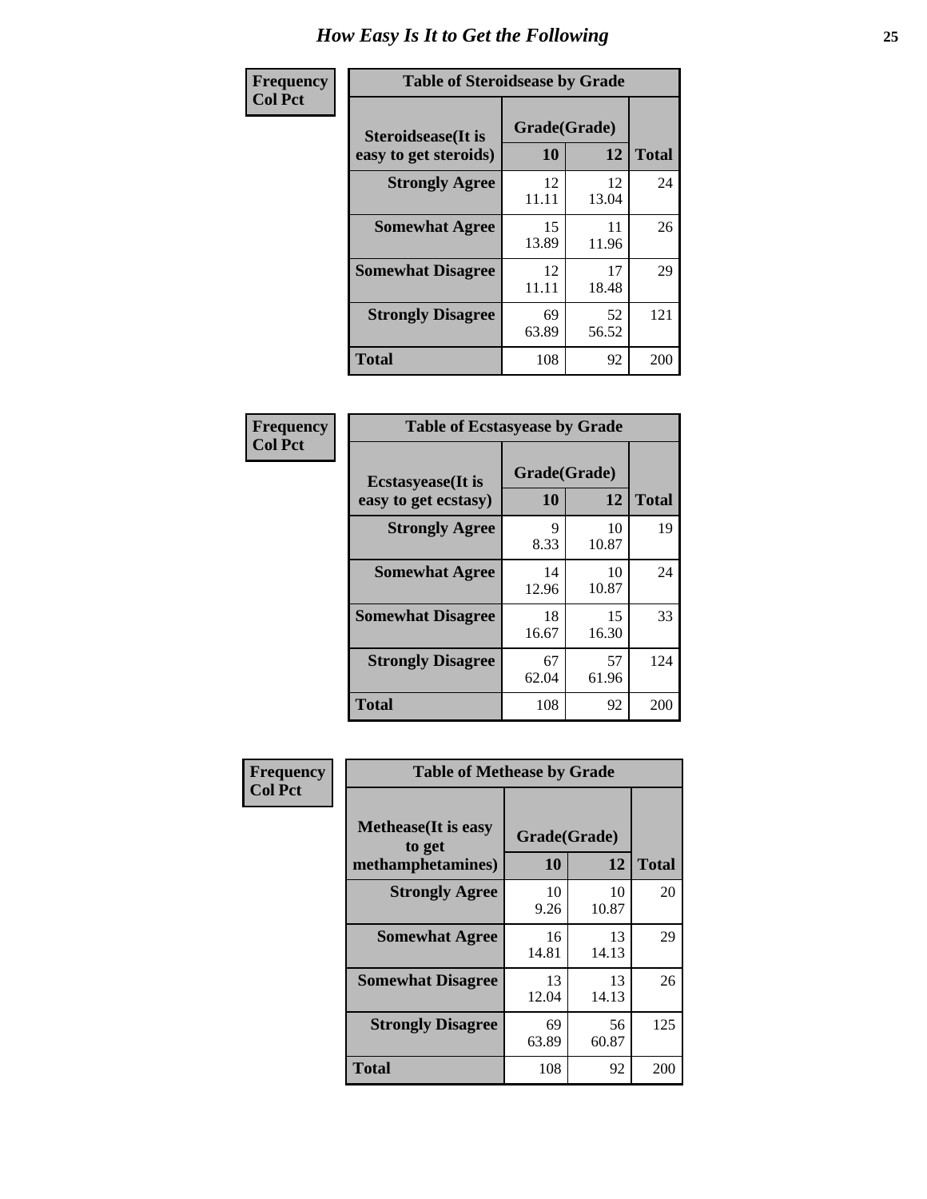# How Easy Is It to Get the Following

Frequency
Col Pct

**Table of Steroidsease by Grade**

| Steroidsease(It is easy to get steroids) | Grade(Grade) | | Total |
|---|---|---|---|
| | 10 | 12 | |
| **Strongly Agree** | 12<br>11.11 | 12<br>13.04 | 24 |
| **Somewhat Agree** | 15<br>13.89 | 11<br>11.96 | 26 |
| **Somewhat Disagree** | 12<br>11.11 | 17<br>18.48 | 29 |
| **Strongly Disagree** | 69<br>63.89 | 52<br>56.52 | 121 |
| **Total** | 108 | 92 | 200 |

Frequency
Col Pct

**Table of Ecstasyease by Grade**

| Ecstasyease(It is easy to get ecstasy) | Grade(Grade) | | Total |
|---|---|---|---|
| | 10 | 12 | |
| **Strongly Agree** | 9<br>8.33 | 10<br>10.87 | 19 |
| **Somewhat Agree** | 14<br>12.96 | 10<br>10.87 | 24 |
| **Somewhat Disagree** | 18<br>16.67 | 15<br>16.30 | 33 |
| **Strongly Disagree** | 67<br>62.04 | 57<br>61.96 | 124 |
| **Total** | 108 | 92 | 200 |

Frequency
Col Pct

**Table of Methease by Grade**

| Methease(It is easy to get methamphetamines) | Grade(Grade) | | Total |
|---|---|---|---|
| | 10 | 12 | |
| **Strongly Agree** | 10<br>9.26 | 10<br>10.87 | 20 |
| **Somewhat Agree** | 16<br>14.81 | 13<br>14.13 | 29 |
| **Somewhat Disagree** | 13<br>12.04 | 13<br>14.13 | 26 |
| **Strongly Disagree** | 69<br>63.89 | 56<br>60.87 | 125 |
| **Total** | 108 | 92 | 200 |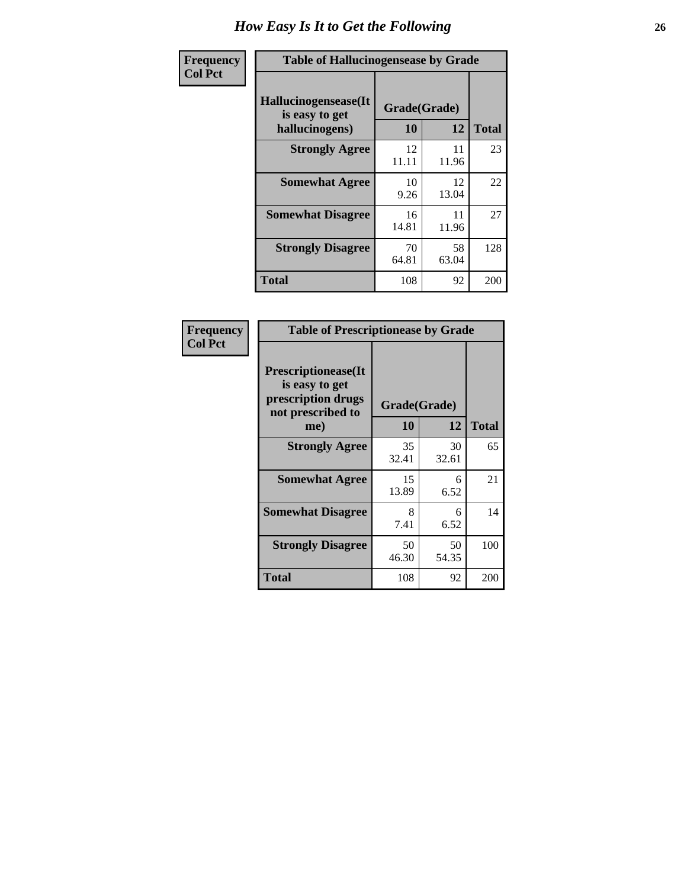# How Easy Is It to Get the Following

**Frequency**
**Col Pct**

| Table of Hallucinogensease by Grade | | | |
|---|---|---|---|
| **Hallucinogensease(It is easy to get hallucinogens)** | **Grade(Grade)** | | **Total** |
| | **10** | **12** | |
| **Strongly Agree** | 12<br>11.11 | 11<br>11.96 | 23 |
| **Somewhat Agree** | 10<br>9.26 | 12<br>13.04 | 22 |
| **Somewhat Disagree** | 16<br>14.81 | 11<br>11.96 | 27 |
| **Strongly Disagree** | 70<br>64.81 | 58<br>63.04 | 128 |
| **Total** | 108 | 92 | 200 |

**Frequency**
**Col Pct**

| Table of Prescriptionease by Grade | | | |
|---|---|---|---|
| **Prescriptionease(It is easy to get prescription drugs not prescribed to me)** | **Grade(Grade)** | | **Total** |
| | **10** | **12** | |
| **Strongly Agree** | 35<br>32.41 | 30<br>32.61 | 65 |
| **Somewhat Agree** | 15<br>13.89 | 6<br>6.52 | 21 |
| **Somewhat Disagree** | 8<br>7.41 | 6<br>6.52 | 14 |
| **Strongly Disagree** | 50<br>46.30 | 50<br>54.35 | 100 |
| **Total** | 108 | 92 | 200 |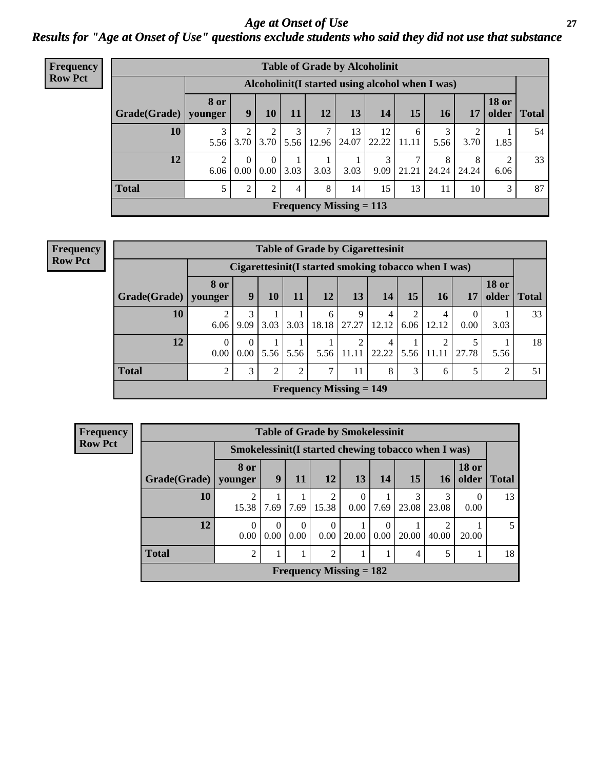# Age at Onset of Use

## Results for "Age at Onset of Use" questions exclude students who said they did not use that substance

**Frequency Row Pct**

**Table of Grade by Alcoholinit**

| Grade(Grade) | Alcoholinit(I started using alcohol when I was) | | | | | | | | | | | Total |
|---|---|---|---|---|---|---|---|---|---|---|---|---|
| | 8 or younger | 9 | 10 | 11 | 12 | 13 | 14 | 15 | 16 | 17 | 18 or older | |
| 10 | 3<br>5.56 | 2<br>3.70 | 2<br>3.70 | 3<br>5.56 | 7<br>12.96 | 13<br>24.07 | 12<br>22.22 | 6<br>11.11 | 3<br>5.56 | 2<br>3.70 | 1<br>1.85 | 54 |
| 12 | 2<br>6.06 | 0<br>0.00 | 0<br>0.00 | 1<br>3.03 | 1<br>3.03 | 1<br>3.03 | 3<br>9.09 | 7<br>21.21 | 8<br>24.24 | 8<br>24.24 | 2<br>6.06 | 33 |
| Total | 5 | 2 | 2 | 4 | 8 | 14 | 15 | 13 | 11 | 10 | 3 | 87 |

Frequency Missing = 113

**Frequency Row Pct**

**Table of Grade by Cigarettesinit**

| Grade(Grade) | Cigarettesinit(I started smoking tobacco when I was) | | | | | | | | | | | Total |
|---|---|---|---|---|---|---|---|---|---|---|---|---|
| | 8 or younger | 9 | 10 | 11 | 12 | 13 | 14 | 15 | 16 | 17 | 18 or older | |
| 10 | 2<br>6.06 | 3<br>9.09 | 1<br>3.03 | 1<br>3.03 | 6<br>18.18 | 9<br>27.27 | 4<br>12.12 | 2<br>6.06 | 4<br>12.12 | 0<br>0.00 | 1<br>3.03 | 33 |
| 12 | 0<br>0.00 | 0<br>0.00 | 1<br>5.56 | 1<br>5.56 | 1<br>5.56 | 2<br>11.11 | 4<br>22.22 | 1<br>5.56 | 2<br>11.11 | 5<br>27.78 | 1<br>5.56 | 18 |
| Total | 2 | 3 | 2 | 2 | 7 | 11 | 8 | 3 | 6 | 5 | 2 | 51 |

Frequency Missing = 149

**Frequency Row Pct**

**Table of Grade by Smokelessinit**

| Grade(Grade) | Smokelessinit(I started chewing tobacco when I was) | | | | | | | | | Total |
|---|---|---|---|---|---|---|---|---|---|---|
| | 8 or younger | 9 | 11 | 12 | 13 | 14 | 15 | 16 | 18 or older | |
| 10 | 2<br>15.38 | 1<br>7.69 | 1<br>7.69 | 2<br>15.38 | 0<br>0.00 | 1<br>7.69 | 3<br>23.08 | 3<br>23.08 | 0<br>0.00 | 13 |
| 12 | 0<br>0.00 | 0<br>0.00 | 0<br>0.00 | 0<br>0.00 | 1<br>20.00 | 0<br>0.00 | 1<br>20.00 | 2<br>40.00 | 1<br>20.00 | 5 |
| Total | 2 | 1 | 1 | 2 | 1 | 1 | 4 | 5 | 1 | 18 |

Frequency Missing = 182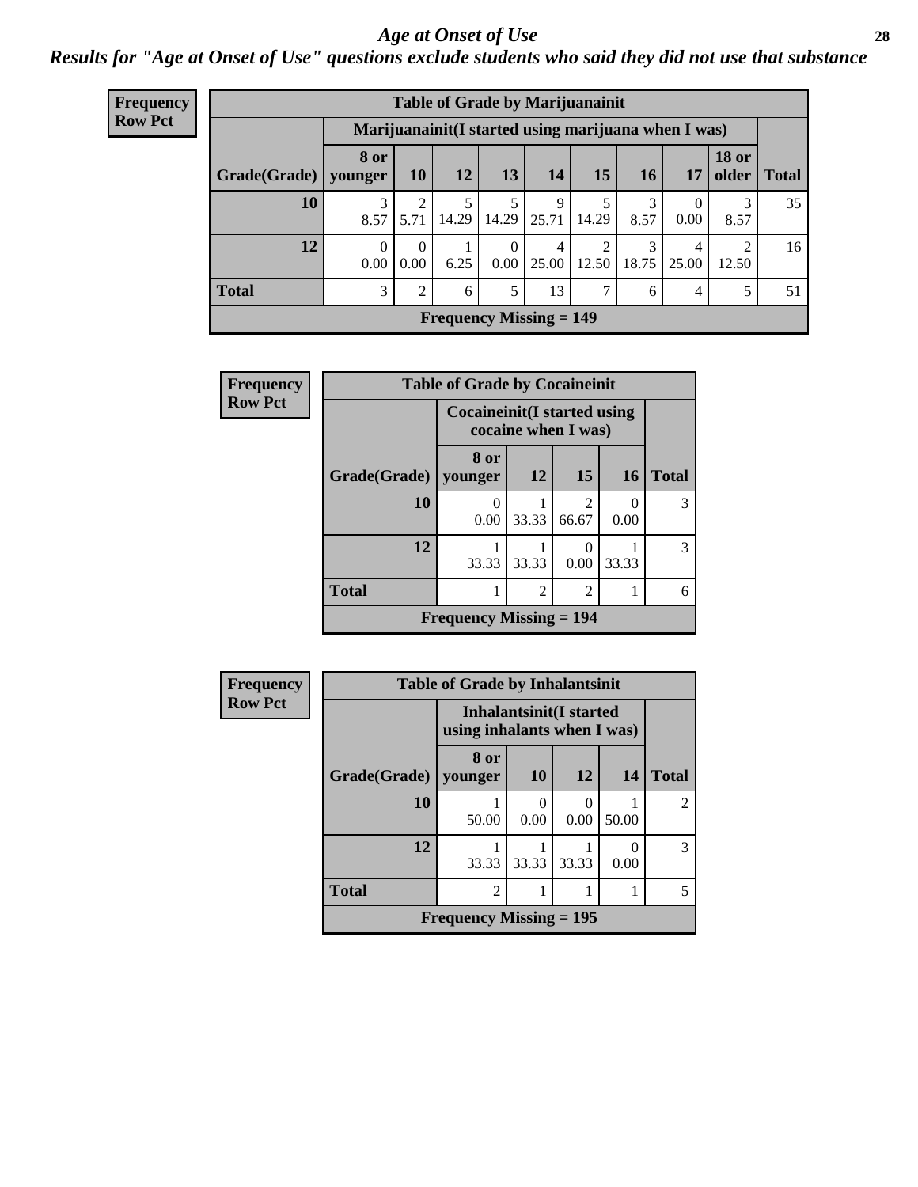# *Age at Onset of Use*

***Results for "Age at Onset of Use" questions exclude students who said they did not use that substance***

**Frequency**
**Row Pct**

| Table of Grade by Marijuanainit | | | | | | | | | | |
|---|---|---|---|---|---|---|---|---|---|---|
| | Marijuanainit(I started using marijuana when I was) | | | | | | | | | |
| Grade(Grade) | 8 or younger | 10 | 12 | 13 | 14 | 15 | 16 | 17 | 18 or older | Total |
| 10 | 3<br>8.57 | 2<br>5.71 | 5<br>14.29 | 5<br>14.29 | 9<br>25.71 | 5<br>14.29 | 3<br>8.57 | 0<br>0.00 | 3<br>8.57 | 35 |
| 12 | 0<br>0.00 | 0<br>0.00 | 1<br>6.25 | 0<br>0.00 | 4<br>25.00 | 2<br>12.50 | 3<br>18.75 | 4<br>25.00 | 2<br>12.50 | 16 |
| Total | 3 | 2 | 6 | 5 | 13 | 7 | 6 | 4 | 5 | 51 |
| Frequency Missing = 149 | | | | | | | | | | |

**Frequency**
**Row Pct**

| Table of Grade by Cocaineinit | | | | | |
|---|---|---|---|---|---|
| | Cocaineinit(I started using cocaine when I was) | | | | |
| Grade(Grade) | 8 or younger | 12 | 15 | 16 | Total |
| 10 | 0<br>0.00 | 1<br>33.33 | 2<br>66.67 | 0<br>0.00 | 3 |
| 12 | 1<br>33.33 | 1<br>33.33 | 0<br>0.00 | 1<br>33.33 | 3 |
| Total | 1 | 2 | 2 | 1 | 6 |
| Frequency Missing = 194 | | | | | |

**Frequency**
**Row Pct**

| Table of Grade by Inhalantsinit | | | | | |
|---|---|---|---|---|---|
| | Inhalantsinit(I started using inhalants when I was) | | | | |
| Grade(Grade) | 8 or younger | 10 | 12 | 14 | Total |
| 10 | 1<br>50.00 | 0<br>0.00 | 0<br>0.00 | 1<br>50.00 | 2 |
| 12 | 1<br>33.33 | 1<br>33.33 | 1<br>33.33 | 0<br>0.00 | 3 |
| Total | 2 | 1 | 1 | 1 | 5 |
| Frequency Missing = 195 | | | | | |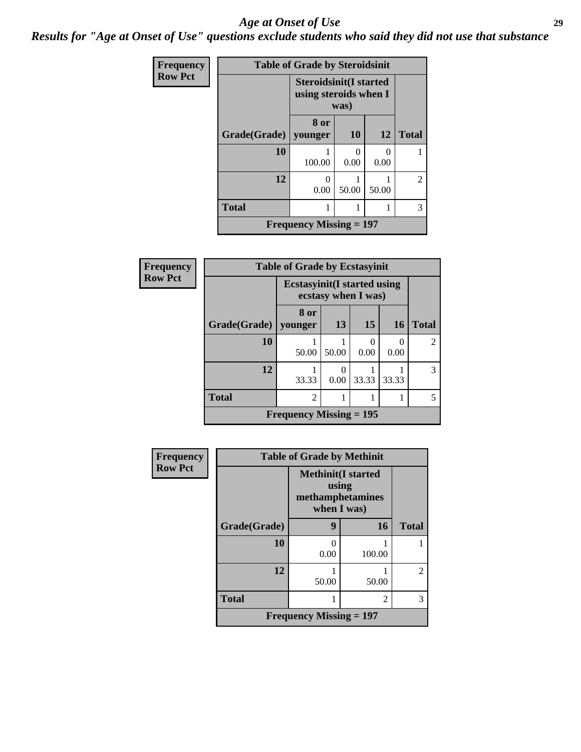# Age at Onset of Use

*Results for "Age at Onset of Use" questions exclude students who said they did not use that substance*

**Table of Grade by Steroidsinit**

Frequency / Row Pct

| Grade(Grade) | Steroidsinit(I started using steroids when I was) 8 or younger | 10 | 12 | Total |
|---|---|---|---|---|
| 10 | 1<br>100.00 | 0<br>0.00 | 0<br>0.00 | 1 |
| 12 | 0<br>0.00 | 1<br>50.00 | 1<br>50.00 | 2 |
| Total | 1 | 1 | 1 | 3 |

Frequency Missing = 197

**Table of Grade by Ecstasyinit**

Frequency / Row Pct

| Grade(Grade) | Ecstasyinit(I started using ecstasy when I was) 8 or younger | 13 | 15 | 16 | Total |
|---|---|---|---|---|---|
| 10 | 1<br>50.00 | 1<br>50.00 | 0<br>0.00 | 0<br>0.00 | 2 |
| 12 | 1<br>33.33 | 0<br>0.00 | 1<br>33.33 | 1<br>33.33 | 3 |
| Total | 2 | 1 | 1 | 1 | 5 |

Frequency Missing = 195

**Table of Grade by Methinit**

Frequency / Row Pct

| Grade(Grade) | Methinit(I started using methamphetamines when I was) 9 | 16 | Total |
|---|---|---|---|
| 10 | 0<br>0.00 | 1<br>100.00 | 1 |
| 12 | 1<br>50.00 | 1<br>50.00 | 2 |
| Total | 1 | 2 | 3 |

Frequency Missing = 197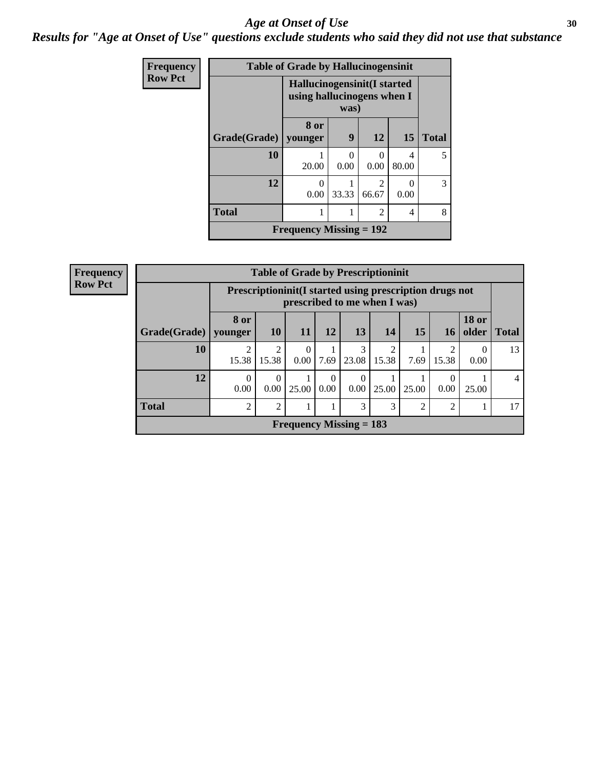# *Age at Onset of Use*

## *Results for "Age at Onset of Use" questions exclude students who said they did not use that substance*

| Frequency Row Pct | | | | | |
|---|---|---|---|---|---|
| **Table of Grade by Hallucinogensinit** | | | | | |
| | **Hallucinogensinit(I started using hallucinogens when I was)** | | | | |
| **Grade(Grade)** | **8 or younger** | **9** | **12** | **15** | **Total** |
| **10** | 1<br>20.00 | 0<br>0.00 | 0<br>0.00 | 4<br>80.00 | 5 |
| **12** | 0<br>0.00 | 1<br>33.33 | 2<br>66.67 | 0<br>0.00 | 3 |
| **Total** | 1 | 1 | 2 | 4 | 8 |
| **Frequency Missing = 192** | | | | | |

| Frequency Row Pct | | | | | | | | | | |
|---|---|---|---|---|---|---|---|---|---|---|
| **Table of Grade by Prescriptioninit** | | | | | | | | | | |
| | **Prescriptioninit(I started using prescription drugs not prescribed to me when I was)** | | | | | | | | | |
| **Grade(Grade)** | **8 or younger** | **10** | **11** | **12** | **13** | **14** | **15** | **16** | **18 or older** | **Total** |
| **10** | 2<br>15.38 | 2<br>15.38 | 0<br>0.00 | 1<br>7.69 | 3<br>23.08 | 2<br>15.38 | 1<br>7.69 | 2<br>15.38 | 0<br>0.00 | 13 |
| **12** | 0<br>0.00 | 0<br>0.00 | 1<br>25.00 | 0<br>0.00 | 0<br>0.00 | 1<br>25.00 | 1<br>25.00 | 0<br>0.00 | 1<br>25.00 | 4 |
| **Total** | 2 | 2 | 1 | 1 | 3 | 3 | 2 | 2 | 1 | 17 |
| **Frequency Missing = 183** | | | | | | | | | | |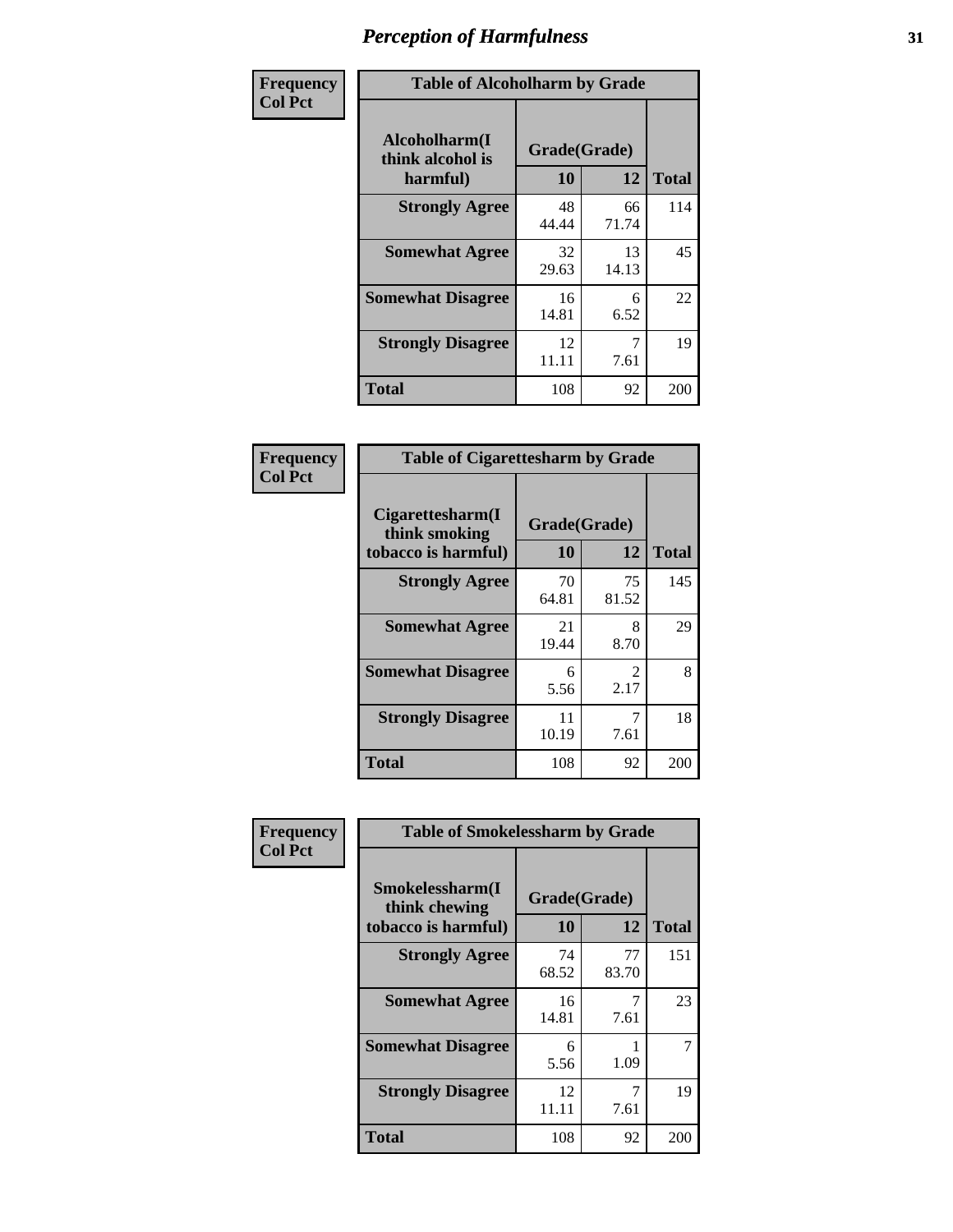# Perception of Harmfulness

| Frequency Col Pct | Table of Alcoholharm by Grade | | |
|---|---|---|---|
| Alcoholharm(I think alcohol is harmful) | Grade(Grade) | | |
| | 10 | 12 | Total |
| Strongly Agree | 48<br>44.44 | 66<br>71.74 | 114 |
| Somewhat Agree | 32<br>29.63 | 13<br>14.13 | 45 |
| Somewhat Disagree | 16<br>14.81 | 6<br>6.52 | 22 |
| Strongly Disagree | 12<br>11.11 | 7<br>7.61 | 19 |
| Total | 108 | 92 | 200 |

| Frequency Col Pct | Table of Cigarettesharm by Grade | | |
|---|---|---|---|
| Cigarettesharm(I think smoking tobacco is harmful) | Grade(Grade) | | |
| | 10 | 12 | Total |
| Strongly Agree | 70<br>64.81 | 75<br>81.52 | 145 |
| Somewhat Agree | 21<br>19.44 | 8<br>8.70 | 29 |
| Somewhat Disagree | 6<br>5.56 | 2<br>2.17 | 8 |
| Strongly Disagree | 11<br>10.19 | 7<br>7.61 | 18 |
| Total | 108 | 92 | 200 |

| Frequency Col Pct | Table of Smokelessharm by Grade | | |
|---|---|---|---|
| Smokelessharm(I think chewing tobacco is harmful) | Grade(Grade) | | |
| | 10 | 12 | Total |
| Strongly Agree | 74<br>68.52 | 77<br>83.70 | 151 |
| Somewhat Agree | 16<br>14.81 | 7<br>7.61 | 23 |
| Somewhat Disagree | 6<br>5.56 | 1<br>1.09 | 7 |
| Strongly Disagree | 12<br>11.11 | 7<br>7.61 | 19 |
| Total | 108 | 92 | 200 |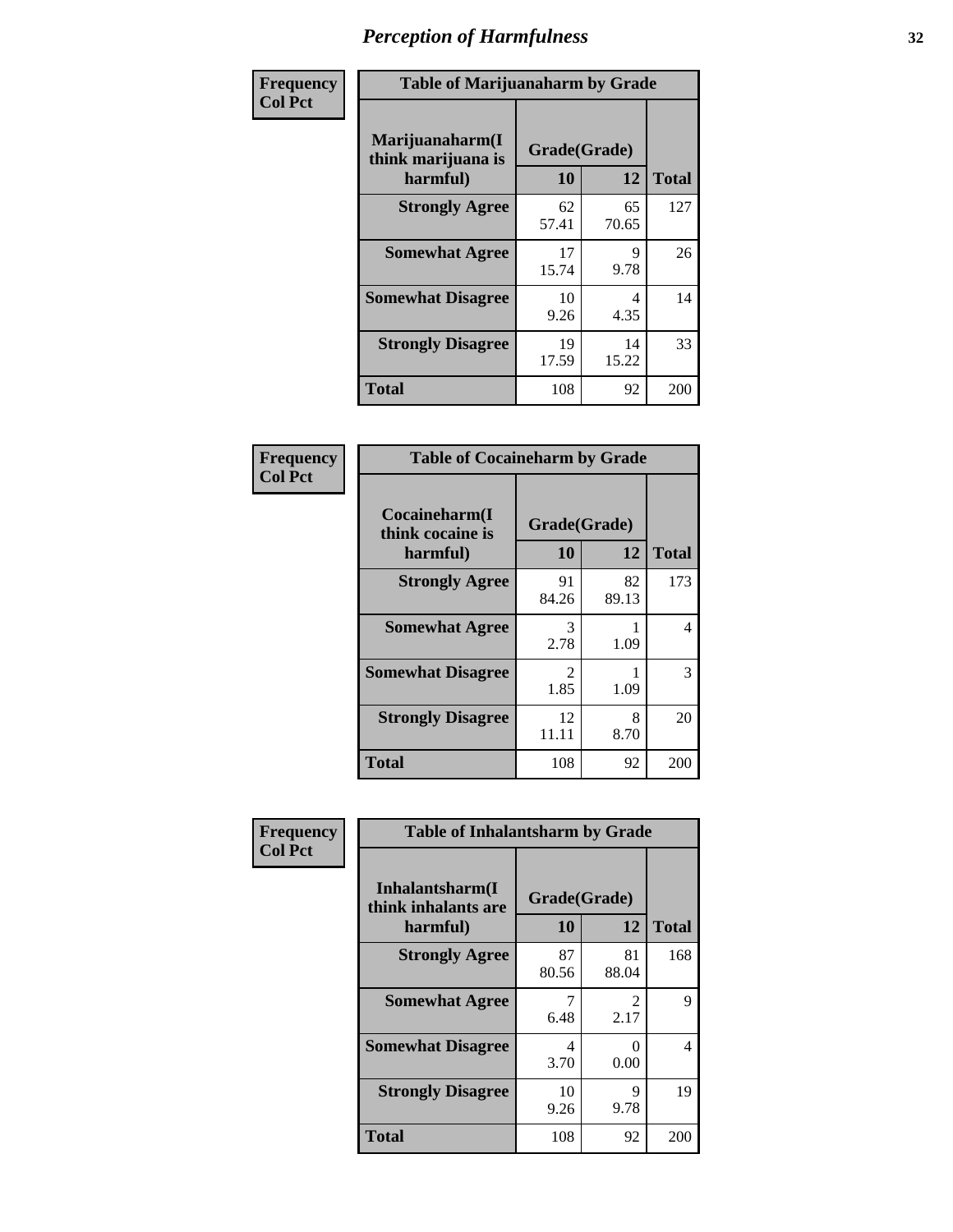# Perception of Harmfulness

**Frequency**
**Col Pct**

| Table of Marijuanaharm by Grade | | | |
|---|---|---|---|
| Marijuanaharm(I think marijuana is harmful) | Grade(Grade) | | |
| | 10 | 12 | Total |
| **Strongly Agree** | 62<br>57.41 | 65<br>70.65 | 127 |
| **Somewhat Agree** | 17<br>15.74 | 9<br>9.78 | 26 |
| **Somewhat Disagree** | 10<br>9.26 | 4<br>4.35 | 14 |
| **Strongly Disagree** | 19<br>17.59 | 14<br>15.22 | 33 |
| **Total** | 108 | 92 | 200 |

**Frequency**
**Col Pct**

| Table of Cocaineharm by Grade | | | |
|---|---|---|---|
| Cocaineharm(I think cocaine is harmful) | Grade(Grade) | | |
| | 10 | 12 | Total |
| **Strongly Agree** | 91<br>84.26 | 82<br>89.13 | 173 |
| **Somewhat Agree** | 3<br>2.78 | 1<br>1.09 | 4 |
| **Somewhat Disagree** | 2<br>1.85 | 1<br>1.09 | 3 |
| **Strongly Disagree** | 12<br>11.11 | 8<br>8.70 | 20 |
| **Total** | 108 | 92 | 200 |

**Frequency**
**Col Pct**

| Table of Inhalantsharm by Grade | | | |
|---|---|---|---|
| Inhalantsharm(I think inhalants are harmful) | Grade(Grade) | | |
| | 10 | 12 | Total |
| **Strongly Agree** | 87<br>80.56 | 81<br>88.04 | 168 |
| **Somewhat Agree** | 7<br>6.48 | 2<br>2.17 | 9 |
| **Somewhat Disagree** | 4<br>3.70 | 0<br>0.00 | 4 |
| **Strongly Disagree** | 10<br>9.26 | 9<br>9.78 | 19 |
| **Total** | 108 | 92 | 200 |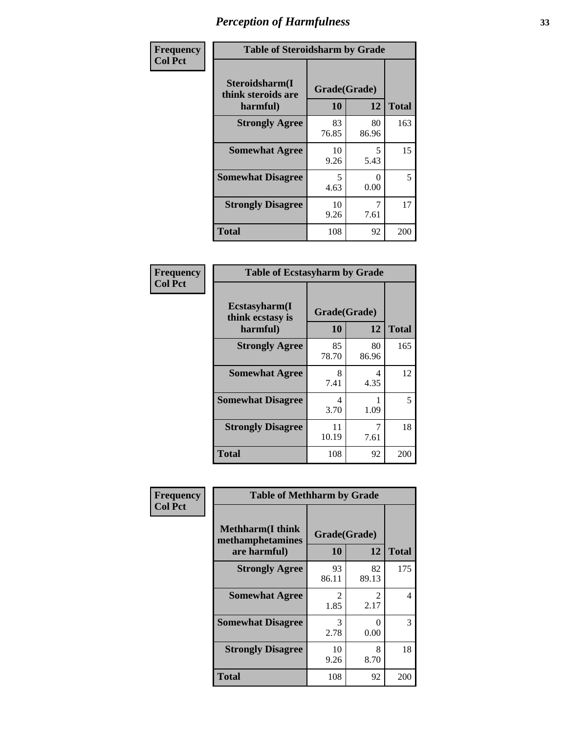## Perception of Harmfulness

**Frequency / Col Pct**

**Table of Steroidsharm by Grade**

| Steroidsharm(I think steroids are harmful) | Grade(Grade) 10 | 12 | Total |
|---|---|---|---|
| **Strongly Agree** | 83<br>76.85 | 80<br>86.96 | 163 |
| **Somewhat Agree** | 10<br>9.26 | 5<br>5.43 | 15 |
| **Somewhat Disagree** | 5<br>4.63 | 0<br>0.00 | 5 |
| **Strongly Disagree** | 10<br>9.26 | 7<br>7.61 | 17 |
| **Total** | 108 | 92 | 200 |

**Frequency / Col Pct**

**Table of Ecstasyharm by Grade**

| Ecstasyharm(I think ecstasy is harmful) | Grade(Grade) 10 | 12 | Total |
|---|---|---|---|
| **Strongly Agree** | 85<br>78.70 | 80<br>86.96 | 165 |
| **Somewhat Agree** | 8<br>7.41 | 4<br>4.35 | 12 |
| **Somewhat Disagree** | 4<br>3.70 | 1<br>1.09 | 5 |
| **Strongly Disagree** | 11<br>10.19 | 7<br>7.61 | 18 |
| **Total** | 108 | 92 | 200 |

**Frequency / Col Pct**

**Table of Methharm by Grade**

| Methharm(I think methamphetamines are harmful) | Grade(Grade) 10 | 12 | Total |
|---|---|---|---|
| **Strongly Agree** | 93<br>86.11 | 82<br>89.13 | 175 |
| **Somewhat Agree** | 2<br>1.85 | 2<br>2.17 | 4 |
| **Somewhat Disagree** | 3<br>2.78 | 0<br>0.00 | 3 |
| **Strongly Disagree** | 10<br>9.26 | 8<br>8.70 | 18 |
| **Total** | 108 | 92 | 200 |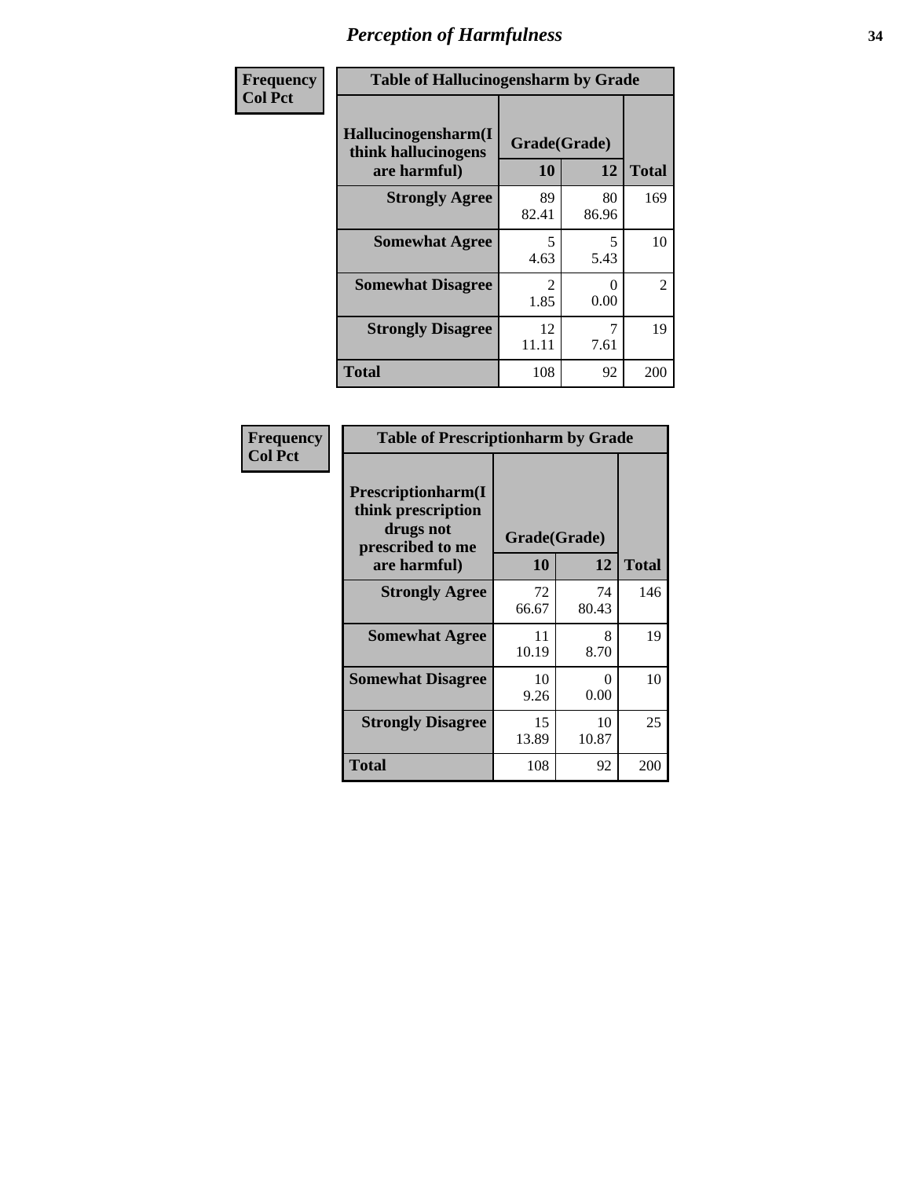# Perception of Harmfulness

**Frequency**
**Col Pct**

**Table of Hallucinogensharm by Grade**

| Hallucinogensharm(I think hallucinogens are harmful) | Grade(Grade) | | Total |
|---|---|---|---|
| | 10 | 12 | |
| **Strongly Agree** | 89<br>82.41 | 80<br>86.96 | 169 |
| **Somewhat Agree** | 5<br>4.63 | 5<br>5.43 | 10 |
| **Somewhat Disagree** | 2<br>1.85 | 0<br>0.00 | 2 |
| **Strongly Disagree** | 12<br>11.11 | 7<br>7.61 | 19 |
| **Total** | 108 | 92 | 200 |

**Frequency**
**Col Pct**

**Table of Prescriptionharm by Grade**

| Prescriptionharm(I think prescription drugs not prescribed to me are harmful) | Grade(Grade) | | Total |
|---|---|---|---|
| | 10 | 12 | |
| **Strongly Agree** | 72<br>66.67 | 74<br>80.43 | 146 |
| **Somewhat Agree** | 11<br>10.19 | 8<br>8.70 | 19 |
| **Somewhat Disagree** | 10<br>9.26 | 0<br>0.00 | 10 |
| **Strongly Disagree** | 15<br>13.89 | 10<br>10.87 | 25 |
| **Total** | 108 | 92 | 200 |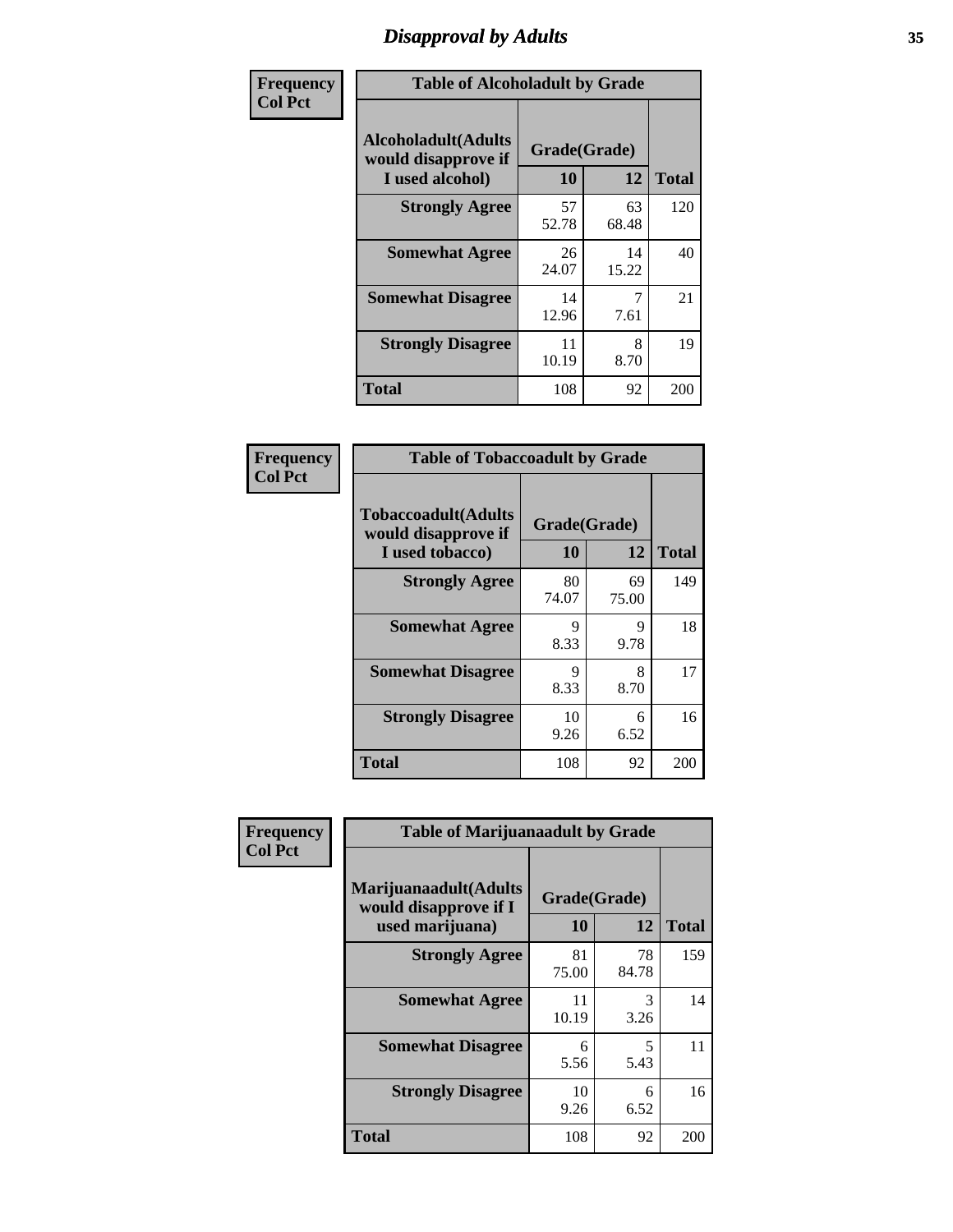# Disapproval by Adults

**Frequency**
**Col Pct**

| Table of Alcoholadult by Grade | | | |
|---|---|---|---|
| **Alcoholadult(Adults would disapprove if I used alcohol)** | **Grade(Grade)** | | |
| | **10** | **12** | **Total** |
| **Strongly Agree** | 57<br>52.78 | 63<br>68.48 | 120 |
| **Somewhat Agree** | 26<br>24.07 | 14<br>15.22 | 40 |
| **Somewhat Disagree** | 14<br>12.96 | 7<br>7.61 | 21 |
| **Strongly Disagree** | 11<br>10.19 | 8<br>8.70 | 19 |
| **Total** | 108 | 92 | 200 |

**Frequency**
**Col Pct**

| Table of Tobaccoadult by Grade | | | |
|---|---|---|---|
| **Tobaccoadult(Adults would disapprove if I used tobacco)** | **Grade(Grade)** | | |
| | **10** | **12** | **Total** |
| **Strongly Agree** | 80<br>74.07 | 69<br>75.00 | 149 |
| **Somewhat Agree** | 9<br>8.33 | 9<br>9.78 | 18 |
| **Somewhat Disagree** | 9<br>8.33 | 8<br>8.70 | 17 |
| **Strongly Disagree** | 10<br>9.26 | 6<br>6.52 | 16 |
| **Total** | 108 | 92 | 200 |

**Frequency**
**Col Pct**

| Table of Marijuanaadult by Grade | | | |
|---|---|---|---|
| **Marijuanaadult(Adults would disapprove if I used marijuana)** | **Grade(Grade)** | | |
| | **10** | **12** | **Total** |
| **Strongly Agree** | 81<br>75.00 | 78<br>84.78 | 159 |
| **Somewhat Agree** | 11<br>10.19 | 3<br>3.26 | 14 |
| **Somewhat Disagree** | 6<br>5.56 | 5<br>5.43 | 11 |
| **Strongly Disagree** | 10<br>9.26 | 6<br>6.52 | 16 |
| **Total** | 108 | 92 | 200 |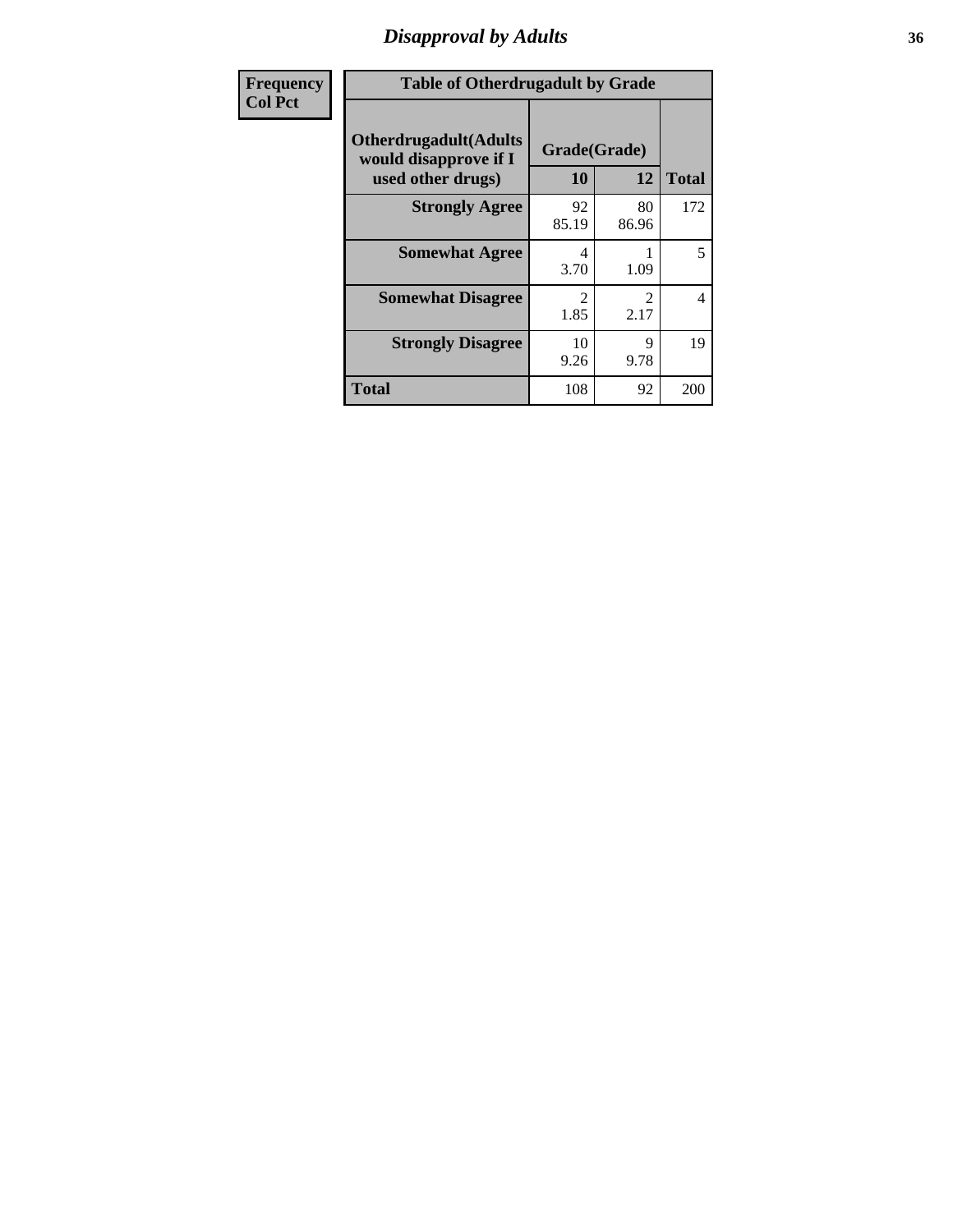# Disapproval by Adults

| Frequency Col Pct | Table of Otherdrugadult by Grade | | |
|---|---|---|---|
| Otherdrugadult(Adults would disapprove if I used other drugs) | Grade(Grade) | | |
| | 10 | 12 | Total |
| Strongly Agree | 92<br>85.19 | 80<br>86.96 | 172 |
| Somewhat Agree | 4<br>3.70 | 1<br>1.09 | 5 |
| Somewhat Disagree | 2<br>1.85 | 2<br>2.17 | 4 |
| Strongly Disagree | 10<br>9.26 | 9<br>9.78 | 19 |
| Total | 108 | 92 | 200 |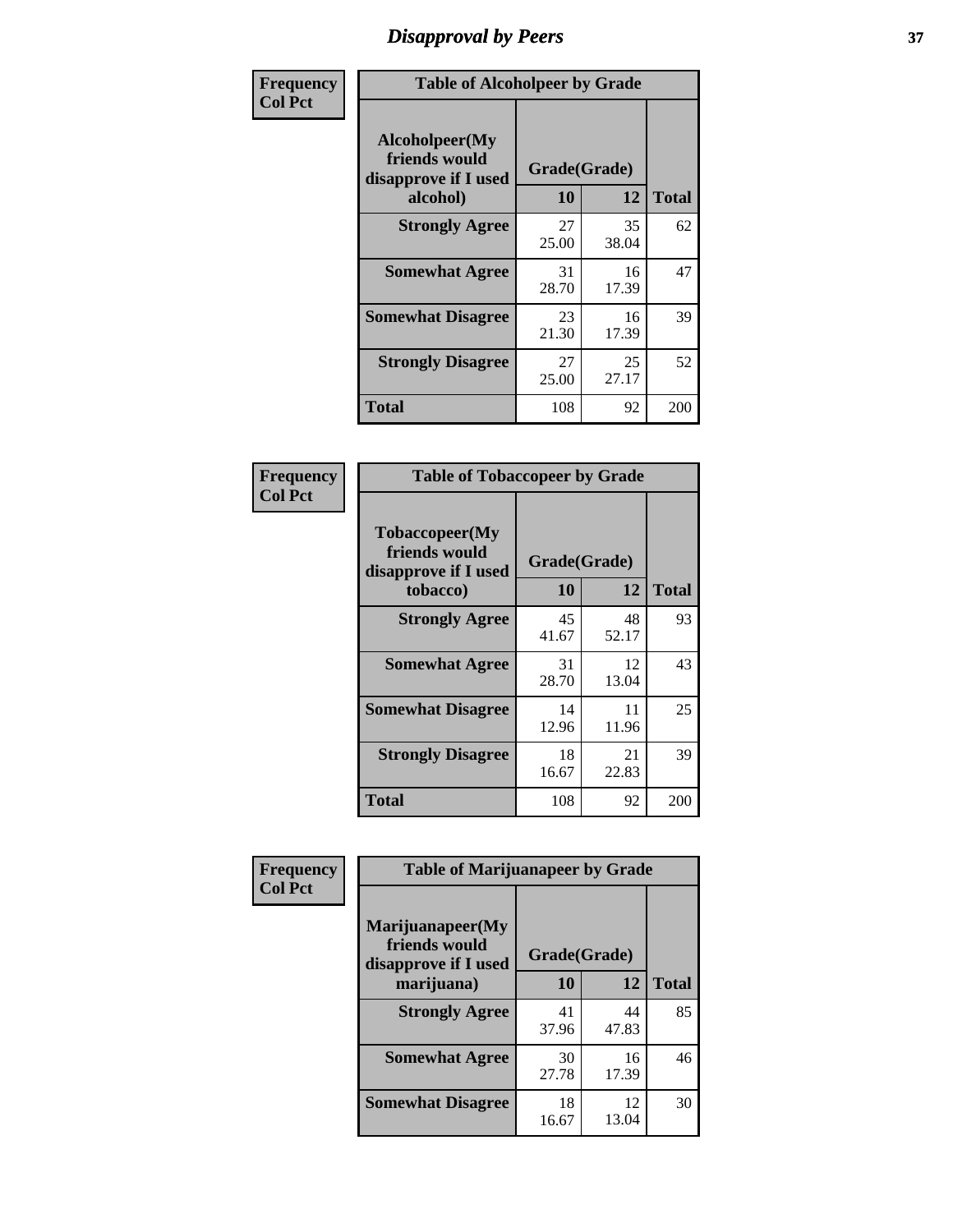# Disapproval by Peers

| Frequency Col Pct | Table of Alcoholpeer by Grade | | |
|---|---|---|---|
| **Alcoholpeer(My friends would disapprove if I used alcohol)** | **Grade(Grade)** | | |
| | **10** | **12** | **Total** |
| **Strongly Agree** | 27<br>25.00 | 35<br>38.04 | 62 |
| **Somewhat Agree** | 31<br>28.70 | 16<br>17.39 | 47 |
| **Somewhat Disagree** | 23<br>21.30 | 16<br>17.39 | 39 |
| **Strongly Disagree** | 27<br>25.00 | 25<br>27.17 | 52 |
| **Total** | 108 | 92 | 200 |

| Frequency Col Pct | Table of Tobaccopeer by Grade | | |
|---|---|---|---|
| **Tobaccopeer(My friends would disapprove if I used tobacco)** | **Grade(Grade)** | | |
| | **10** | **12** | **Total** |
| **Strongly Agree** | 45<br>41.67 | 48<br>52.17 | 93 |
| **Somewhat Agree** | 31<br>28.70 | 12<br>13.04 | 43 |
| **Somewhat Disagree** | 14<br>12.96 | 11<br>11.96 | 25 |
| **Strongly Disagree** | 18<br>16.67 | 21<br>22.83 | 39 |
| **Total** | 108 | 92 | 200 |

| Frequency Col Pct | Table of Marijuanapeer by Grade | | |
|---|---|---|---|
| **Marijuanapeer(My friends would disapprove if I used marijuana)** | **Grade(Grade)** | | |
| | **10** | **12** | **Total** |
| **Strongly Agree** | 41<br>37.96 | 44<br>47.83 | 85 |
| **Somewhat Agree** | 30<br>27.78 | 16<br>17.39 | 46 |
| **Somewhat Disagree** | 18<br>16.67 | 12<br>13.04 | 30 |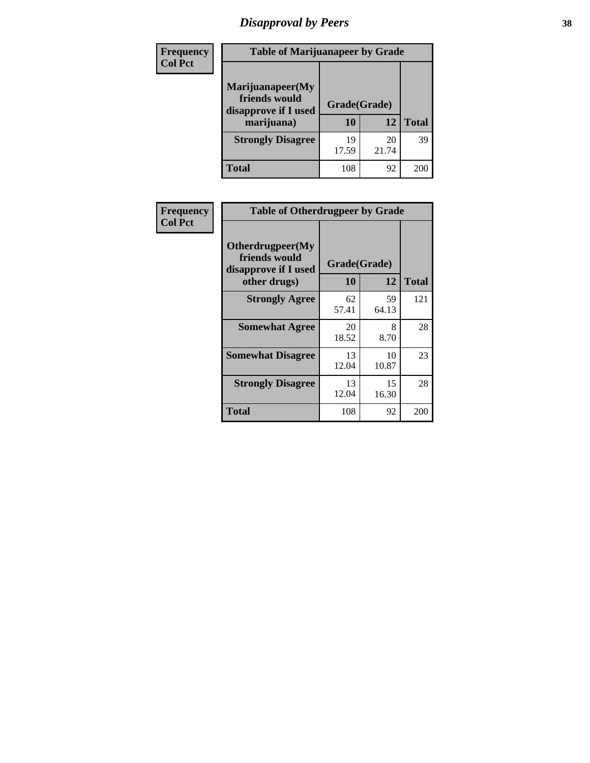## Disapproval by Peers

**Frequency**
**Col Pct**

| Table of Marijuanapeer by Grade | | | |
|---|---|---|---|
| Marijuanapeer(My friends would disapprove if I used marijuana) | Grade(Grade) | | |
| | 10 | 12 | Total |
| Strongly Disagree | 19<br>17.59 | 20<br>21.74 | 39 |
| Total | 108 | 92 | 200 |

**Frequency**
**Col Pct**

| Table of Otherdrugpeer by Grade | | | |
|---|---|---|---|
| Otherdrugpeer(My friends would disapprove if I used other drugs) | Grade(Grade) | | |
| | 10 | 12 | Total |
| Strongly Agree | 62<br>57.41 | 59<br>64.13 | 121 |
| Somewhat Agree | 20<br>18.52 | 8<br>8.70 | 28 |
| Somewhat Disagree | 13<br>12.04 | 10<br>10.87 | 23 |
| Strongly Disagree | 13<br>12.04 | 15<br>16.30 | 28 |
| Total | 108 | 92 | 200 |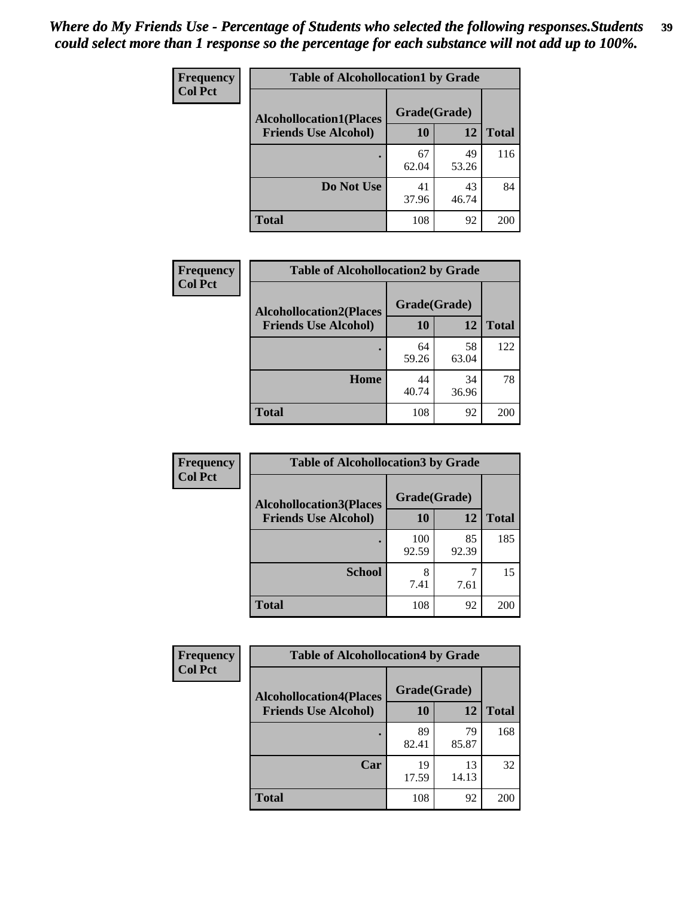*Where do My Friends Use - Percentage of Students who selected the following responses.Students could select more than 1 response so the percentage for each substance will not add up to 100%.*

**Frequency**
**Col Pct**

**Table of Alcohollocation1 by Grade**

| Alcohollocation1(Places Friends Use Alcohol) | Grade(Grade) 10 | 12 | Total |
|---|---|---|---|
| . | 67<br>62.04 | 49<br>53.26 | 116 |
| Do Not Use | 41<br>37.96 | 43<br>46.74 | 84 |
| Total | 108 | 92 | 200 |

**Frequency**
**Col Pct**

**Table of Alcohollocation2 by Grade**

| Alcohollocation2(Places Friends Use Alcohol) | Grade(Grade) 10 | 12 | Total |
|---|---|---|---|
| . | 64<br>59.26 | 58<br>63.04 | 122 |
| Home | 44<br>40.74 | 34<br>36.96 | 78 |
| Total | 108 | 92 | 200 |

**Frequency**
**Col Pct**

**Table of Alcohollocation3 by Grade**

| Alcohollocation3(Places Friends Use Alcohol) | Grade(Grade) 10 | 12 | Total |
|---|---|---|---|
| . | 100<br>92.59 | 85<br>92.39 | 185 |
| School | 8<br>7.41 | 7<br>7.61 | 15 |
| Total | 108 | 92 | 200 |

**Frequency**
**Col Pct**

**Table of Alcohollocation4 by Grade**

| Alcohollocation4(Places Friends Use Alcohol) | Grade(Grade) 10 | 12 | Total |
|---|---|---|---|
| . | 89<br>82.41 | 79<br>85.87 | 168 |
| Car | 19<br>17.59 | 13<br>14.13 | 32 |
| Total | 108 | 92 | 200 |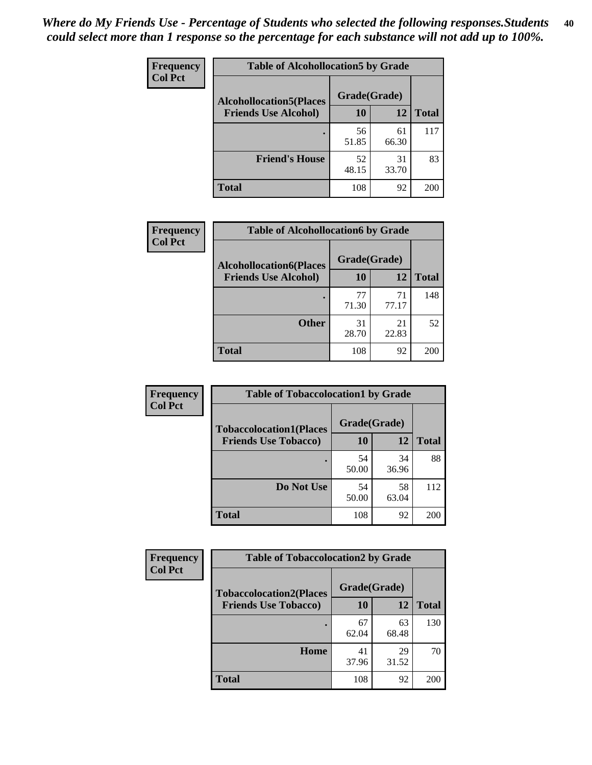*Where do My Friends Use - Percentage of Students who selected the following responses.Students could select more than 1 response so the percentage for each substance will not add up to 100%.*

**Frequency**
**Col Pct**

| Table of Alcohollocation5 by Grade | | | |
|---|---|---|---|
| **Alcohollocation5(Places Friends Use Alcohol)** | **Grade(Grade)** | | **Total** |
| | **10** | **12** | |
| **.** | 56<br>51.85 | 61<br>66.30 | 117 |
| **Friend's House** | 52<br>48.15 | 31<br>33.70 | 83 |
| **Total** | 108 | 92 | 200 |

**Frequency**
**Col Pct**

| Table of Alcohollocation6 by Grade | | | |
|---|---|---|---|
| **Alcohollocation6(Places Friends Use Alcohol)** | **Grade(Grade)** | | **Total** |
| | **10** | **12** | |
| **.** | 77<br>71.30 | 71<br>77.17 | 148 |
| **Other** | 31<br>28.70 | 21<br>22.83 | 52 |
| **Total** | 108 | 92 | 200 |

**Frequency**
**Col Pct**

| Table of Tobaccolocation1 by Grade | | | |
|---|---|---|---|
| **Tobaccolocation1(Places Friends Use Tobacco)** | **Grade(Grade)** | | **Total** |
| | **10** | **12** | |
| **.** | 54<br>50.00 | 34<br>36.96 | 88 |
| **Do Not Use** | 54<br>50.00 | 58<br>63.04 | 112 |
| **Total** | 108 | 92 | 200 |

**Frequency**
**Col Pct**

| Table of Tobaccolocation2 by Grade | | | |
|---|---|---|---|
| **Tobaccolocation2(Places Friends Use Tobacco)** | **Grade(Grade)** | | **Total** |
| | **10** | **12** | |
| **.** | 67<br>62.04 | 63<br>68.48 | 130 |
| **Home** | 41<br>37.96 | 29<br>31.52 | 70 |
| **Total** | 108 | 92 | 200 |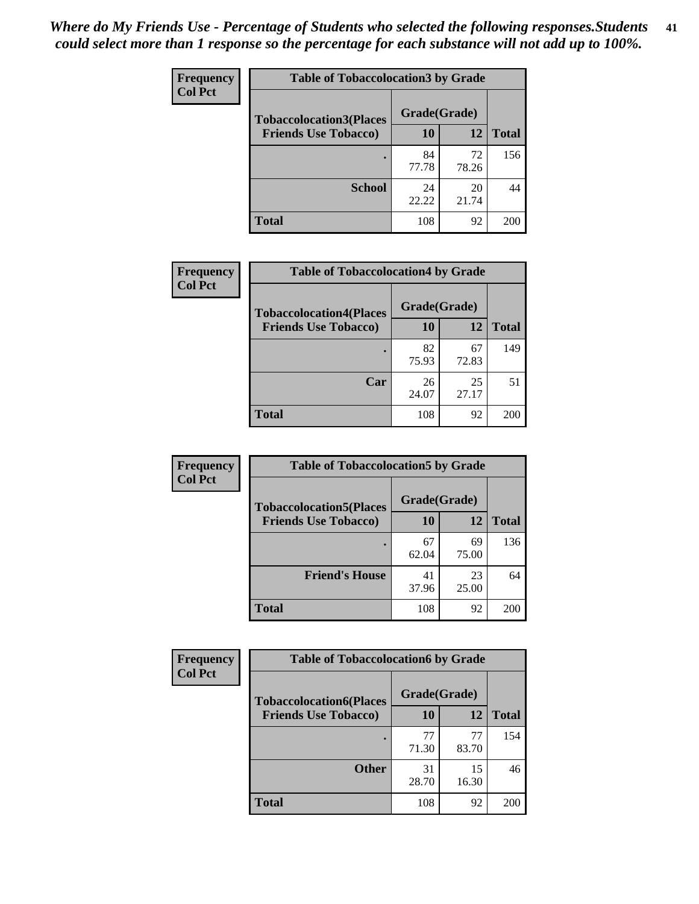*Where do My Friends Use - Percentage of Students who selected the following responses.Students could select more than 1 response so the percentage for each substance will not add up to 100%.*

**Frequency**
**Col Pct**

| Table of Tobaccolocation3 by Grade | | | |
|---|---|---|---|
| **Tobaccolocation3(Places Friends Use Tobacco)** | **Grade(Grade)** | | **Total** |
| | **10** | **12** | |
| **.** | 84<br>77.78 | 72<br>78.26 | 156 |
| **School** | 24<br>22.22 | 20<br>21.74 | 44 |
| **Total** | 108 | 92 | 200 |

**Frequency**
**Col Pct**

| Table of Tobaccolocation4 by Grade | | | |
|---|---|---|---|
| **Tobaccolocation4(Places Friends Use Tobacco)** | **Grade(Grade)** | | **Total** |
| | **10** | **12** | |
| **.** | 82<br>75.93 | 67<br>72.83 | 149 |
| **Car** | 26<br>24.07 | 25<br>27.17 | 51 |
| **Total** | 108 | 92 | 200 |

**Frequency**
**Col Pct**

| Table of Tobaccolocation5 by Grade | | | |
|---|---|---|---|
| **Tobaccolocation5(Places Friends Use Tobacco)** | **Grade(Grade)** | | **Total** |
| | **10** | **12** | |
| **.** | 67<br>62.04 | 69<br>75.00 | 136 |
| **Friend's House** | 41<br>37.96 | 23<br>25.00 | 64 |
| **Total** | 108 | 92 | 200 |

**Frequency**
**Col Pct**

| Table of Tobaccolocation6 by Grade | | | |
|---|---|---|---|
| **Tobaccolocation6(Places Friends Use Tobacco)** | **Grade(Grade)** | | **Total** |
| | **10** | **12** | |
| **.** | 77<br>71.30 | 77<br>83.70 | 154 |
| **Other** | 31<br>28.70 | 15<br>16.30 | 46 |
| **Total** | 108 | 92 | 200 |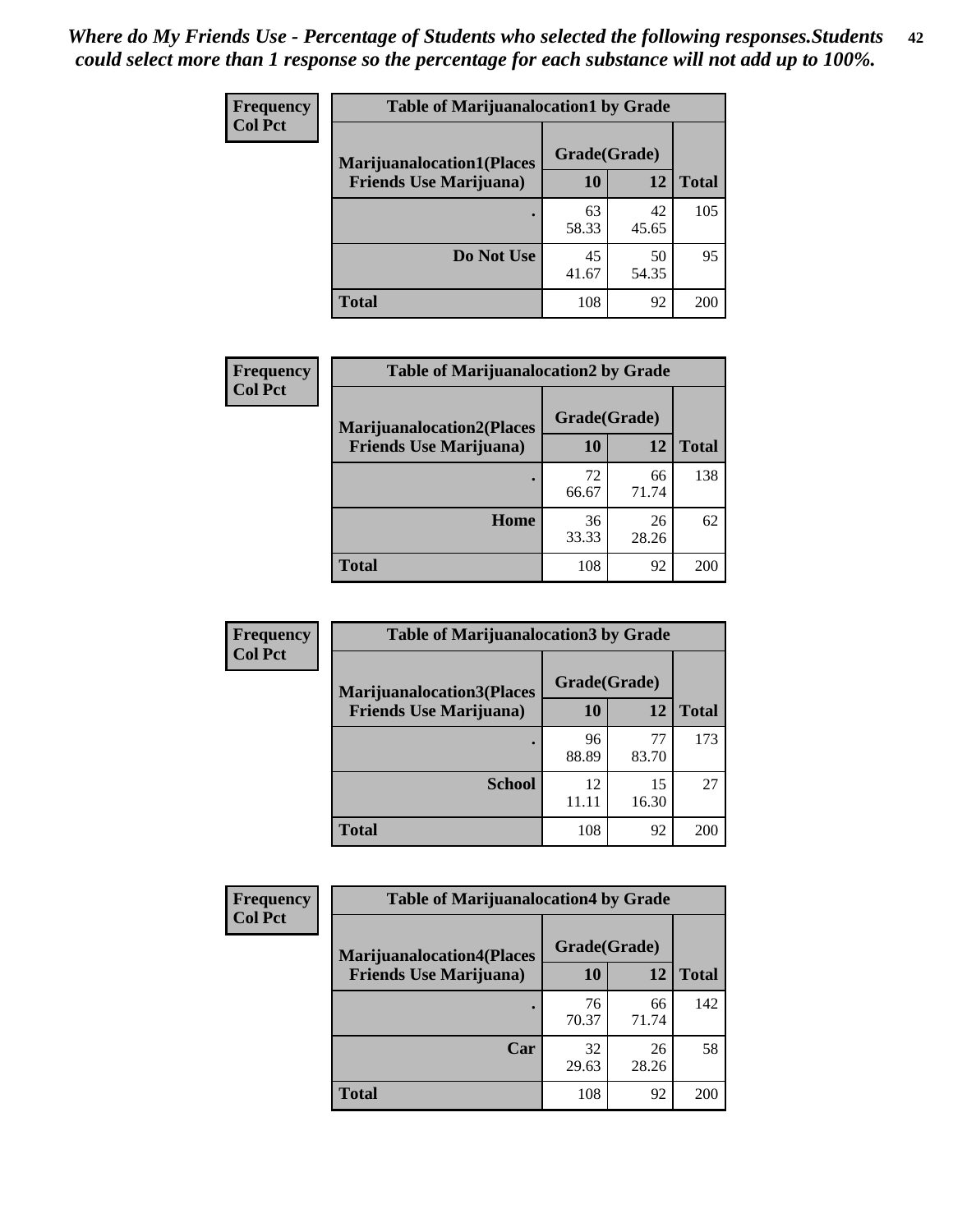*Where do My Friends Use - Percentage of Students who selected the following responses.Students could select more than 1 response so the percentage for each substance will not add up to 100%.*

**Frequency**
**Col Pct**

| Table of Marijuanalocation1 by Grade | | | |
|---|---|---|---|
| **Marijuanalocation1(Places Friends Use Marijuana)** | **Grade(Grade)** | | **Total** |
| | **10** | **12** | |
| **.** | 63<br>58.33 | 42<br>45.65 | 105 |
| **Do Not Use** | 45<br>41.67 | 50<br>54.35 | 95 |
| **Total** | 108 | 92 | 200 |

**Frequency**
**Col Pct**

| Table of Marijuanalocation2 by Grade | | | |
|---|---|---|---|
| **Marijuanalocation2(Places Friends Use Marijuana)** | **Grade(Grade)** | | **Total** |
| | **10** | **12** | |
| **.** | 72<br>66.67 | 66<br>71.74 | 138 |
| **Home** | 36<br>33.33 | 26<br>28.26 | 62 |
| **Total** | 108 | 92 | 200 |

**Frequency**
**Col Pct**

| Table of Marijuanalocation3 by Grade | | | |
|---|---|---|---|
| **Marijuanalocation3(Places Friends Use Marijuana)** | **Grade(Grade)** | | **Total** |
| | **10** | **12** | |
| **.** | 96<br>88.89 | 77<br>83.70 | 173 |
| **School** | 12<br>11.11 | 15<br>16.30 | 27 |
| **Total** | 108 | 92 | 200 |

**Frequency**
**Col Pct**

| Table of Marijuanalocation4 by Grade | | | |
|---|---|---|---|
| **Marijuanalocation4(Places Friends Use Marijuana)** | **Grade(Grade)** | | **Total** |
| | **10** | **12** | |
| **.** | 76<br>70.37 | 66<br>71.74 | 142 |
| **Car** | 32<br>29.63 | 26<br>28.26 | 58 |
| **Total** | 108 | 92 | 200 |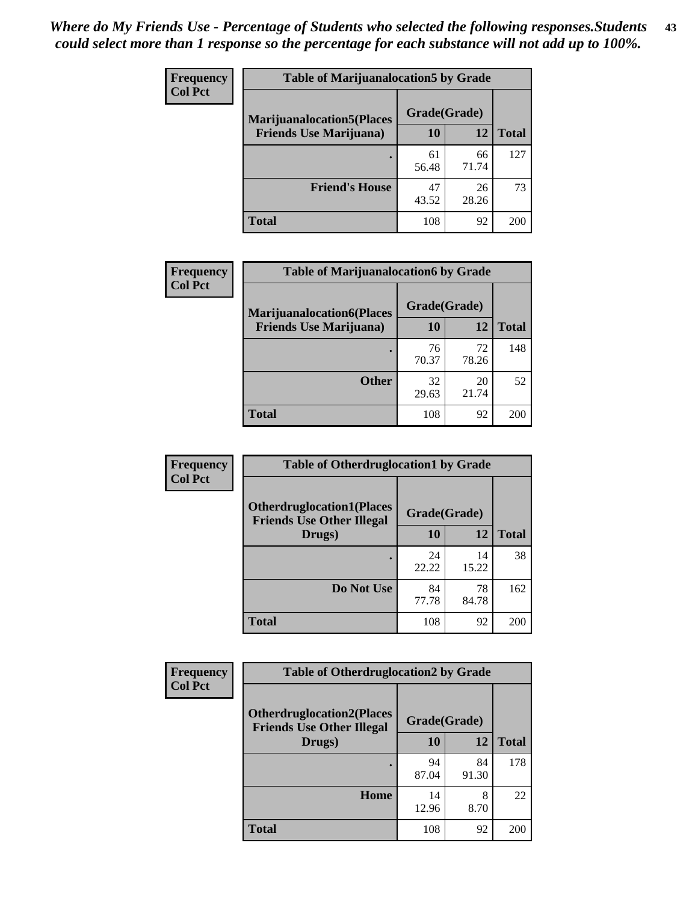*Where do My Friends Use - Percentage of Students who selected the following responses.Students could select more than 1 response so the percentage for each substance will not add up to 100%.*

**Frequency Col Pct**

| Table of Marijuanalocation5 by Grade | | | |
|---|---|---|---|
| **Marijuanalocation5(Places Friends Use Marijuana)** | **Grade(Grade)** | | **Total** |
| | **10** | **12** | |
| **.** | 61<br>56.48 | 66<br>71.74 | 127 |
| **Friend's House** | 47<br>43.52 | 26<br>28.26 | 73 |
| **Total** | 108 | 92 | 200 |

**Frequency Col Pct**

| Table of Marijuanalocation6 by Grade | | | |
|---|---|---|---|
| **Marijuanalocation6(Places Friends Use Marijuana)** | **Grade(Grade)** | | **Total** |
| | **10** | **12** | |
| **.** | 76<br>70.37 | 72<br>78.26 | 148 |
| **Other** | 32<br>29.63 | 20<br>21.74 | 52 |
| **Total** | 108 | 92 | 200 |

**Frequency Col Pct**

| Table of Otherdruglocation1 by Grade | | | |
|---|---|---|---|
| **Otherdruglocation1(Places Friends Use Other Illegal Drugs)** | **Grade(Grade)** | | **Total** |
| | **10** | **12** | |
| **.** | 24<br>22.22 | 14<br>15.22 | 38 |
| **Do Not Use** | 84<br>77.78 | 78<br>84.78 | 162 |
| **Total** | 108 | 92 | 200 |

**Frequency Col Pct**

| Table of Otherdruglocation2 by Grade | | | |
|---|---|---|---|
| **Otherdruglocation2(Places Friends Use Other Illegal Drugs)** | **Grade(Grade)** | | **Total** |
| | **10** | **12** | |
| **.** | 94<br>87.04 | 84<br>91.30 | 178 |
| **Home** | 14<br>12.96 | 8<br>8.70 | 22 |
| **Total** | 108 | 92 | 200 |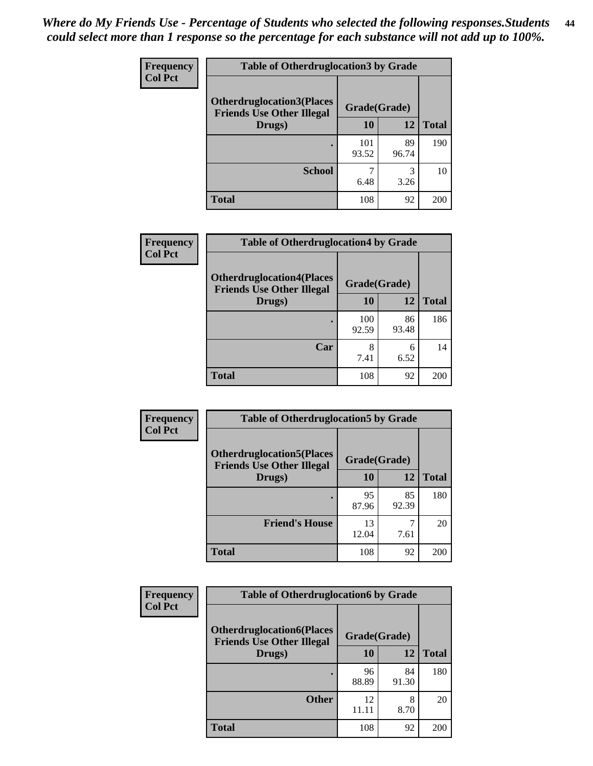*Where do My Friends Use - Percentage of Students who selected the following responses.Students could select more than 1 response so the percentage for each substance will not add up to 100%.*

**Frequency**
**Col Pct**

| Table of Otherdruglocation3 by Grade | | | |
|---|---|---|---|
| **Otherdruglocation3(Places Friends Use Other Illegal Drugs)** | **Grade(Grade)** | | |
| | **10** | **12** | **Total** |
| **.** | 101<br>93.52 | 89<br>96.74 | 190 |
| **School** | 7<br>6.48 | 3<br>3.26 | 10 |
| **Total** | 108 | 92 | 200 |

**Frequency**
**Col Pct**

| Table of Otherdruglocation4 by Grade | | | |
|---|---|---|---|
| **Otherdruglocation4(Places Friends Use Other Illegal Drugs)** | **Grade(Grade)** | | |
| | **10** | **12** | **Total** |
| **.** | 100<br>92.59 | 86<br>93.48 | 186 |
| **Car** | 8<br>7.41 | 6<br>6.52 | 14 |
| **Total** | 108 | 92 | 200 |

**Frequency**
**Col Pct**

| Table of Otherdruglocation5 by Grade | | | |
|---|---|---|---|
| **Otherdruglocation5(Places Friends Use Other Illegal Drugs)** | **Grade(Grade)** | | |
| | **10** | **12** | **Total** |
| **.** | 95<br>87.96 | 85<br>92.39 | 180 |
| **Friend's House** | 13<br>12.04 | 7<br>7.61 | 20 |
| **Total** | 108 | 92 | 200 |

**Frequency**
**Col Pct**

| Table of Otherdruglocation6 by Grade | | | |
|---|---|---|---|
| **Otherdruglocation6(Places Friends Use Other Illegal Drugs)** | **Grade(Grade)** | | |
| | **10** | **12** | **Total** |
| **.** | 96<br>88.89 | 84<br>91.30 | 180 |
| **Other** | 12<br>11.11 | 8<br>8.70 | 20 |
| **Total** | 108 | 92 | 200 |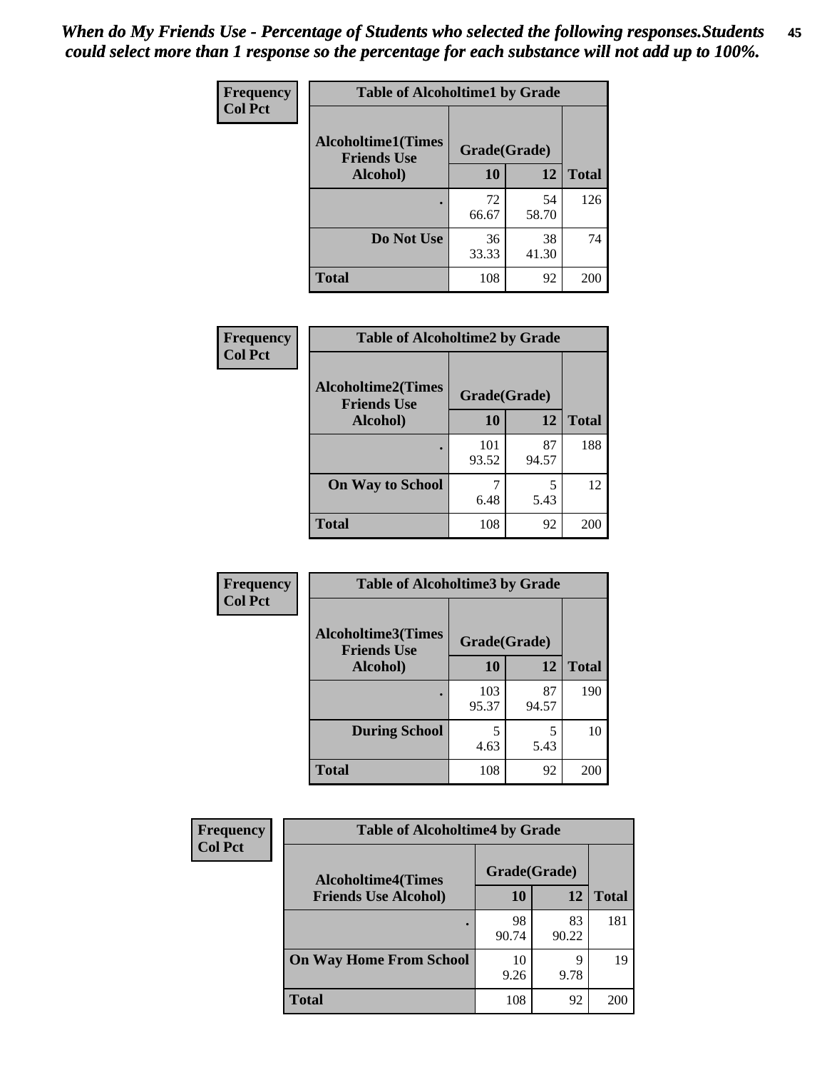*When do My Friends Use - Percentage of Students who selected the following responses.Students could select more than 1 response so the percentage for each substance will not add up to 100%.*

**Frequency Col Pct**

| Table of Alcoholtime1 by Grade | | | |
|---|---|---|---|
| Alcoholtime1(Times Friends Use Alcohol) | Grade(Grade) | | |
| | 10 | 12 | Total |
| . | 72<br>66.67 | 54<br>58.70 | 126 |
| Do Not Use | 36<br>33.33 | 38<br>41.30 | 74 |
| Total | 108 | 92 | 200 |

**Frequency Col Pct**

| Table of Alcoholtime2 by Grade | | | |
|---|---|---|---|
| Alcoholtime2(Times Friends Use Alcohol) | Grade(Grade) | | |
| | 10 | 12 | Total |
| . | 101<br>93.52 | 87<br>94.57 | 188 |
| On Way to School | 7<br>6.48 | 5<br>5.43 | 12 |
| Total | 108 | 92 | 200 |

**Frequency Col Pct**

| Table of Alcoholtime3 by Grade | | | |
|---|---|---|---|
| Alcoholtime3(Times Friends Use Alcohol) | Grade(Grade) | | |
| | 10 | 12 | Total |
| . | 103<br>95.37 | 87<br>94.57 | 190 |
| During School | 5<br>4.63 | 5<br>5.43 | 10 |
| Total | 108 | 92 | 200 |

**Frequency Col Pct**

| Table of Alcoholtime4 by Grade | | | |
|---|---|---|---|
| Alcoholtime4(Times Friends Use Alcohol) | Grade(Grade) | | |
| | 10 | 12 | Total |
| . | 98<br>90.74 | 83<br>90.22 | 181 |
| On Way Home From School | 10<br>9.26 | 9<br>9.78 | 19 |
| Total | 108 | 92 | 200 |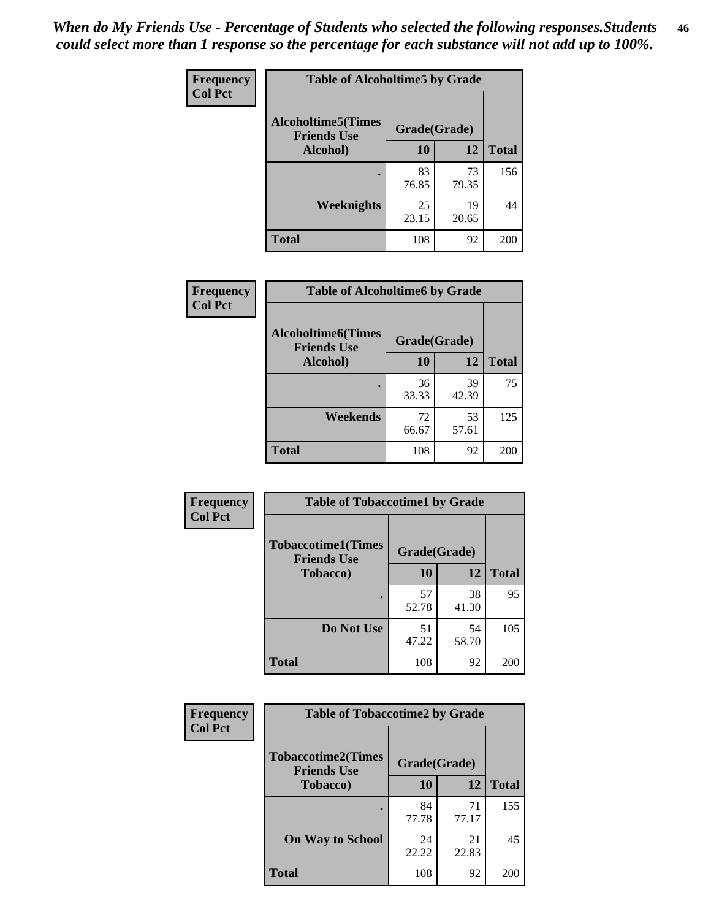*When do My Friends Use - Percentage of Students who selected the following responses.Students could select more than 1 response so the percentage for each substance will not add up to 100%.*

**Frequency**
**Col Pct**

| Table of Alcoholtime5 by Grade | | | |
|---|---|---|---|
| Alcoholtime5(Times Friends Use Alcohol) | Grade(Grade) | | |
| | 10 | 12 | Total |
| . | 83<br>76.85 | 73<br>79.35 | 156 |
| Weeknights | 25<br>23.15 | 19<br>20.65 | 44 |
| Total | 108 | 92 | 200 |

**Frequency**
**Col Pct**

| Table of Alcoholtime6 by Grade | | | |
|---|---|---|---|
| Alcoholtime6(Times Friends Use Alcohol) | Grade(Grade) | | |
| | 10 | 12 | Total |
| . | 36<br>33.33 | 39<br>42.39 | 75 |
| Weekends | 72<br>66.67 | 53<br>57.61 | 125 |
| Total | 108 | 92 | 200 |

**Frequency**
**Col Pct**

| Table of Tobaccotime1 by Grade | | | |
|---|---|---|---|
| Tobaccotime1(Times Friends Use Tobacco) | Grade(Grade) | | |
| | 10 | 12 | Total |
| . | 57<br>52.78 | 38<br>41.30 | 95 |
| Do Not Use | 51<br>47.22 | 54<br>58.70 | 105 |
| Total | 108 | 92 | 200 |

**Frequency**
**Col Pct**

| Table of Tobaccotime2 by Grade | | | |
|---|---|---|---|
| Tobaccotime2(Times Friends Use Tobacco) | Grade(Grade) | | |
| | 10 | 12 | Total |
| . | 84<br>77.78 | 71<br>77.17 | 155 |
| On Way to School | 24<br>22.22 | 21<br>22.83 | 45 |
| Total | 108 | 92 | 200 |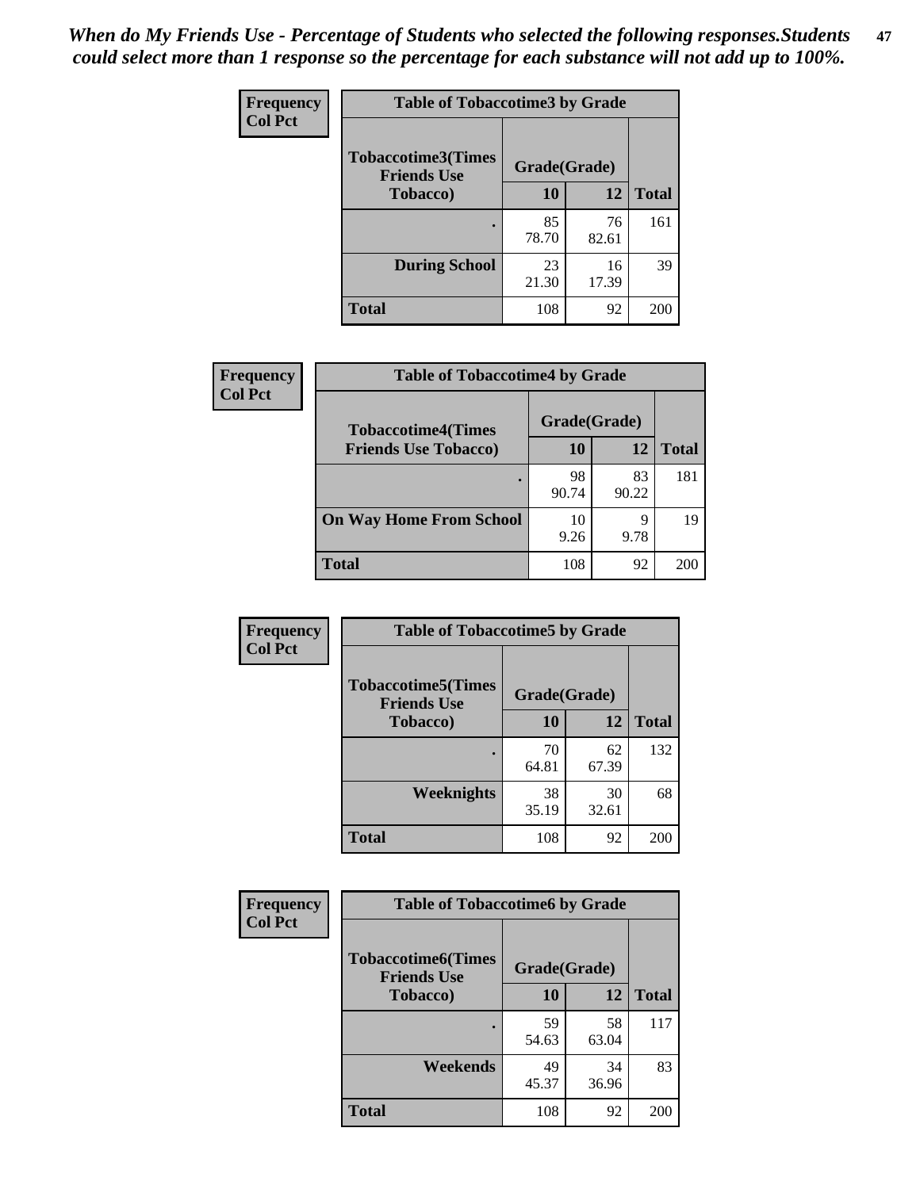*When do My Friends Use - Percentage of Students who selected the following responses.Students could select more than 1 response so the percentage for each substance will not add up to 100%.*

**Frequency**
**Col Pct**

| Table of Tobaccotime3 by Grade | | | |
|---|---|---|---|
| **Tobaccotime3(Times Friends Use Tobacco)** | **Grade(Grade)** | | **Total** |
| | **10** | **12** | |
| **.** | 85<br>78.70 | 76<br>82.61 | 161 |
| **During School** | 23<br>21.30 | 16<br>17.39 | 39 |
| **Total** | 108 | 92 | 200 |

**Frequency**
**Col Pct**

| Table of Tobaccotime4 by Grade | | | |
|---|---|---|---|
| **Tobaccotime4(Times Friends Use Tobacco)** | **Grade(Grade)** | | **Total** |
| | **10** | **12** | |
| **.** | 98<br>90.74 | 83<br>90.22 | 181 |
| **On Way Home From School** | 10<br>9.26 | 9<br>9.78 | 19 |
| **Total** | 108 | 92 | 200 |

**Frequency**
**Col Pct**

| Table of Tobaccotime5 by Grade | | | |
|---|---|---|---|
| **Tobaccotime5(Times Friends Use Tobacco)** | **Grade(Grade)** | | **Total** |
| | **10** | **12** | |
| **.** | 70<br>64.81 | 62<br>67.39 | 132 |
| **Weeknights** | 38<br>35.19 | 30<br>32.61 | 68 |
| **Total** | 108 | 92 | 200 |

**Frequency**
**Col Pct**

| Table of Tobaccotime6 by Grade | | | |
|---|---|---|---|
| **Tobaccotime6(Times Friends Use Tobacco)** | **Grade(Grade)** | | **Total** |
| | **10** | **12** | |
| **.** | 59<br>54.63 | 58<br>63.04 | 117 |
| **Weekends** | 49<br>45.37 | 34<br>36.96 | 83 |
| **Total** | 108 | 92 | 200 |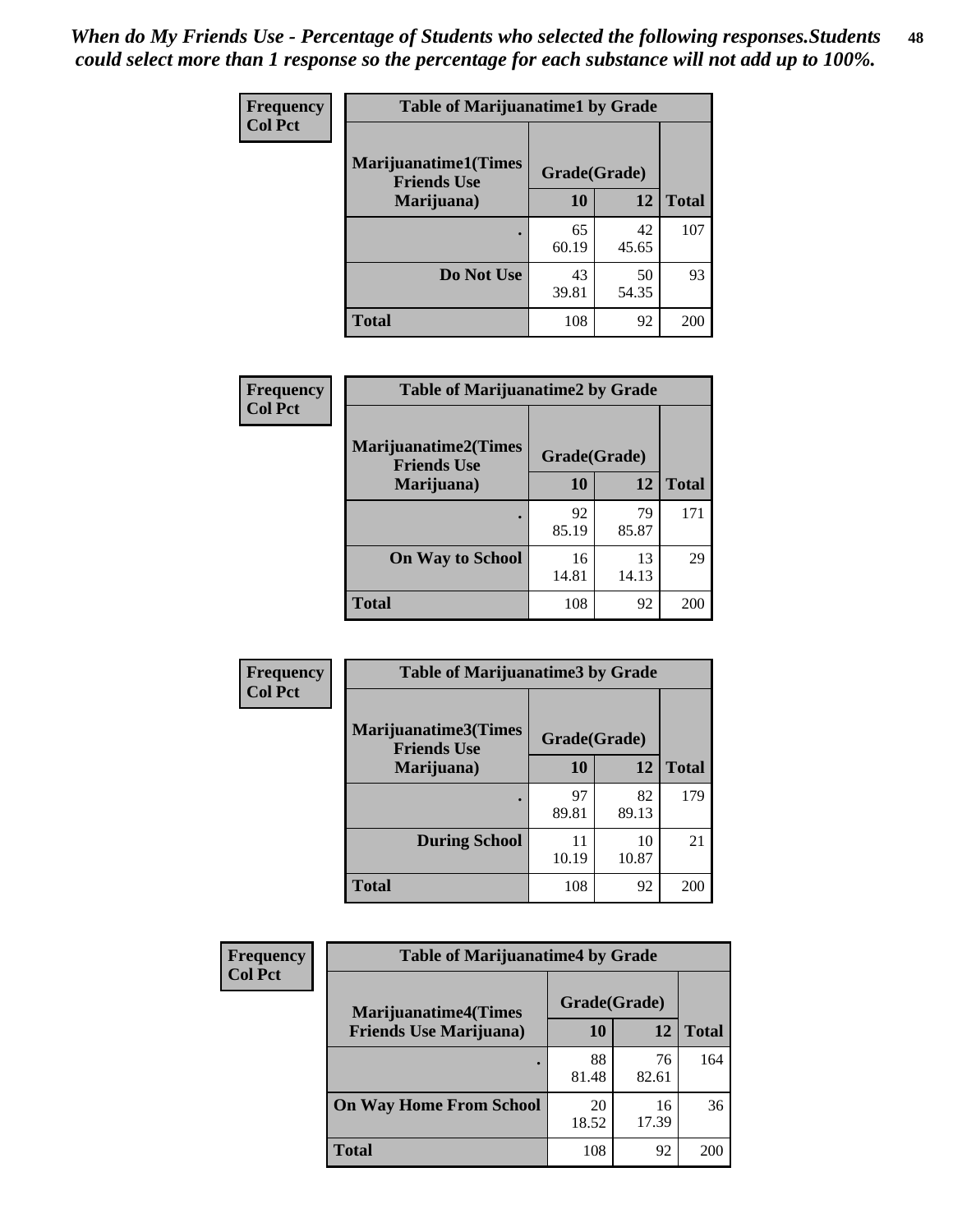*When do My Friends Use - Percentage of Students who selected the following responses.Students could select more than 1 response so the percentage for each substance will not add up to 100%.*

**Frequency**
**Col Pct**

| Table of Marijuanatime1 by Grade | | | |
|---|---|---|---|
| Marijuanatime1(Times Friends Use Marijuana) | Grade(Grade) | | |
| | 10 | 12 | Total |
| . | 65<br>60.19 | 42<br>45.65 | 107 |
| Do Not Use | 43<br>39.81 | 50<br>54.35 | 93 |
| Total | 108 | 92 | 200 |

**Frequency**
**Col Pct**

| Table of Marijuanatime2 by Grade | | | |
|---|---|---|---|
| Marijuanatime2(Times Friends Use Marijuana) | Grade(Grade) | | |
| | 10 | 12 | Total |
| . | 92<br>85.19 | 79<br>85.87 | 171 |
| On Way to School | 16<br>14.81 | 13<br>14.13 | 29 |
| Total | 108 | 92 | 200 |

**Frequency**
**Col Pct**

| Table of Marijuanatime3 by Grade | | | |
|---|---|---|---|
| Marijuanatime3(Times Friends Use Marijuana) | Grade(Grade) | | |
| | 10 | 12 | Total |
| . | 97<br>89.81 | 82<br>89.13 | 179 |
| During School | 11<br>10.19 | 10<br>10.87 | 21 |
| Total | 108 | 92 | 200 |

**Frequency**
**Col Pct**

| Table of Marijuanatime4 by Grade | | | |
|---|---|---|---|
| Marijuanatime4(Times Friends Use Marijuana) | Grade(Grade) | | |
| | 10 | 12 | Total |
| . | 88<br>81.48 | 76<br>82.61 | 164 |
| On Way Home From School | 20<br>18.52 | 16<br>17.39 | 36 |
| Total | 108 | 92 | 200 |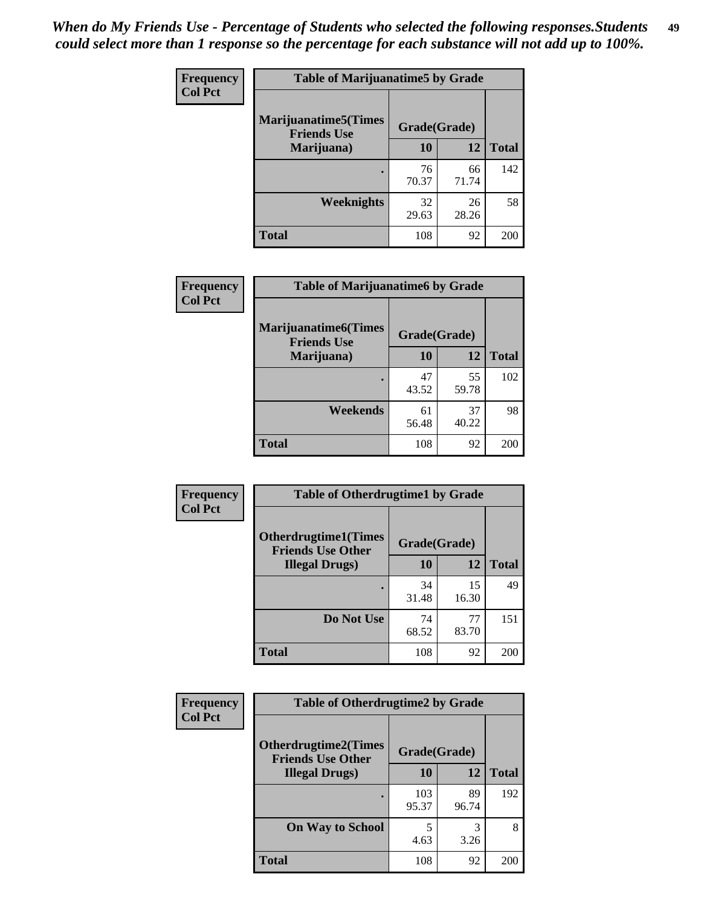*When do My Friends Use - Percentage of Students who selected the following responses.Students could select more than 1 response so the percentage for each substance will not add up to 100%.*

**Frequency**
**Col Pct**

| Table of Marijuanatime5 by Grade | | | |
|---|---|---|---|
| **Marijuanatime5(Times Friends Use Marijuana)** | **Grade(Grade)** | | **Total** |
| | **10** | **12** | |
| **.** | 76<br>70.37 | 66<br>71.74 | 142 |
| **Weeknights** | 32<br>29.63 | 26<br>28.26 | 58 |
| **Total** | 108 | 92 | 200 |

**Frequency**
**Col Pct**

| Table of Marijuanatime6 by Grade | | | |
|---|---|---|---|
| **Marijuanatime6(Times Friends Use Marijuana)** | **Grade(Grade)** | | **Total** |
| | **10** | **12** | |
| **.** | 47<br>43.52 | 55<br>59.78 | 102 |
| **Weekends** | 61<br>56.48 | 37<br>40.22 | 98 |
| **Total** | 108 | 92 | 200 |

**Frequency**
**Col Pct**

| Table of Otherdrugtime1 by Grade | | | |
|---|---|---|---|
| **Otherdrugtime1(Times Friends Use Other Illegal Drugs)** | **Grade(Grade)** | | **Total** |
| | **10** | **12** | |
| **.** | 34<br>31.48 | 15<br>16.30 | 49 |
| **Do Not Use** | 74<br>68.52 | 77<br>83.70 | 151 |
| **Total** | 108 | 92 | 200 |

**Frequency**
**Col Pct**

| Table of Otherdrugtime2 by Grade | | | |
|---|---|---|---|
| **Otherdrugtime2(Times Friends Use Other Illegal Drugs)** | **Grade(Grade)** | | **Total** |
| | **10** | **12** | |
| **.** | 103<br>95.37 | 89<br>96.74 | 192 |
| **On Way to School** | 5<br>4.63 | 3<br>3.26 | 8 |
| **Total** | 108 | 92 | 200 |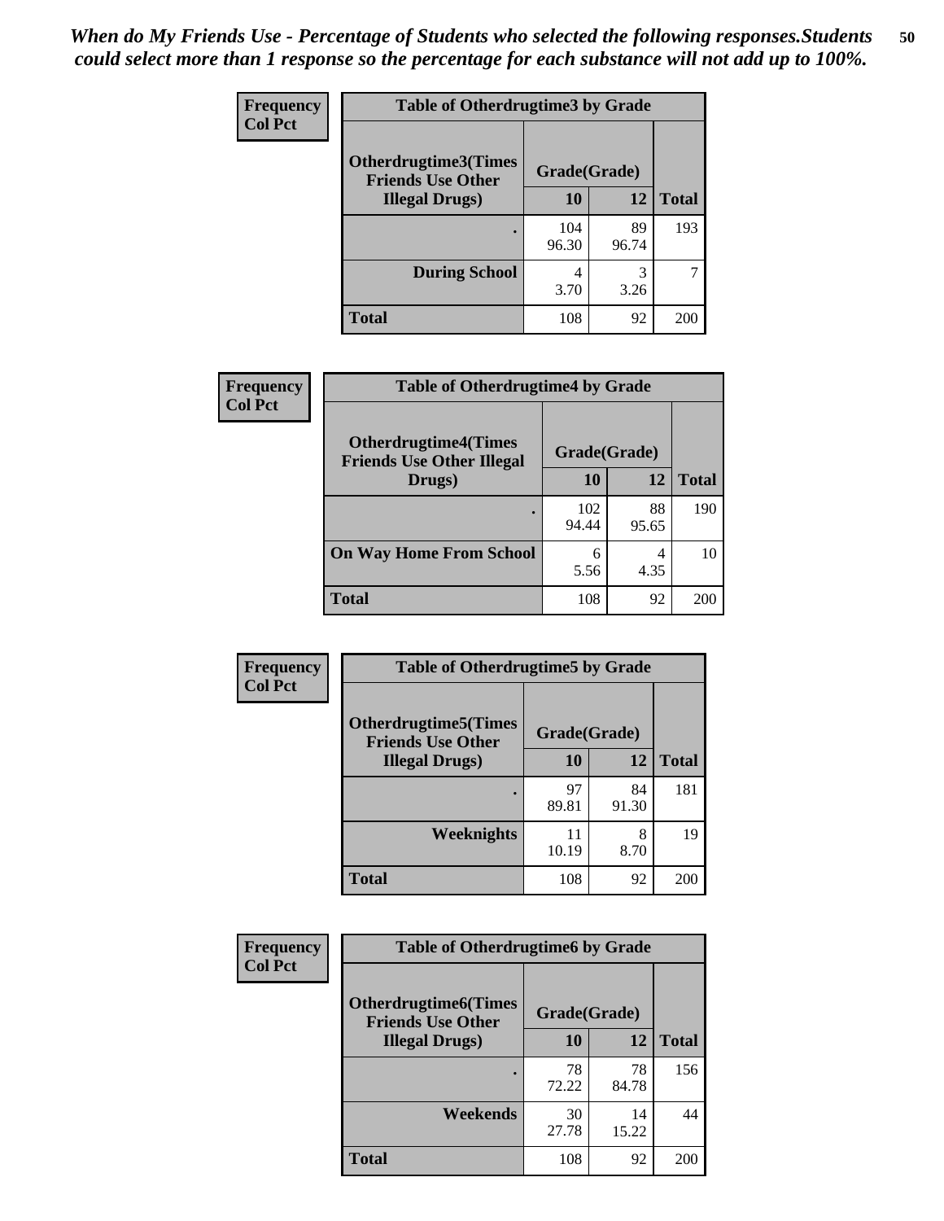*When do My Friends Use - Percentage of Students who selected the following responses.Students could select more than 1 response so the percentage for each substance will not add up to 100%.*

**Frequency**
**Col Pct**

**Table of Otherdrugtime3 by Grade**

| Otherdrugtime3(Times Friends Use Other Illegal Drugs) | Grade(Grade) | | Total |
|---|---|---|---|
| | 10 | 12 | |
| . | 104<br>96.30 | 89<br>96.74 | 193 |
| During School | 4<br>3.70 | 3<br>3.26 | 7 |
| Total | 108 | 92 | 200 |

**Frequency**
**Col Pct**

**Table of Otherdrugtime4 by Grade**

| Otherdrugtime4(Times Friends Use Other Illegal Drugs) | Grade(Grade) | | Total |
|---|---|---|---|
| | 10 | 12 | |
| . | 102<br>94.44 | 88<br>95.65 | 190 |
| On Way Home From School | 6<br>5.56 | 4<br>4.35 | 10 |
| Total | 108 | 92 | 200 |

**Frequency**
**Col Pct**

**Table of Otherdrugtime5 by Grade**

| Otherdrugtime5(Times Friends Use Other Illegal Drugs) | Grade(Grade) | | Total |
|---|---|---|---|
| | 10 | 12 | |
| . | 97<br>89.81 | 84<br>91.30 | 181 |
| Weeknights | 11<br>10.19 | 8<br>8.70 | 19 |
| Total | 108 | 92 | 200 |

**Frequency**
**Col Pct**

**Table of Otherdrugtime6 by Grade**

| Otherdrugtime6(Times Friends Use Other Illegal Drugs) | Grade(Grade) | | Total |
|---|---|---|---|
| | 10 | 12 | |
| . | 78<br>72.22 | 78<br>84.78 | 156 |
| Weekends | 30<br>27.78 | 14<br>15.22 | 44 |
| Total | 108 | 92 | 200 |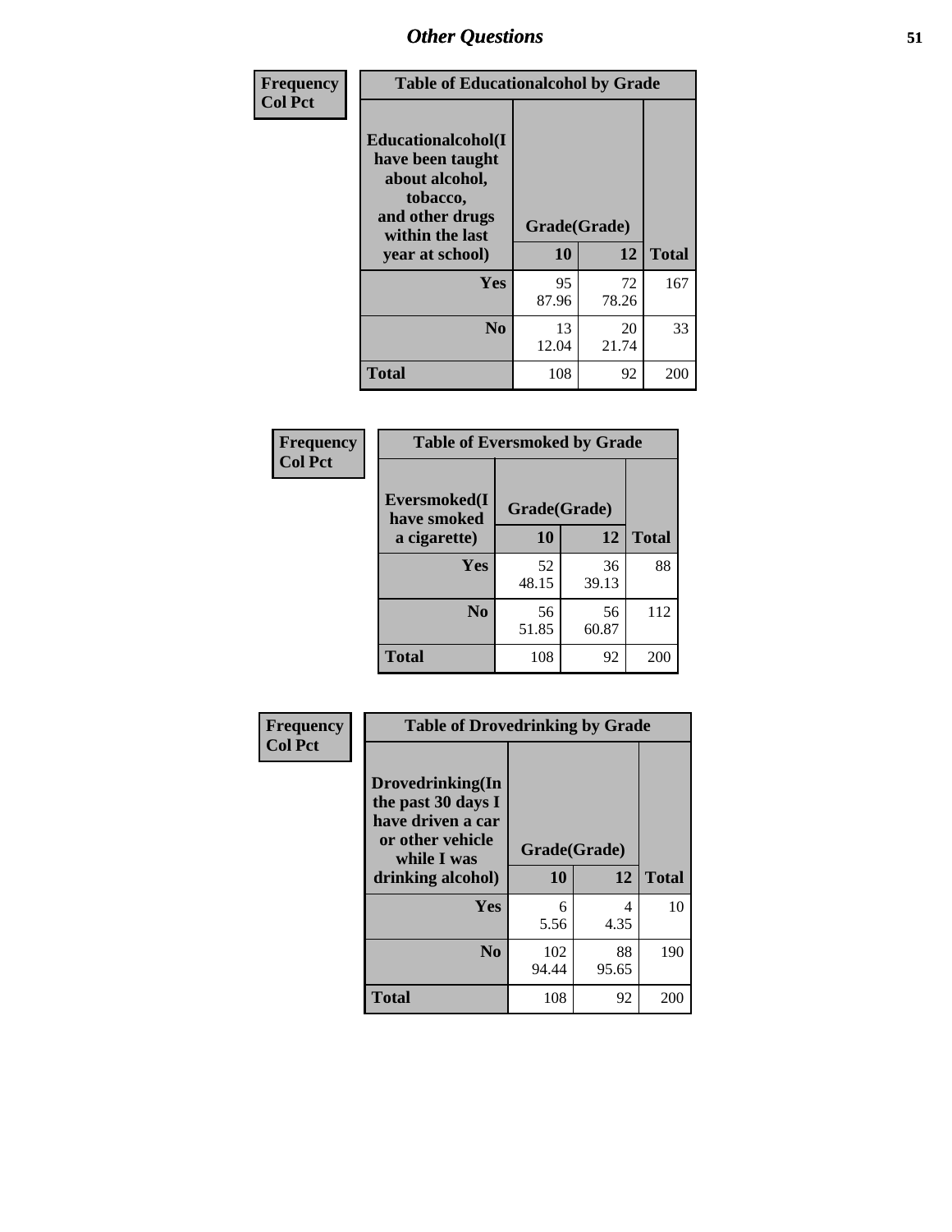## Other Questions

**Frequency**
**Col Pct**

| Table of Educationalcohol by Grade | | | |
|---|---|---|---|
| Educationalcohol(I have been taught about alcohol, tobacco, and other drugs within the last year at school) | Grade(Grade) | | |
| | 10 | 12 | Total |
| Yes | 95<br>87.96 | 72<br>78.26 | 167 |
| No | 13<br>12.04 | 20<br>21.74 | 33 |
| Total | 108 | 92 | 200 |

**Frequency**
**Col Pct**

| Table of Eversmoked by Grade | | | |
|---|---|---|---|
| Eversmoked(I have smoked a cigarette) | Grade(Grade) | | |
| | 10 | 12 | Total |
| Yes | 52<br>48.15 | 36<br>39.13 | 88 |
| No | 56<br>51.85 | 56<br>60.87 | 112 |
| Total | 108 | 92 | 200 |

**Frequency**
**Col Pct**

| Table of Drovedrinking by Grade | | | |
|---|---|---|---|
| Drovedrinking(In the past 30 days I have driven a car or other vehicle while I was drinking alcohol) | Grade(Grade) | | |
| | 10 | 12 | Total |
| Yes | 6<br>5.56 | 4<br>4.35 | 10 |
| No | 102<br>94.44 | 88<br>95.65 | 190 |
| Total | 108 | 92 | 200 |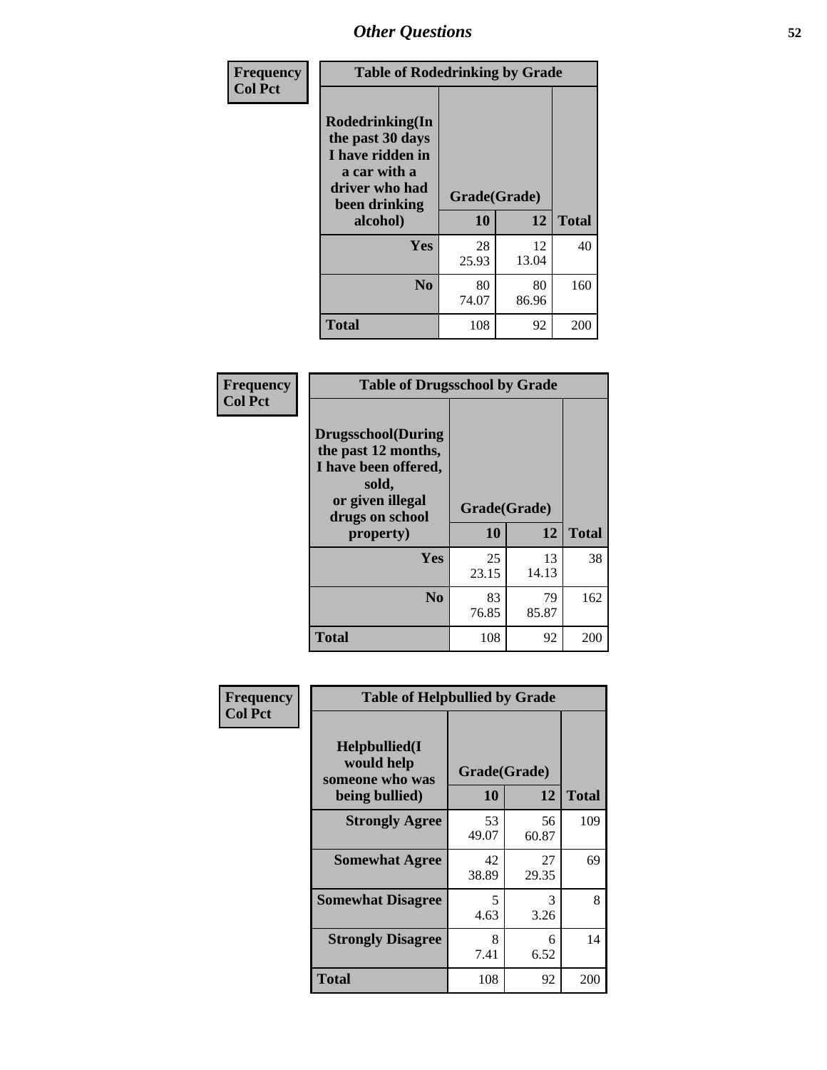# Other Questions

**Frequency Col Pct**

| Table of Rodedrinking by Grade | | | |
|---|---|---|---|
| Rodedrinking(In the past 30 days I have ridden in a car with a driver who had been drinking alcohol) | Grade(Grade) | | |
| | 10 | 12 | Total |
| **Yes** | 28<br>25.93 | 12<br>13.04 | 40 |
| **No** | 80<br>74.07 | 80<br>86.96 | 160 |
| **Total** | 108 | 92 | 200 |

**Frequency Col Pct**

| Table of Drugsschool by Grade | | | |
|---|---|---|---|
| Drugsschool(During the past 12 months, I have been offered, sold, or given illegal drugs on school property) | Grade(Grade) | | |
| | 10 | 12 | Total |
| **Yes** | 25<br>23.15 | 13<br>14.13 | 38 |
| **No** | 83<br>76.85 | 79<br>85.87 | 162 |
| **Total** | 108 | 92 | 200 |

**Frequency Col Pct**

| Table of Helpbullied by Grade | | | |
|---|---|---|---|
| Helpbullied(I would help someone who was being bullied) | Grade(Grade) | | |
| | 10 | 12 | Total |
| **Strongly Agree** | 53<br>49.07 | 56<br>60.87 | 109 |
| **Somewhat Agree** | 42<br>38.89 | 27<br>29.35 | 69 |
| **Somewhat Disagree** | 5<br>4.63 | 3<br>3.26 | 8 |
| **Strongly Disagree** | 8<br>7.41 | 6<br>6.52 | 14 |
| **Total** | 108 | 92 | 200 |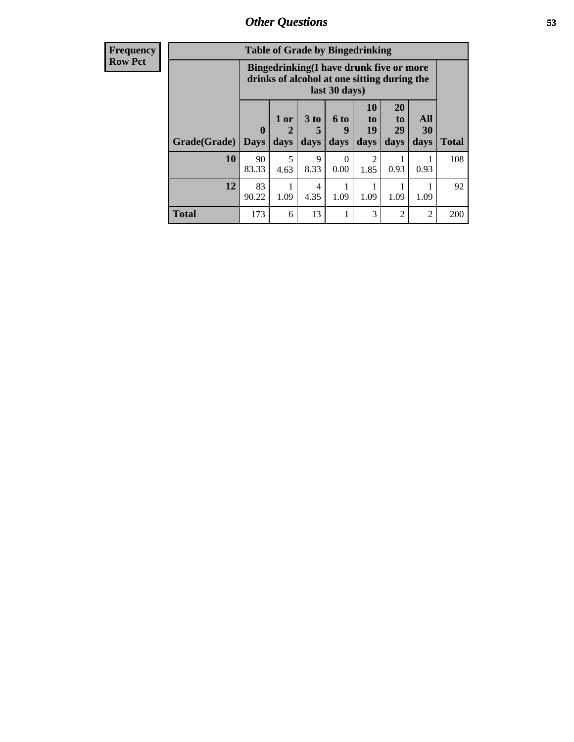| Frequency Row Pct |
|---|

| Table of Grade by Bingedrinking | | | | | | | | |
|---|---|---|---|---|---|---|---|---|
| | Bingedrinking(I have drunk five or more drinks of alcohol at one sitting during the last 30 days) | | | | | | | |
| Grade(Grade) | 0 Days | 1 or 2 days | 3 to 5 days | 6 to 9 days | 10 to 19 days | 20 to 29 days | All 30 days | Total |
| **10** | 90<br>83.33 | 5<br>4.63 | 9<br>8.33 | 0<br>0.00 | 2<br>1.85 | 1<br>0.93 | 1<br>0.93 | 108 |
| **12** | 83<br>90.22 | 1<br>1.09 | 4<br>4.35 | 1<br>1.09 | 1<br>1.09 | 1<br>1.09 | 1<br>1.09 | 92 |
| **Total** | 173 | 6 | 13 | 1 | 3 | 2 | 2 | 200 |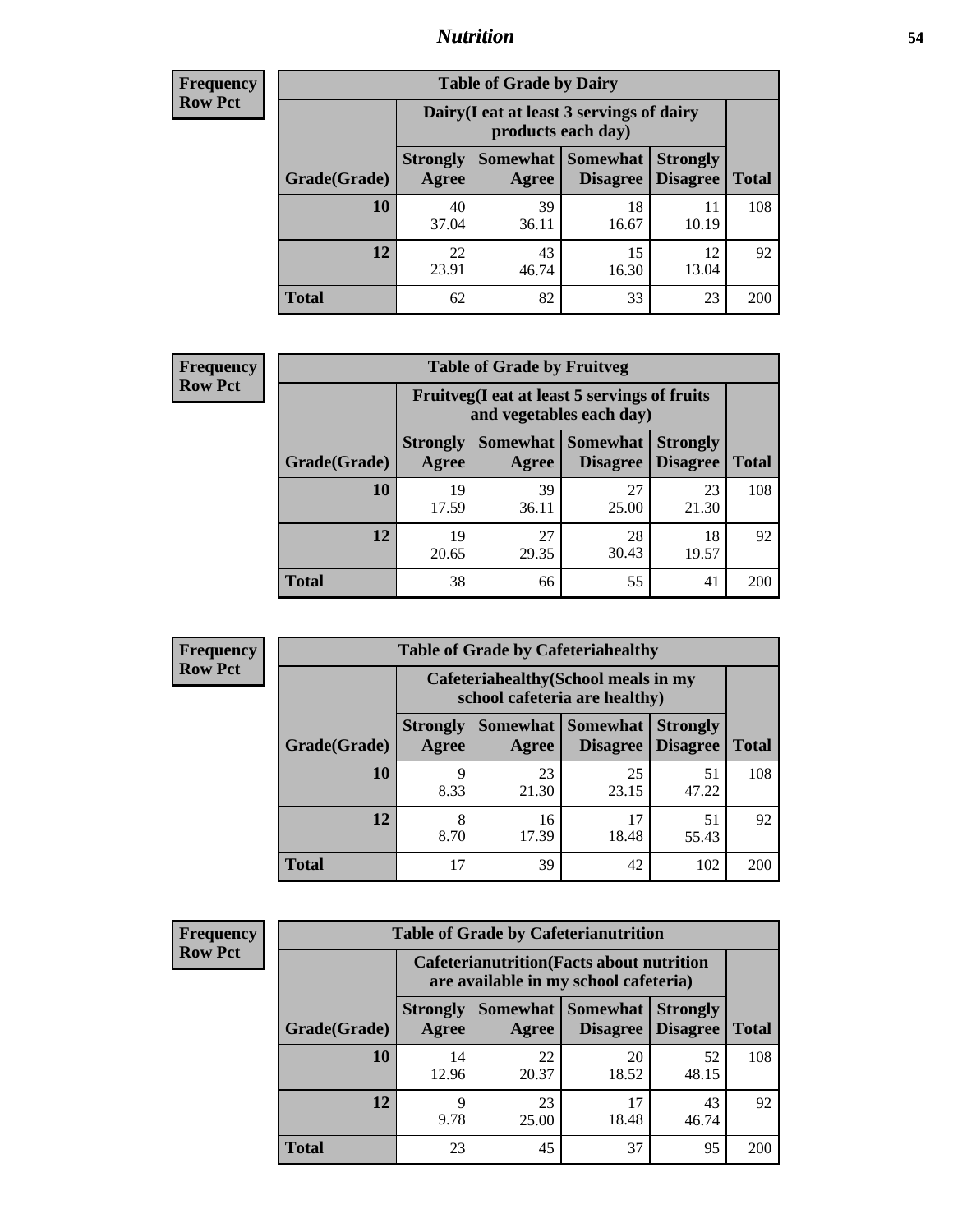# Nutrition

**Frequency**
**Row Pct**

| Table of Grade by Dairy | | | | | |
|---|---|---|---|---|---|
| | Dairy(I eat at least 3 servings of dairy products each day) | | | | |
| Grade(Grade) | Strongly Agree | Somewhat Agree | Somewhat Disagree | Strongly Disagree | Total |
| 10 | 40<br>37.04 | 39<br>36.11 | 18<br>16.67 | 11<br>10.19 | 108 |
| 12 | 22<br>23.91 | 43<br>46.74 | 15<br>16.30 | 12<br>13.04 | 92 |
| Total | 62 | 82 | 33 | 23 | 200 |

**Frequency**
**Row Pct**

| Table of Grade by Fruitveg | | | | | |
|---|---|---|---|---|---|
| | Fruitveg(I eat at least 5 servings of fruits and vegetables each day) | | | | |
| Grade(Grade) | Strongly Agree | Somewhat Agree | Somewhat Disagree | Strongly Disagree | Total |
| 10 | 19<br>17.59 | 39<br>36.11 | 27<br>25.00 | 23<br>21.30 | 108 |
| 12 | 19<br>20.65 | 27<br>29.35 | 28<br>30.43 | 18<br>19.57 | 92 |
| Total | 38 | 66 | 55 | 41 | 200 |

**Frequency**
**Row Pct**

| Table of Grade by Cafeteriahealthy | | | | | |
|---|---|---|---|---|---|
| | Cafeteriahealthy(School meals in my school cafeteria are healthy) | | | | |
| Grade(Grade) | Strongly Agree | Somewhat Agree | Somewhat Disagree | Strongly Disagree | Total |
| 10 | 9<br>8.33 | 23<br>21.30 | 25<br>23.15 | 51<br>47.22 | 108 |
| 12 | 8<br>8.70 | 16<br>17.39 | 17<br>18.48 | 51<br>55.43 | 92 |
| Total | 17 | 39 | 42 | 102 | 200 |

**Frequency**
**Row Pct**

| Table of Grade by Cafeterianutrition | | | | | |
|---|---|---|---|---|---|
| | Cafeterianutrition(Facts about nutrition are available in my school cafeteria) | | | | |
| Grade(Grade) | Strongly Agree | Somewhat Agree | Somewhat Disagree | Strongly Disagree | Total |
| 10 | 14<br>12.96 | 22<br>20.37 | 20<br>18.52 | 52<br>48.15 | 108 |
| 12 | 9<br>9.78 | 23<br>25.00 | 17<br>18.48 | 43<br>46.74 | 92 |
| Total | 23 | 45 | 37 | 95 | 200 |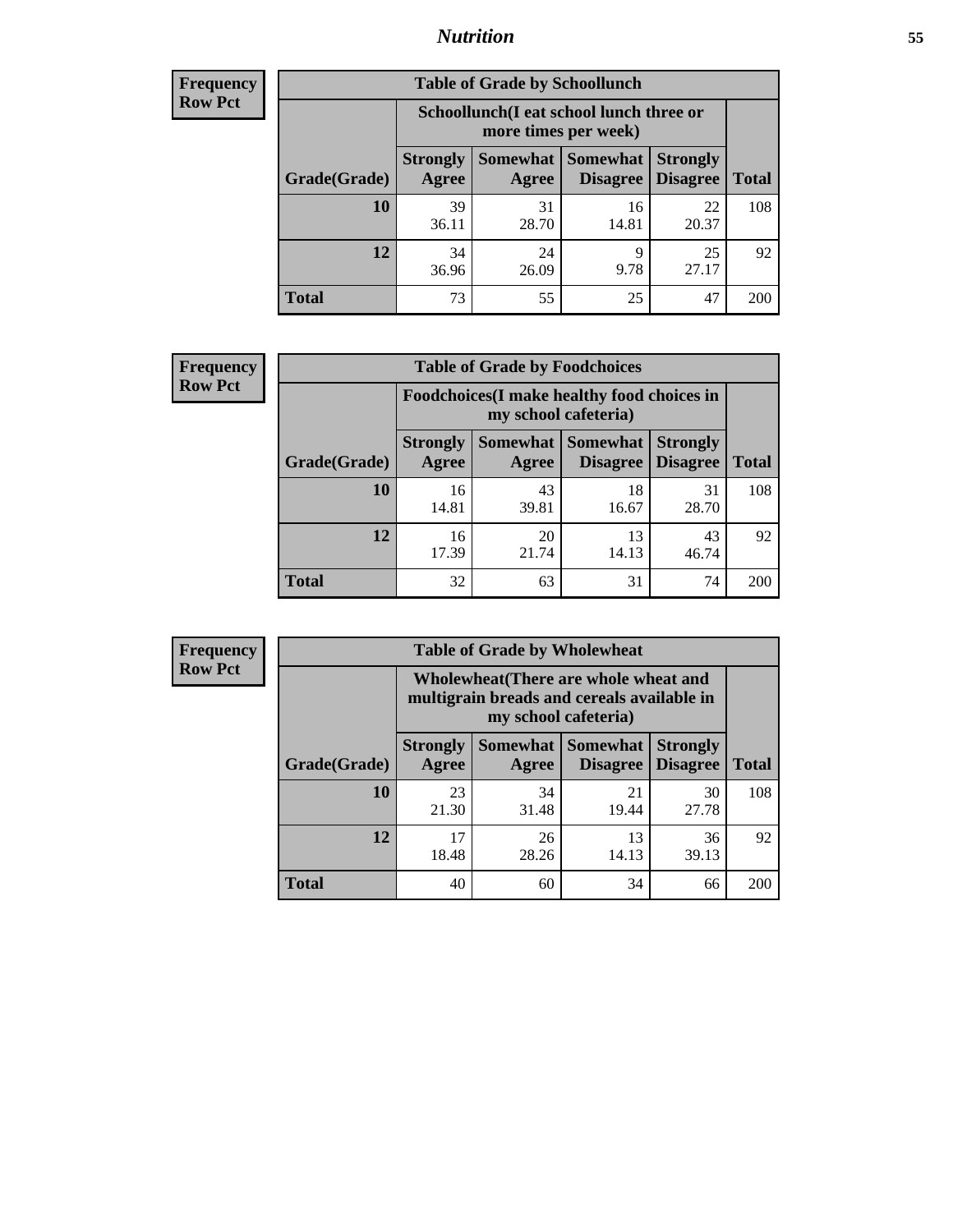**Frequency**
**Row Pct**

| Table of Grade by Schoollunch | | | | | |
|---|---|---|---|---|---|
| | Schoollunch(I eat school lunch three or more times per week) | | | | |
| Grade(Grade) | Strongly Agree | Somewhat Agree | Somewhat Disagree | Strongly Disagree | Total |
| **10** | 39<br>36.11 | 31<br>28.70 | 16<br>14.81 | 22<br>20.37 | 108 |
| **12** | 34<br>36.96 | 24<br>26.09 | 9<br>9.78 | 25<br>27.17 | 92 |
| **Total** | 73 | 55 | 25 | 47 | 200 |

**Frequency**
**Row Pct**

| Table of Grade by Foodchoices | | | | | |
|---|---|---|---|---|---|
| | Foodchoices(I make healthy food choices in my school cafeteria) | | | | |
| Grade(Grade) | Strongly Agree | Somewhat Agree | Somewhat Disagree | Strongly Disagree | Total |
| **10** | 16<br>14.81 | 43<br>39.81 | 18<br>16.67 | 31<br>28.70 | 108 |
| **12** | 16<br>17.39 | 20<br>21.74 | 13<br>14.13 | 43<br>46.74 | 92 |
| **Total** | 32 | 63 | 31 | 74 | 200 |

**Frequency**
**Row Pct**

| Table of Grade by Wholewheat | | | | | |
|---|---|---|---|---|---|
| | Wholewheat(There are whole wheat and multigrain breads and cereals available in my school cafeteria) | | | | |
| Grade(Grade) | Strongly Agree | Somewhat Agree | Somewhat Disagree | Strongly Disagree | Total |
| **10** | 23<br>21.30 | 34<br>31.48 | 21<br>19.44 | 30<br>27.78 | 108 |
| **12** | 17<br>18.48 | 26<br>28.26 | 13<br>14.13 | 36<br>39.13 | 92 |
| **Total** | 40 | 60 | 34 | 66 | 200 |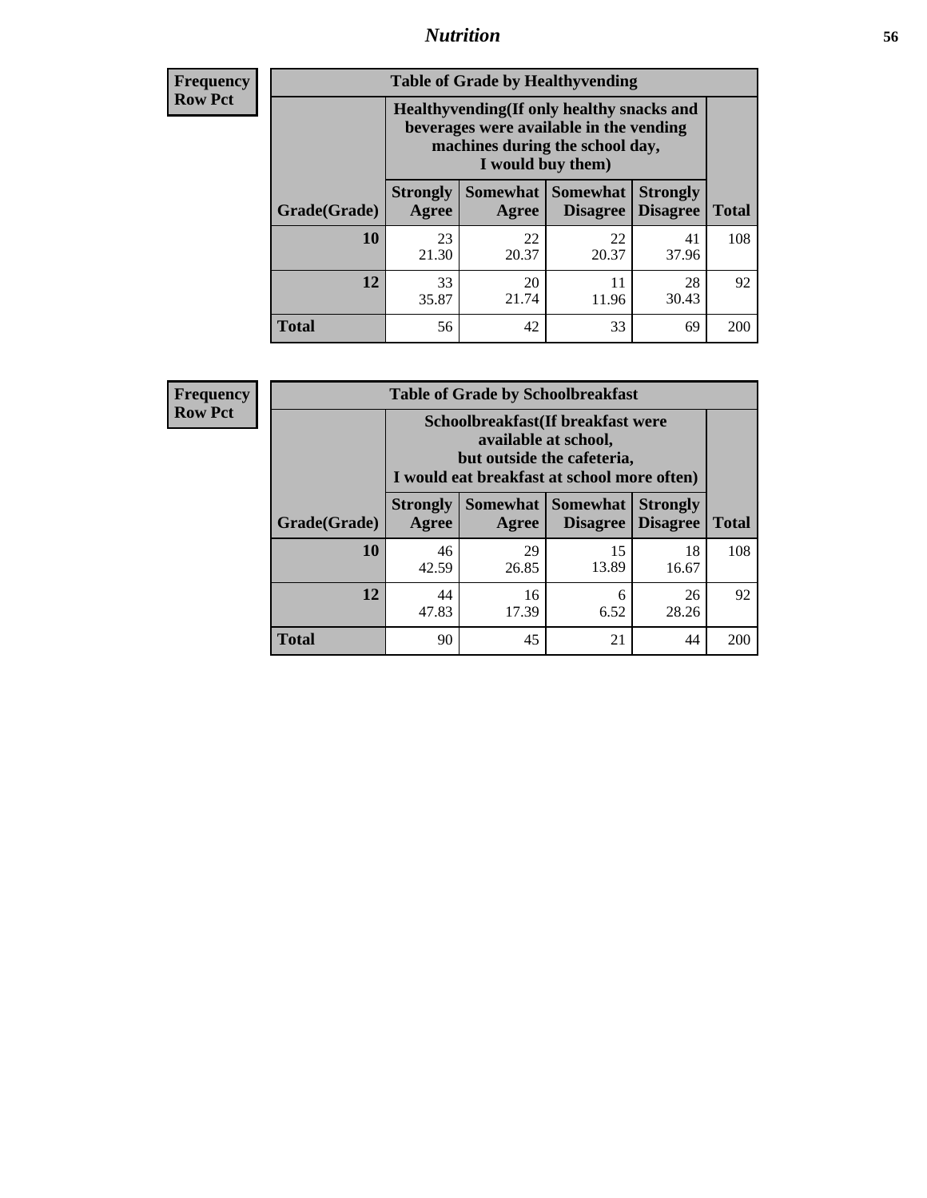**Frequency**
**Row Pct**

| Table of Grade by Healthyvending | | | | | |
|---|---|---|---|---|---|
| | Healthyvending(If only healthy snacks and beverages were available in the vending machines during the school day, I would buy them) | | | | |
| Grade(Grade) | Strongly Agree | Somewhat Agree | Somewhat Disagree | Strongly Disagree | Total |
| **10** | 23<br>21.30 | 22<br>20.37 | 22<br>20.37 | 41<br>37.96 | 108 |
| **12** | 33<br>35.87 | 20<br>21.74 | 11<br>11.96 | 28<br>30.43 | 92 |
| **Total** | 56 | 42 | 33 | 69 | 200 |

**Frequency**
**Row Pct**

| Table of Grade by Schoolbreakfast | | | | | |
|---|---|---|---|---|---|
| | Schoolbreakfast(If breakfast were available at school, but outside the cafeteria, I would eat breakfast at school more often) | | | | |
| Grade(Grade) | Strongly Agree | Somewhat Agree | Somewhat Disagree | Strongly Disagree | Total |
| **10** | 46<br>42.59 | 29<br>26.85 | 15<br>13.89 | 18<br>16.67 | 108 |
| **12** | 44<br>47.83 | 16<br>17.39 | 6<br>6.52 | 26<br>28.26 | 92 |
| **Total** | 90 | 45 | 21 | 44 | 200 |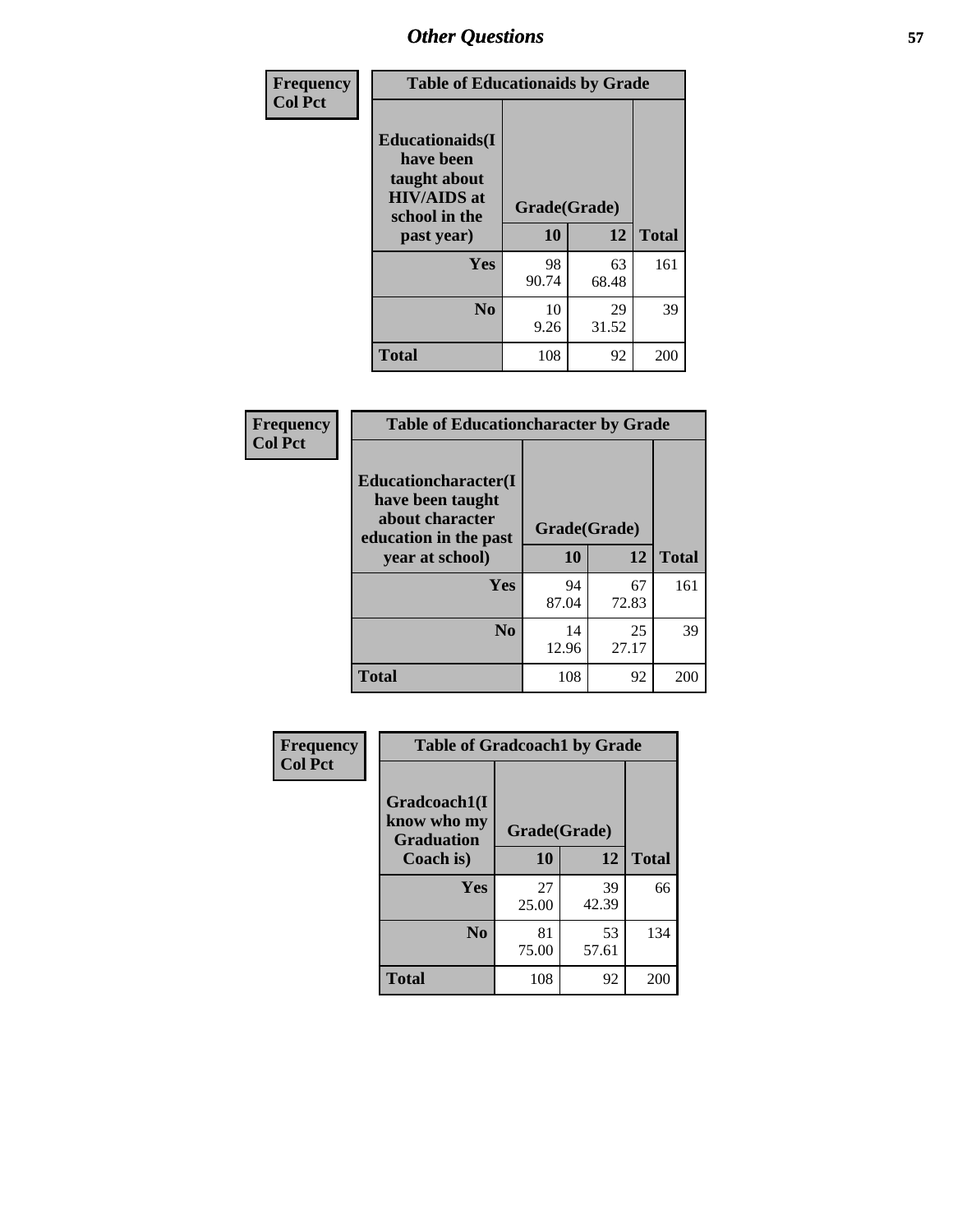# Other Questions

| Frequency<br>Col Pct | Table of Educationaids by Grade | | |
|---|---|---|---|
| Educationaids(I have been taught about HIV/AIDS at school in the past year) | Grade(Grade) | | |
| | 10 | 12 | Total |
| Yes | 98<br>90.74 | 63<br>68.48 | 161 |
| No | 10<br>9.26 | 29<br>31.52 | 39 |
| Total | 108 | 92 | 200 |

| Frequency<br>Col Pct | Table of Educationcharacter by Grade | | |
|---|---|---|---|
| Educationcharacter(I have been taught about character education in the past year at school) | Grade(Grade) | | |
| | 10 | 12 | Total |
| Yes | 94<br>87.04 | 67<br>72.83 | 161 |
| No | 14<br>12.96 | 25<br>27.17 | 39 |
| Total | 108 | 92 | 200 |

| Frequency<br>Col Pct | Table of Gradcoach1 by Grade | | |
|---|---|---|---|
| Gradcoach1(I know who my Graduation Coach is) | Grade(Grade) | | |
| | 10 | 12 | Total |
| Yes | 27<br>25.00 | 39<br>42.39 | 66 |
| No | 81<br>75.00 | 53<br>57.61 | 134 |
| Total | 108 | 92 | 200 |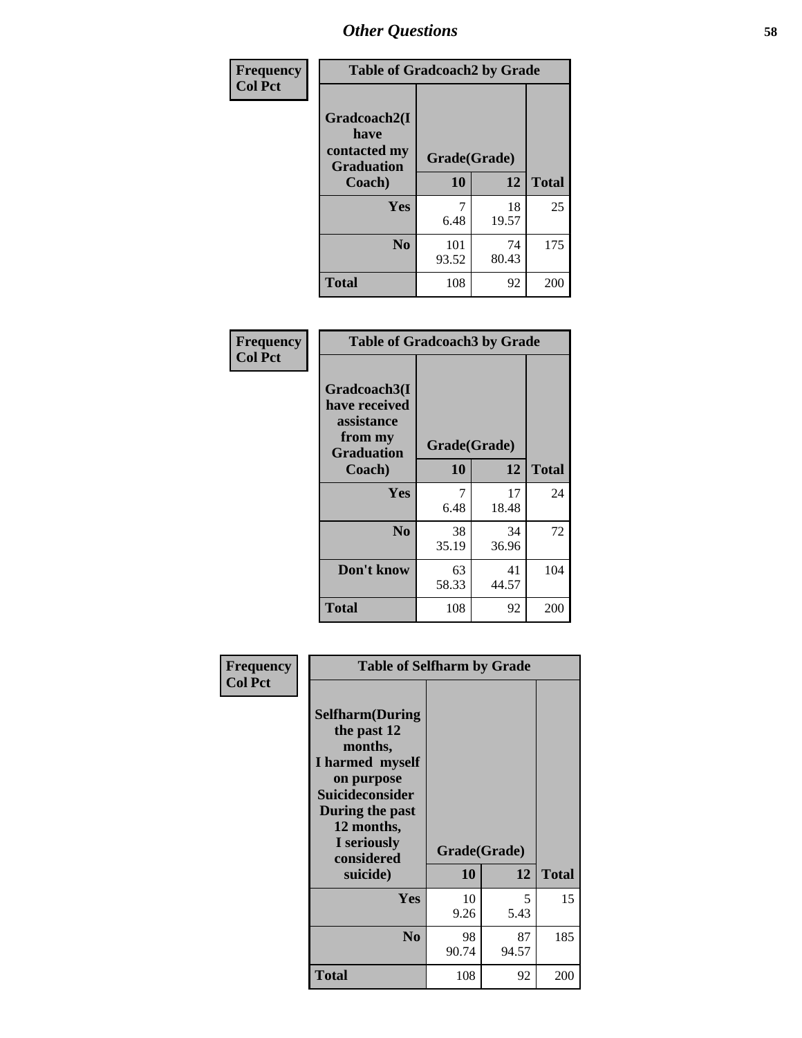| Frequency<br>Col Pct | Table of Gradcoach2 by Grade | | |
|---|---|---|---|
| Gradcoach2(I have contacted my Graduation Coach) | Grade(Grade) | | |
| | 10 | 12 | Total |
| Yes | 7<br>6.48 | 18<br>19.57 | 25 |
| No | 101<br>93.52 | 74<br>80.43 | 175 |
| Total | 108 | 92 | 200 |

| Frequency<br>Col Pct | Table of Gradcoach3 by Grade | | |
|---|---|---|---|
| Gradcoach3(I have received assistance from my Graduation Coach) | Grade(Grade) | | |
| | 10 | 12 | Total |
| Yes | 7<br>6.48 | 17<br>18.48 | 24 |
| No | 38<br>35.19 | 34<br>36.96 | 72 |
| Don't know | 63<br>58.33 | 41<br>44.57 | 104 |
| Total | 108 | 92 | 200 |

| Frequency<br>Col Pct | Table of Selfharm by Grade | | |
|---|---|---|---|
| Selfharm(During the past 12 months, I harmed myself on purpose Suicideconsider During the past 12 months, I seriously considered suicide) | Grade(Grade) | | |
| | 10 | 12 | Total |
| Yes | 10<br>9.26 | 5<br>5.43 | 15 |
| No | 98<br>90.74 | 87<br>94.57 | 185 |
| Total | 108 | 92 | 200 |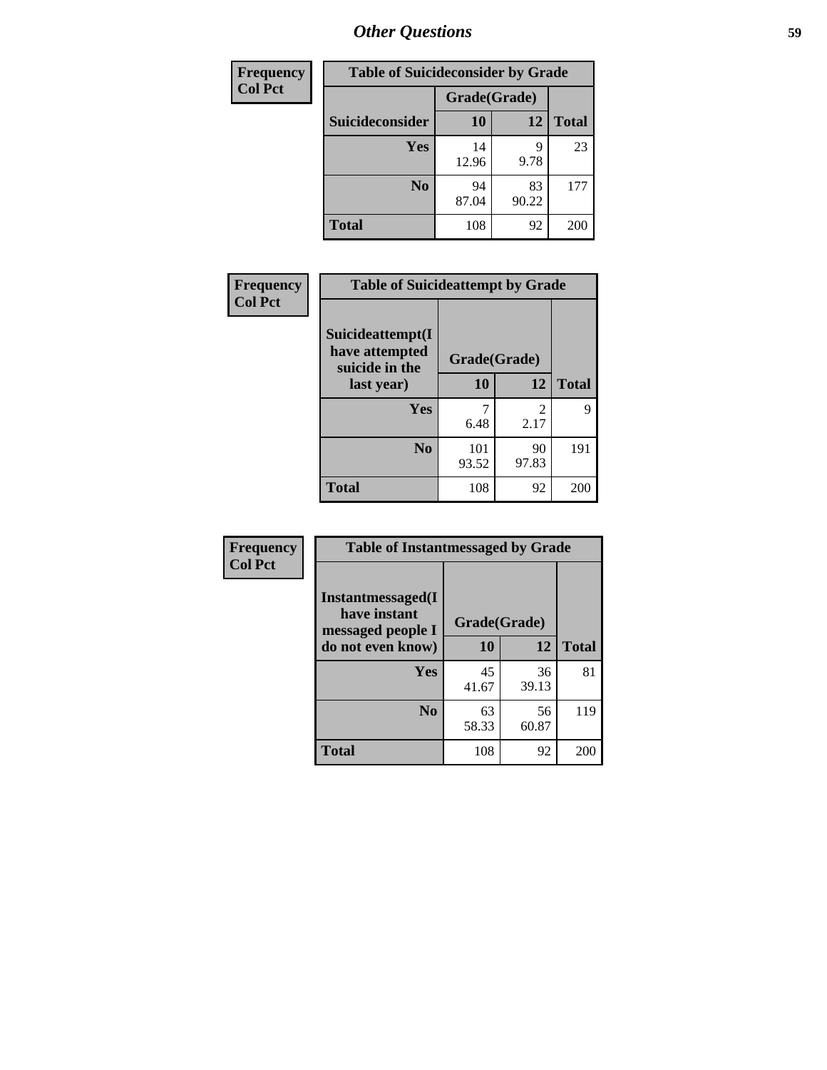## Other Questions

| Frequency<br>Col Pct |
|---|

**Table of Suicideconsider by Grade**

| Suicideconsider | Grade(Grade) 10 | 12 | Total |
|---|---|---|---|
| Yes | 14<br>12.96 | 9<br>9.78 | 23 |
| No | 94<br>87.04 | 83<br>90.22 | 177 |
| Total | 108 | 92 | 200 |

| Frequency<br>Col Pct |
|---|

**Table of Suicideattempt by Grade**

| Suicideattempt(I have attempted suicide in the last year) | Grade(Grade) 10 | 12 | Total |
|---|---|---|---|
| Yes | 7<br>6.48 | 2<br>2.17 | 9 |
| No | 101<br>93.52 | 90<br>97.83 | 191 |
| Total | 108 | 92 | 200 |

| Frequency<br>Col Pct |
|---|

**Table of Instantmessaged by Grade**

| Instantmessaged(I have instant messaged people I do not even know) | Grade(Grade) 10 | 12 | Total |
|---|---|---|---|
| Yes | 45<br>41.67 | 36<br>39.13 | 81 |
| No | 63<br>58.33 | 56<br>60.87 | 119 |
| Total | 108 | 92 | 200 |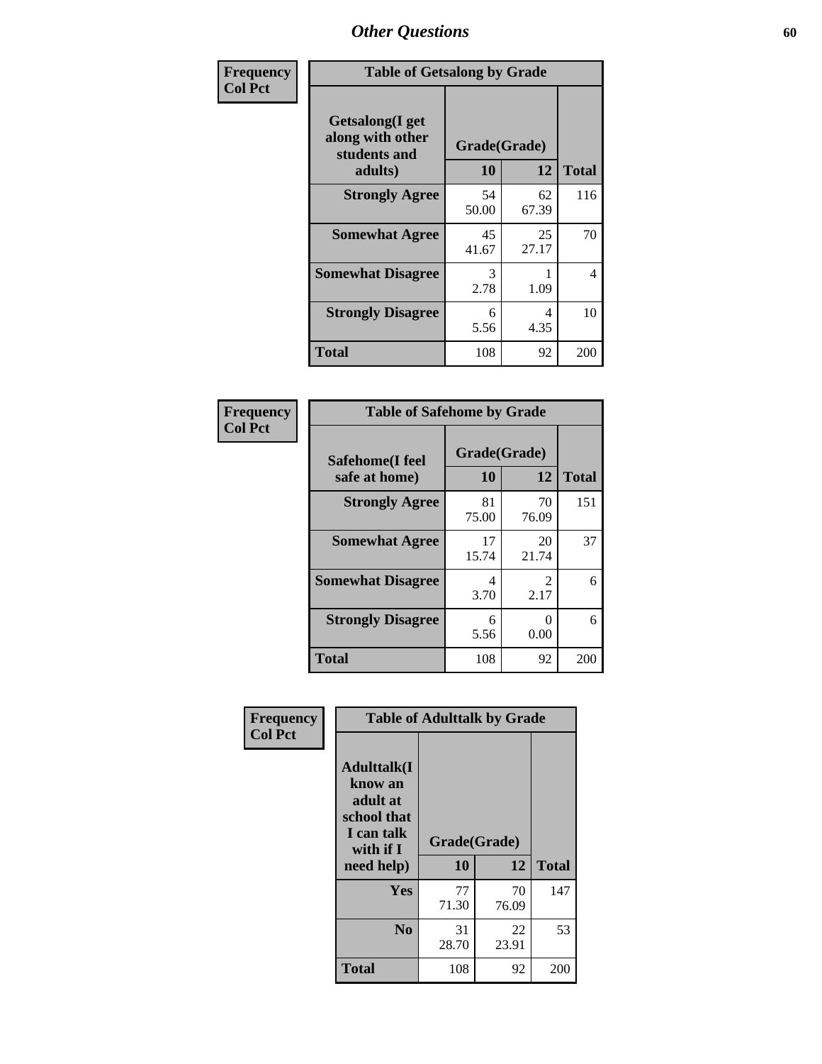# Other Questions

| Frequency<br>Col Pct | Table of Getsalong by Grade | | |
|---|---|---|---|
| Getsalong(I get along with other students and adults) | Grade(Grade) | | |
| | 10 | 12 | Total |
| Strongly Agree | 54<br>50.00 | 62<br>67.39 | 116 |
| Somewhat Agree | 45<br>41.67 | 25<br>27.17 | 70 |
| Somewhat Disagree | 3<br>2.78 | 1<br>1.09 | 4 |
| Strongly Disagree | 6<br>5.56 | 4<br>4.35 | 10 |
| Total | 108 | 92 | 200 |

| Frequency<br>Col Pct | Table of Safehome by Grade | | |
|---|---|---|---|
| Safehome(I feel safe at home) | Grade(Grade) | | |
| | 10 | 12 | Total |
| Strongly Agree | 81<br>75.00 | 70<br>76.09 | 151 |
| Somewhat Agree | 17<br>15.74 | 20<br>21.74 | 37 |
| Somewhat Disagree | 4<br>3.70 | 2<br>2.17 | 6 |
| Strongly Disagree | 6<br>5.56 | 0<br>0.00 | 6 |
| Total | 108 | 92 | 200 |

| Frequency<br>Col Pct | Table of Adulttalk by Grade | | |
|---|---|---|---|
| Adulttalk(I know an adult at school that I can talk with if I need help) | Grade(Grade) | | |
| | 10 | 12 | Total |
| Yes | 77<br>71.30 | 70<br>76.09 | 147 |
| No | 31<br>28.70 | 22<br>23.91 | 53 |
| Total | 108 | 92 | 200 |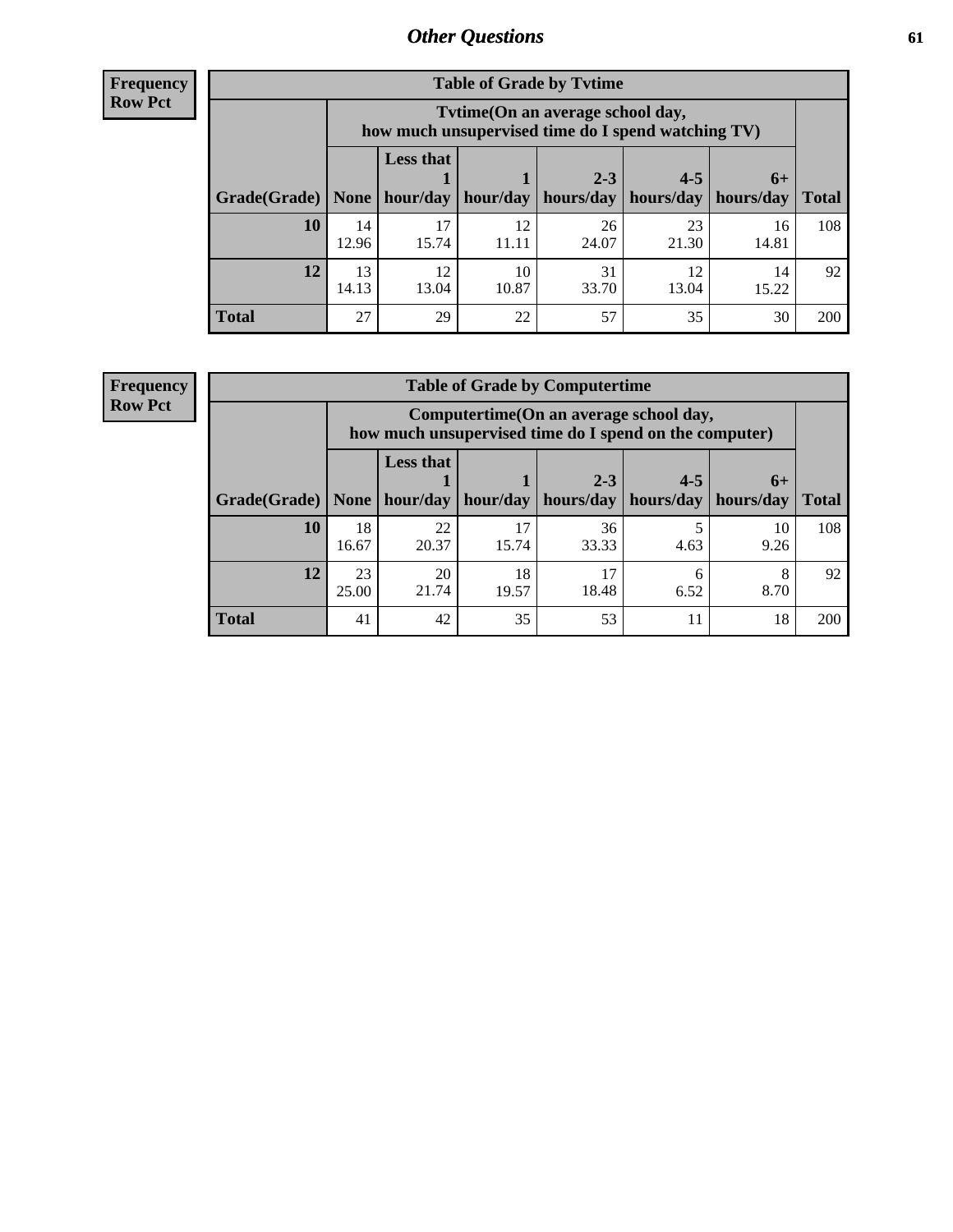# Other Questions

**Frequency**
**Row Pct**

| Table of Grade by Tvtime | | | | | | | |
|---|---|---|---|---|---|---|---|
| | Tvtime(On an average school day, how much unsupervised time do I spend watching TV) | | | | | | |
| Grade(Grade) | None | Less that 1 hour/day | 1 hour/day | 2-3 hours/day | 4-5 hours/day | 6+ hours/day | Total |
| **10** | 14<br>12.96 | 17<br>15.74 | 12<br>11.11 | 26<br>24.07 | 23<br>21.30 | 16<br>14.81 | 108 |
| **12** | 13<br>14.13 | 12<br>13.04 | 10<br>10.87 | 31<br>33.70 | 12<br>13.04 | 14<br>15.22 | 92 |
| **Total** | 27 | 29 | 22 | 57 | 35 | 30 | 200 |

**Frequency**
**Row Pct**

| Table of Grade by Computertime | | | | | | | |
|---|---|---|---|---|---|---|---|
| | Computertime(On an average school day, how much unsupervised time do I spend on the computer) | | | | | | |
| Grade(Grade) | None | Less that 1 hour/day | 1 hour/day | 2-3 hours/day | 4-5 hours/day | 6+ hours/day | Total |
| **10** | 18<br>16.67 | 22<br>20.37 | 17<br>15.74 | 36<br>33.33 | 5<br>4.63 | 10<br>9.26 | 108 |
| **12** | 23<br>25.00 | 20<br>21.74 | 18<br>19.57 | 17<br>18.48 | 6<br>6.52 | 8<br>8.70 | 92 |
| **Total** | 41 | 42 | 35 | 53 | 11 | 18 | 200 |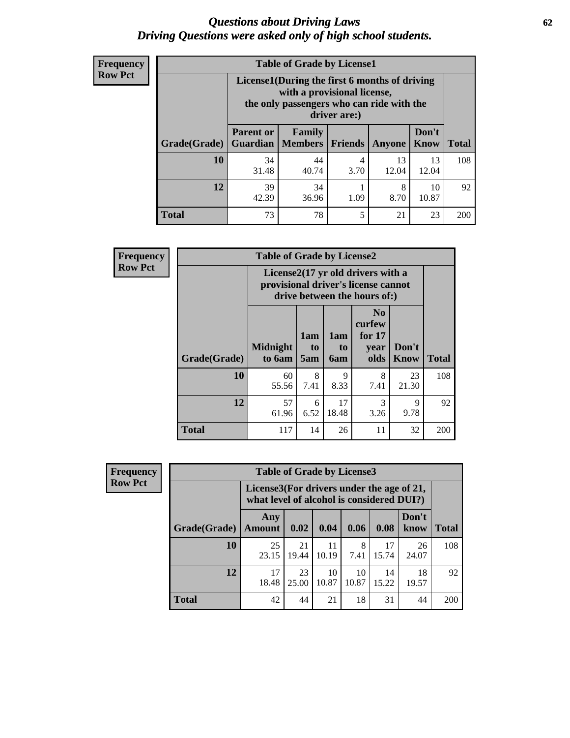# *Questions about Driving Laws*
# *Driving Questions were asked only of high school students.*

**Frequency**
**Row Pct**

| Table of Grade by License1 | | | | | | |
|---|---|---|---|---|---|---|
| | License1(During the first 6 months of driving with a provisional license, the only passengers who can ride with the driver are:) | | | | | |
| Grade(Grade) | Parent or Guardian | Family Members | Friends | Anyone | Don't Know | Total |
| **10** | 34<br>31.48 | 44<br>40.74 | 4<br>3.70 | 13<br>12.04 | 13<br>12.04 | 108 |
| **12** | 39<br>42.39 | 34<br>36.96 | 1<br>1.09 | 8<br>8.70 | 10<br>10.87 | 92 |
| **Total** | 73 | 78 | 5 | 21 | 23 | 200 |

**Frequency**
**Row Pct**

| Table of Grade by License2 | | | | | | |
|---|---|---|---|---|---|---|
| | License2(17 yr old drivers with a provisional driver's license cannot drive between the hours of:) | | | | | |
| Grade(Grade) | Midnight to 6am | 1am to 5am | 1am to 6am | No curfew for 17 year olds | Don't Know | Total |
| **10** | 60<br>55.56 | 8<br>7.41 | 9<br>8.33 | 8<br>7.41 | 23<br>21.30 | 108 |
| **12** | 57<br>61.96 | 6<br>6.52 | 17<br>18.48 | 3<br>3.26 | 9<br>9.78 | 92 |
| **Total** | 117 | 14 | 26 | 11 | 32 | 200 |

**Frequency**
**Row Pct**

| Table of Grade by License3 | | | | | | | |
|---|---|---|---|---|---|---|---|
| | License3(For drivers under the age of 21, what level of alcohol is considered DUI?) | | | | | | |
| Grade(Grade) | Any Amount | 0.02 | 0.04 | 0.06 | 0.08 | Don't know | Total |
| **10** | 25<br>23.15 | 21<br>19.44 | 11<br>10.19 | 8<br>7.41 | 17<br>15.74 | 26<br>24.07 | 108 |
| **12** | 17<br>18.48 | 23<br>25.00 | 10<br>10.87 | 10<br>10.87 | 14<br>15.22 | 18<br>19.57 | 92 |
| **Total** | 42 | 44 | 21 | 18 | 31 | 44 | 200 |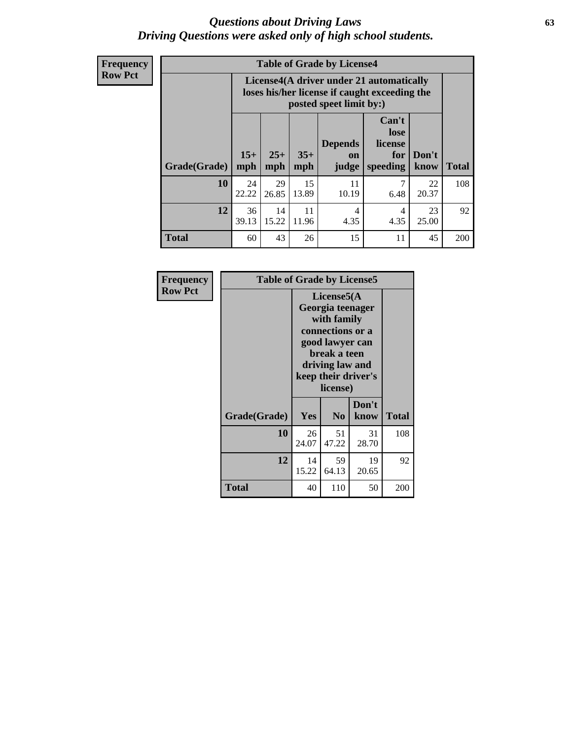# *Questions about Driving Laws*
## *Driving Questions were asked only of high school students.*

**Frequency**
**Row Pct**

**Table of Grade by License4**

| Grade(Grade) | License4(A driver under 21 automatically loses his/her license if caught exceeding the posted speet limit by:) | | | | | | Total |
|---|---|---|---|---|---|---|---|
| | 15+ mph | 25+ mph | 35+ mph | Depends on judge | Can't lose license for speeding | Don't know | |
| **10** | 24<br>22.22 | 29<br>26.85 | 15<br>13.89 | 11<br>10.19 | 7<br>6.48 | 22<br>20.37 | 108 |
| **12** | 36<br>39.13 | 14<br>15.22 | 11<br>11.96 | 4<br>4.35 | 4<br>4.35 | 23<br>25.00 | 92 |
| **Total** | 60 | 43 | 26 | 15 | 11 | 45 | 200 |

**Frequency**
**Row Pct**

**Table of Grade by License5**

| Grade(Grade) | License5(A Georgia teenager with family connections or a good lawyer can break a teen driving law and keep their driver's license) | | | Total |
|---|---|---|---|---|
| | Yes | No | Don't know | |
| **10** | 26<br>24.07 | 51<br>47.22 | 31<br>28.70 | 108 |
| **12** | 14<br>15.22 | 59<br>64.13 | 19<br>20.65 | 92 |
| **Total** | 40 | 110 | 50 | 200 |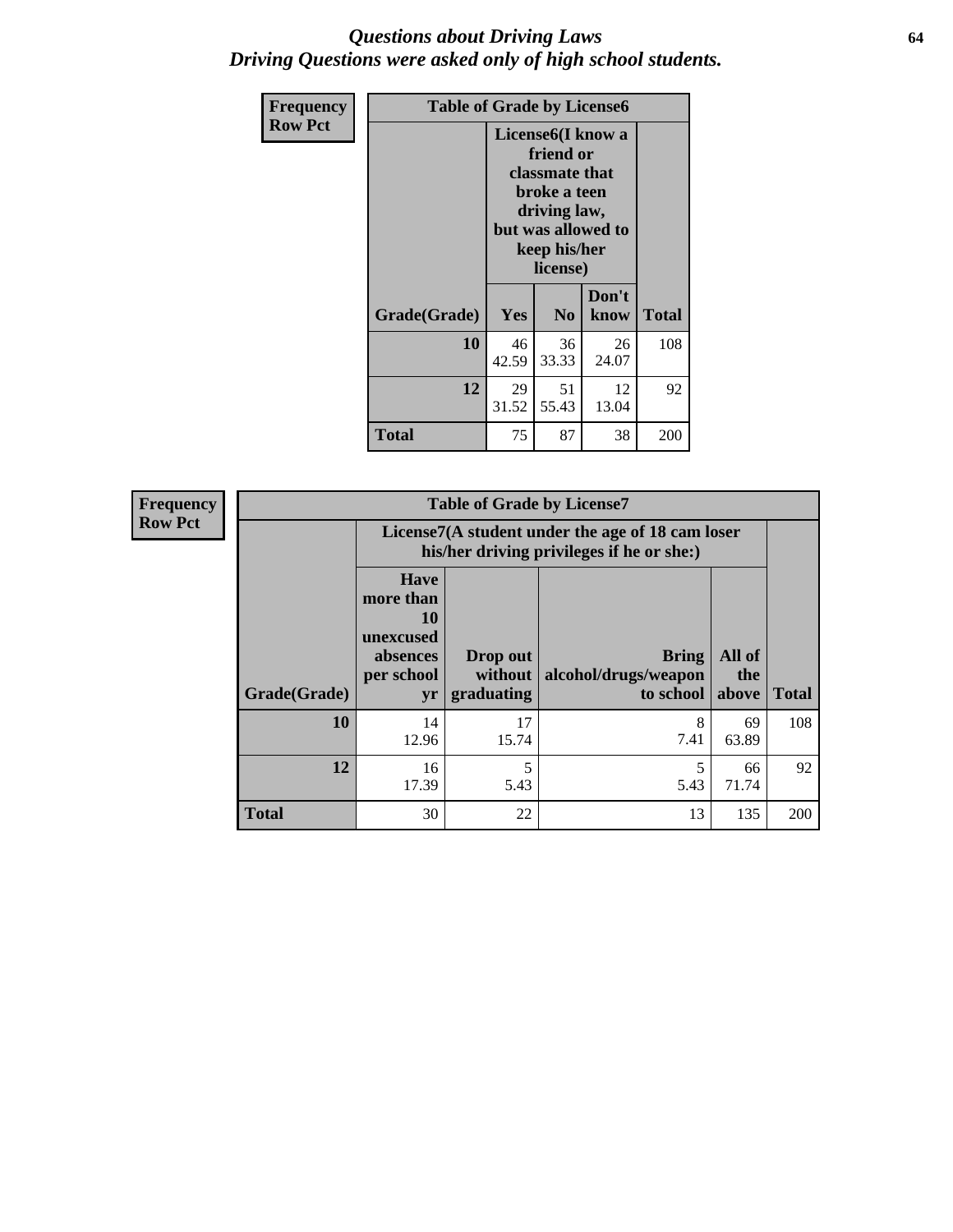*Questions about Driving Laws*
*Driving Questions were asked only of high school students.*

**Frequency**
**Row Pct**

| Table of Grade by License6 | | | | |
|---|---|---|---|---|
| | License6(I know a friend or classmate that broke a teen driving law, but was allowed to keep his/her license) | | | |
| Grade(Grade) | Yes | No | Don't know | Total |
| 10 | 46<br>42.59 | 36<br>33.33 | 26<br>24.07 | 108 |
| 12 | 29<br>31.52 | 51<br>55.43 | 12<br>13.04 | 92 |
| Total | 75 | 87 | 38 | 200 |

**Frequency**
**Row Pct**

| Table of Grade by License7 | | | | | |
|---|---|---|---|---|---|
| | License7(A student under the age of 18 cam loser his/her driving privileges if he or she:) | | | | |
| Grade(Grade) | Have more than 10 unexcused absences per school yr | Drop out without graduating | Bring alcohol/drugs/weapon to school | All of the above | Total |
| 10 | 14<br>12.96 | 17<br>15.74 | 8<br>7.41 | 69<br>63.89 | 108 |
| 12 | 16<br>17.39 | 5<br>5.43 | 5<br>5.43 | 66<br>71.74 | 92 |
| Total | 30 | 22 | 13 | 135 | 200 |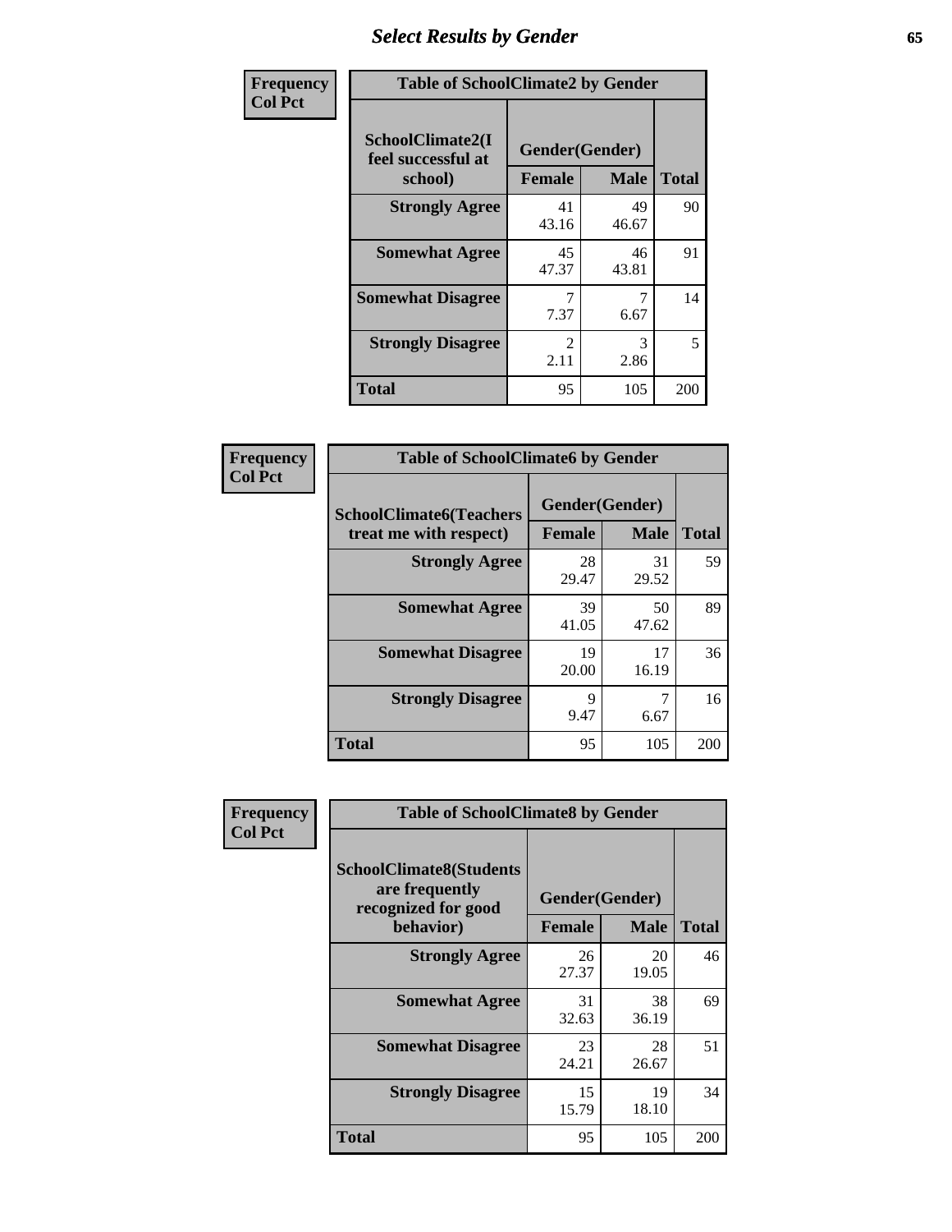# Select Results by Gender

**Frequency**
**Col Pct**

| Table of SchoolClimate2 by Gender | | | |
|---|---|---|---|
| SchoolClimate2(I feel successful at school) | Gender(Gender) | | |
| | Female | Male | Total |
| Strongly Agree | 41<br>43.16 | 49<br>46.67 | 90 |
| Somewhat Agree | 45<br>47.37 | 46<br>43.81 | 91 |
| Somewhat Disagree | 7<br>7.37 | 7<br>6.67 | 14 |
| Strongly Disagree | 2<br>2.11 | 3<br>2.86 | 5 |
| Total | 95 | 105 | 200 |

**Frequency**
**Col Pct**

| Table of SchoolClimate6 by Gender | | | |
|---|---|---|---|
| SchoolClimate6(Teachers treat me with respect) | Gender(Gender) | | |
| | Female | Male | Total |
| Strongly Agree | 28<br>29.47 | 31<br>29.52 | 59 |
| Somewhat Agree | 39<br>41.05 | 50<br>47.62 | 89 |
| Somewhat Disagree | 19<br>20.00 | 17<br>16.19 | 36 |
| Strongly Disagree | 9<br>9.47 | 7<br>6.67 | 16 |
| Total | 95 | 105 | 200 |

**Frequency**
**Col Pct**

| Table of SchoolClimate8 by Gender | | | |
|---|---|---|---|
| SchoolClimate8(Students are frequently recognized for good behavior) | Gender(Gender) | | |
| | Female | Male | Total |
| Strongly Agree | 26<br>27.37 | 20<br>19.05 | 46 |
| Somewhat Agree | 31<br>32.63 | 38<br>36.19 | 69 |
| Somewhat Disagree | 23<br>24.21 | 28<br>26.67 | 51 |
| Strongly Disagree | 15<br>15.79 | 19<br>18.10 | 34 |
| Total | 95 | 105 | 200 |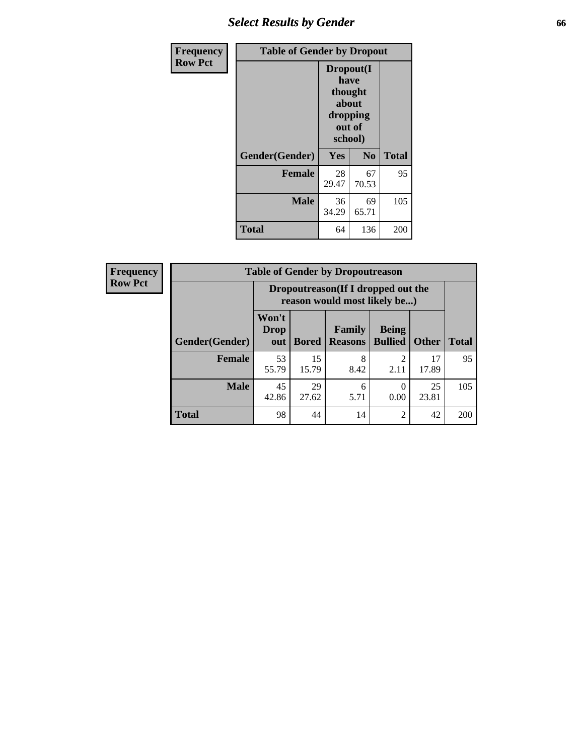## Select Results by Gender

**Frequency**
**Row Pct**

| Table of Gender by Dropout | | | |
|---|---|---|---|
| | Dropout(I have thought about dropping out of school) | | |
| Gender(Gender) | Yes | No | Total |
| **Female** | 28<br>29.47 | 67<br>70.53 | 95 |
| **Male** | 36<br>34.29 | 69<br>65.71 | 105 |
| **Total** | 64 | 136 | 200 |

**Frequency**
**Row Pct**

| Table of Gender by Dropoutreason | | | | | | |
|---|---|---|---|---|---|---|
| | Dropoutreason(If I dropped out the reason would most likely be...) | | | | | |
| Gender(Gender) | Won't Drop out | Bored | Family Reasons | Being Bullied | Other | Total |
| **Female** | 53<br>55.79 | 15<br>15.79 | 8<br>8.42 | 2<br>2.11 | 17<br>17.89 | 95 |
| **Male** | 45<br>42.86 | 29<br>27.62 | 6<br>5.71 | 0<br>0.00 | 25<br>23.81 | 105 |
| **Total** | 98 | 44 | 14 | 2 | 42 | 200 |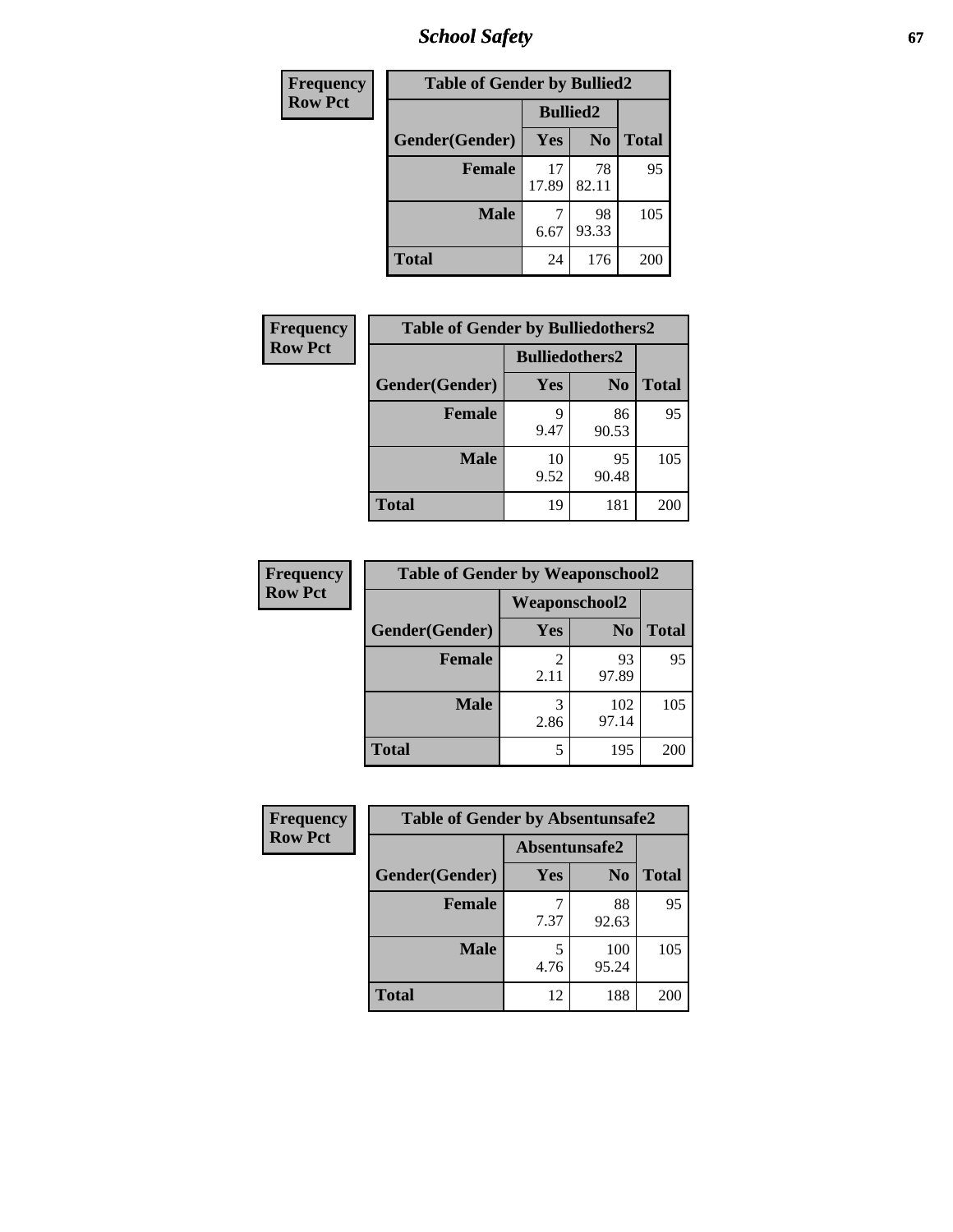| Frequency<br>Row Pct | | | |
|---|---|---|---|
| **Table of Gender by Bullied2** | | | |
| | **Bullied2** | | |
| **Gender(Gender)** | **Yes** | **No** | **Total** |
| **Female** | 17<br>17.89 | 78<br>82.11 | 95 |
| **Male** | 7<br>6.67 | 98<br>93.33 | 105 |
| **Total** | 24 | 176 | 200 |

| Frequency<br>Row Pct | | | |
|---|---|---|---|
| **Table of Gender by Bulliedothers2** | | | |
| | **Bulliedothers2** | | |
| **Gender(Gender)** | **Yes** | **No** | **Total** |
| **Female** | 9<br>9.47 | 86<br>90.53 | 95 |
| **Male** | 10<br>9.52 | 95<br>90.48 | 105 |
| **Total** | 19 | 181 | 200 |

| Frequency<br>Row Pct | | | |
|---|---|---|---|
| **Table of Gender by Weaponschool2** | | | |
| | **Weaponschool2** | | |
| **Gender(Gender)** | **Yes** | **No** | **Total** |
| **Female** | 2<br>2.11 | 93<br>97.89 | 95 |
| **Male** | 3<br>2.86 | 102<br>97.14 | 105 |
| **Total** | 5 | 195 | 200 |

| Frequency<br>Row Pct | | | |
|---|---|---|---|
| **Table of Gender by Absentunsafe2** | | | |
| | **Absentunsafe2** | | |
| **Gender(Gender)** | **Yes** | **No** | **Total** |
| **Female** | 7<br>7.37 | 88<br>92.63 | 95 |
| **Male** | 5<br>4.76 | 100<br>95.24 | 105 |
| **Total** | 12 | 188 | 200 |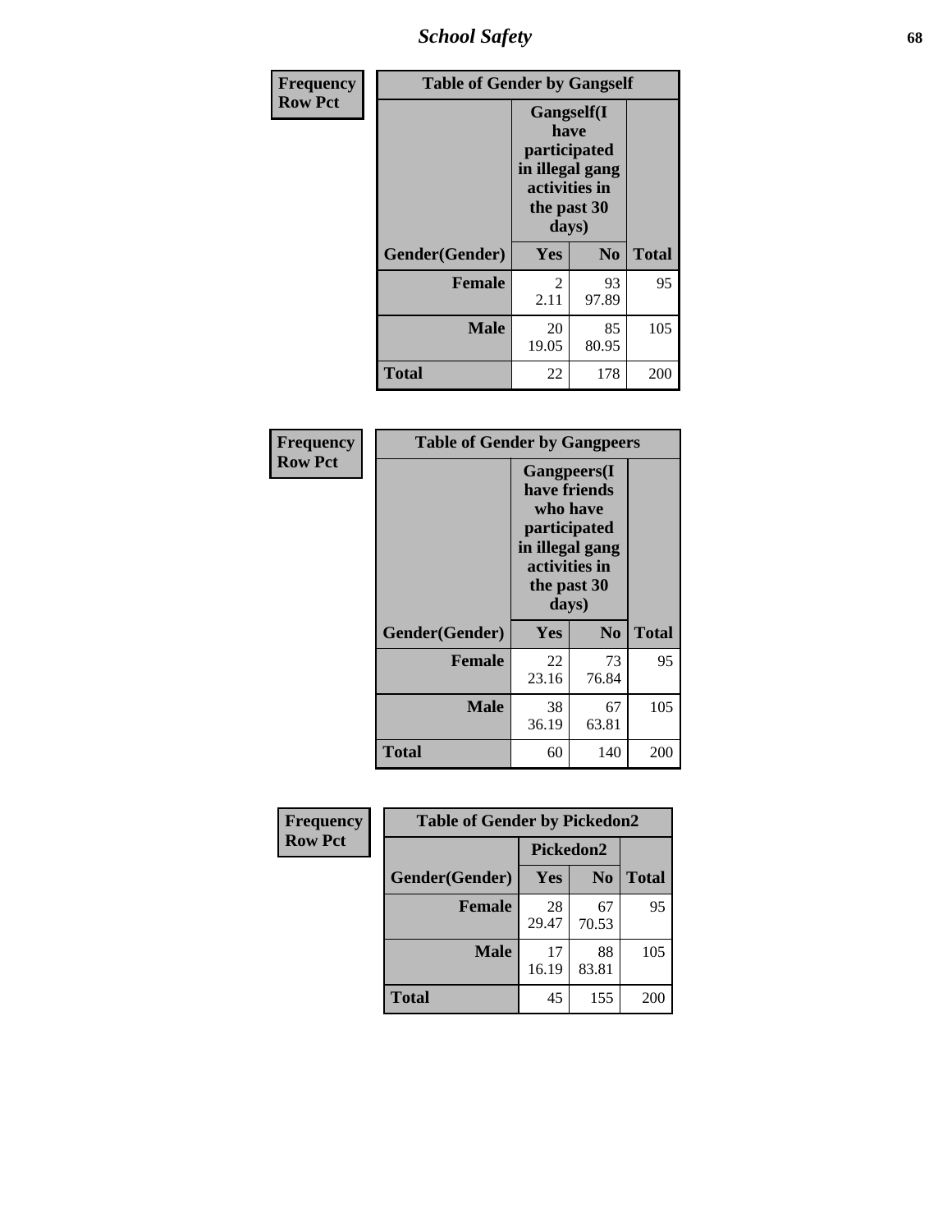| Frequency<br>Row Pct | Table of Gender by Gangself | | |
|---|---|---|---|
| | Gangself(I have participated in illegal gang activities in the past 30 days) | | |
| Gender(Gender) | Yes | No | Total |
| Female | 2<br>2.11 | 93<br>97.89 | 95 |
| Male | 20<br>19.05 | 85<br>80.95 | 105 |
| Total | 22 | 178 | 200 |

| Frequency<br>Row Pct | Table of Gender by Gangpeers | | |
|---|---|---|---|
| | Gangpeers(I have friends who have participated in illegal gang activities in the past 30 days) | | |
| Gender(Gender) | Yes | No | Total |
| Female | 22<br>23.16 | 73<br>76.84 | 95 |
| Male | 38<br>36.19 | 67<br>63.81 | 105 |
| Total | 60 | 140 | 200 |

| Frequency<br>Row Pct | Table of Gender by Pickedon2 | | |
|---|---|---|---|
| | Pickedon2 | | |
| Gender(Gender) | Yes | No | Total |
| Female | 28<br>29.47 | 67<br>70.53 | 95 |
| Male | 17<br>16.19 | 88<br>83.81 | 105 |
| Total | 45 | 155 | 200 |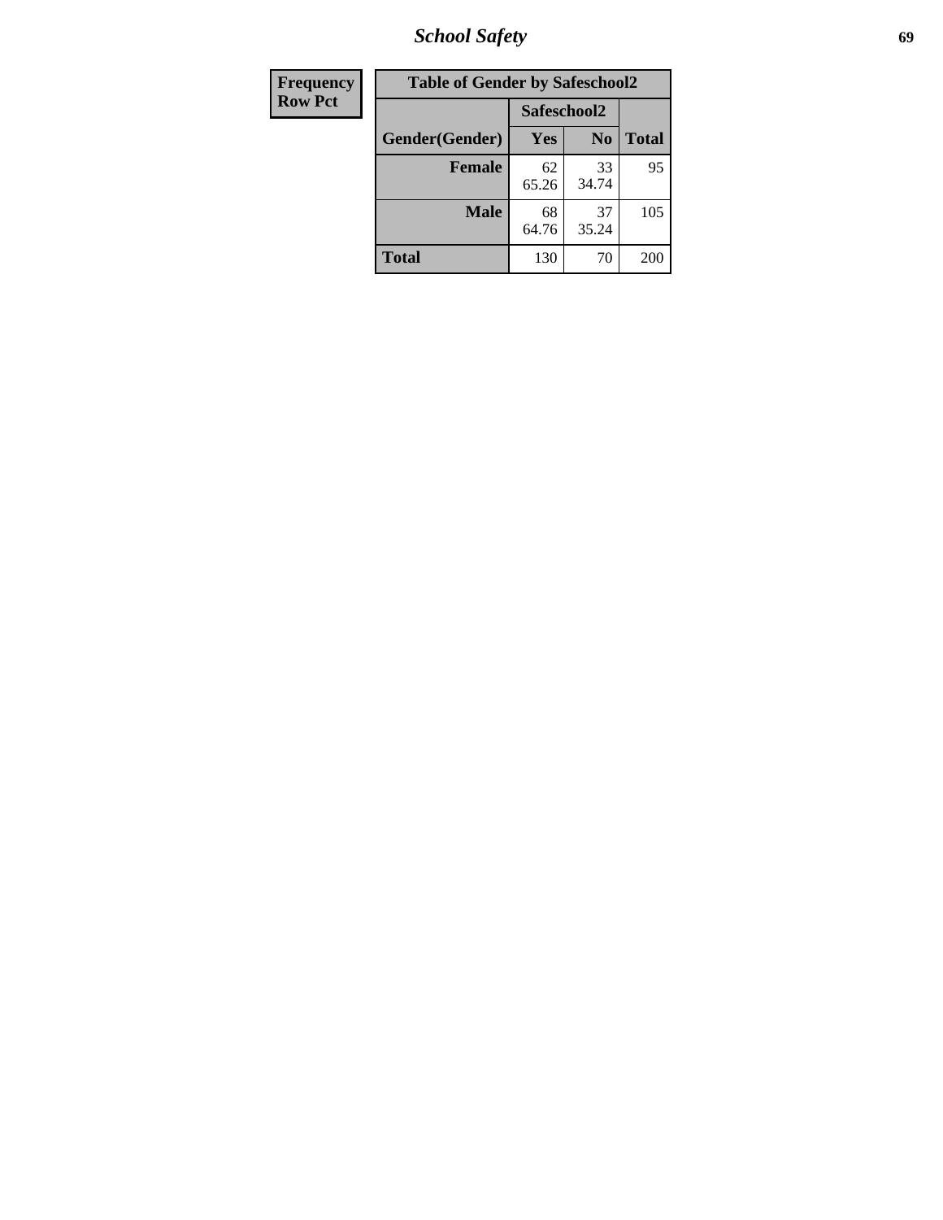| Frequency |
|---|
| Row Pct |

| Table of Gender by Safeschool2 | | | |
|---|---|---|---|
| | Safeschool2 | | |
| Gender(Gender) | Yes | No | Total |
| Female | 62<br>65.26 | 33<br>34.74 | 95 |
| Male | 68<br>64.76 | 37<br>35.24 | 105 |
| Total | 130 | 70 | 200 |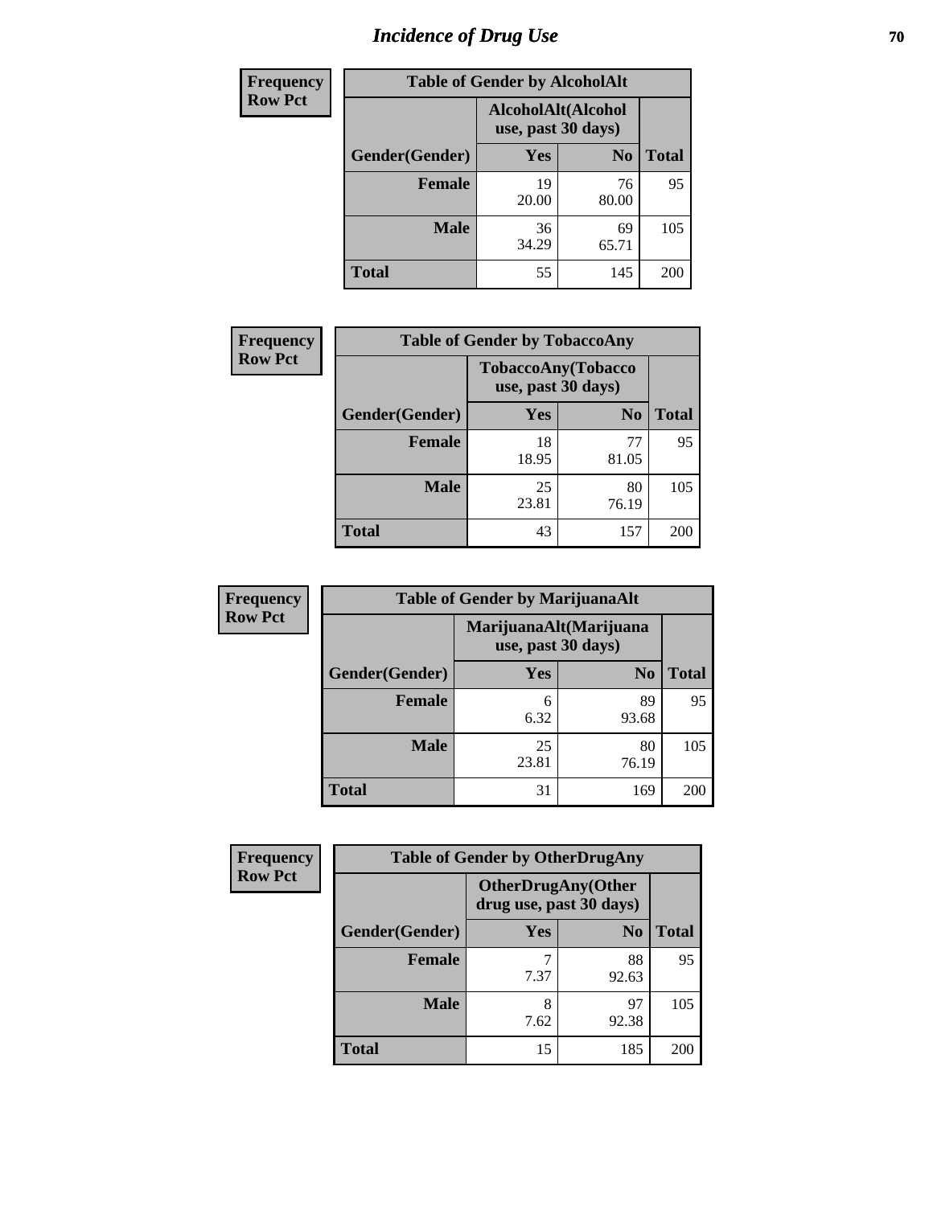# Incidence of Drug Use

| Frequency<br>Row Pct | Table of Gender by AlcoholAlt | | |
|---|---|---|---|
| | AlcoholAlt(Alcohol use, past 30 days) | | |
| Gender(Gender) | Yes | No | Total |
| Female | 19<br>20.00 | 76<br>80.00 | 95 |
| Male | 36<br>34.29 | 69<br>65.71 | 105 |
| Total | 55 | 145 | 200 |

| Frequency<br>Row Pct | Table of Gender by TobaccoAny | | |
|---|---|---|---|
| | TobaccoAny(Tobacco use, past 30 days) | | |
| Gender(Gender) | Yes | No | Total |
| Female | 18<br>18.95 | 77<br>81.05 | 95 |
| Male | 25<br>23.81 | 80<br>76.19 | 105 |
| Total | 43 | 157 | 200 |

| Frequency<br>Row Pct | Table of Gender by MarijuanaAlt | | |
|---|---|---|---|
| | MarijuanaAlt(Marijuana use, past 30 days) | | |
| Gender(Gender) | Yes | No | Total |
| Female | 6<br>6.32 | 89<br>93.68 | 95 |
| Male | 25<br>23.81 | 80<br>76.19 | 105 |
| Total | 31 | 169 | 200 |

| Frequency<br>Row Pct | Table of Gender by OtherDrugAny | | |
|---|---|---|---|
| | OtherDrugAny(Other drug use, past 30 days) | | |
| Gender(Gender) | Yes | No | Total |
| Female | 7<br>7.37 | 88<br>92.63 | 95 |
| Male | 8<br>7.62 | 97<br>92.38 | 105 |
| Total | 15 | 185 | 200 |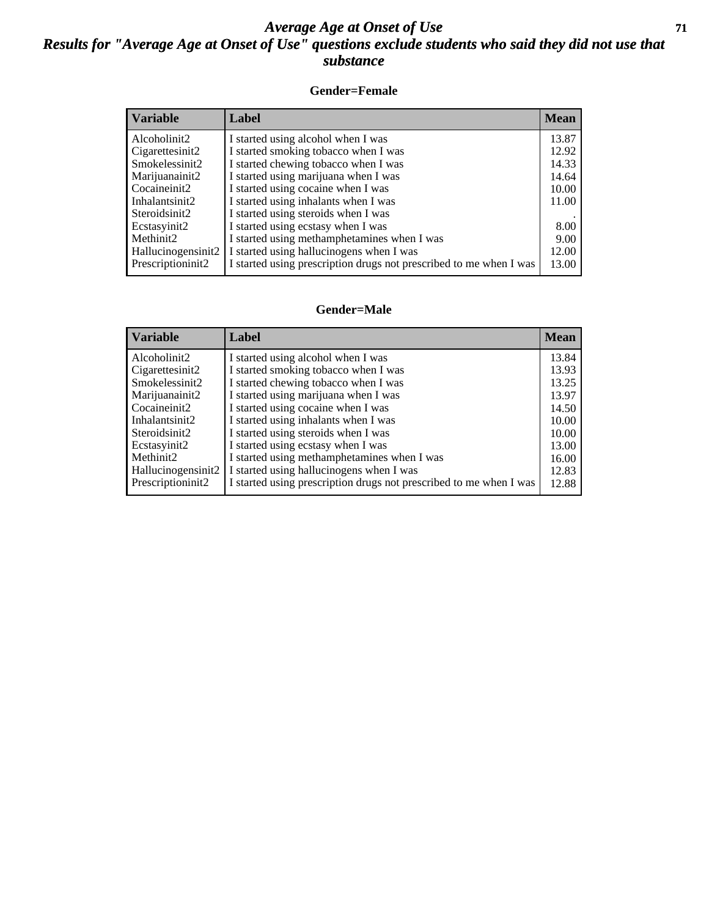# *Average Age at Onset of Use*
# *Results for "Average Age at Onset of Use" questions exclude students who said they did not use that substance*

### Gender=Female

| Variable | Label | Mean |
|---|---|---|
| Alcoholinit2 | I started using alcohol when I was | 13.87 |
| Cigarettesinit2 | I started smoking tobacco when I was | 12.92 |
| Smokelessinit2 | I started chewing tobacco when I was | 14.33 |
| Marijuanainit2 | I started using marijuana when I was | 14.64 |
| Cocaineinit2 | I started using cocaine when I was | 10.00 |
| Inhalantsinit2 | I started using inhalants when I was | 11.00 |
| Steroidsinit2 | I started using steroids when I was | . |
| Ecstasyinit2 | I started using ecstasy when I was | 8.00 |
| Methinit2 | I started using methamphetamines when I was | 9.00 |
| Hallucinogensinit2 | I started using hallucinogens when I was | 12.00 |
| Prescriptioninit2 | I started using prescription drugs not prescribed to me when I was | 13.00 |

### Gender=Male

| Variable | Label | Mean |
|---|---|---|
| Alcoholinit2 | I started using alcohol when I was | 13.84 |
| Cigarettesinit2 | I started smoking tobacco when I was | 13.93 |
| Smokelessinit2 | I started chewing tobacco when I was | 13.25 |
| Marijuanainit2 | I started using marijuana when I was | 13.97 |
| Cocaineinit2 | I started using cocaine when I was | 14.50 |
| Inhalantsinit2 | I started using inhalants when I was | 10.00 |
| Steroidsinit2 | I started using steroids when I was | 10.00 |
| Ecstasyinit2 | I started using ecstasy when I was | 13.00 |
| Methinit2 | I started using methamphetamines when I was | 16.00 |
| Hallucinogensinit2 | I started using hallucinogens when I was | 12.83 |
| Prescriptioninit2 | I started using prescription drugs not prescribed to me when I was | 12.88 |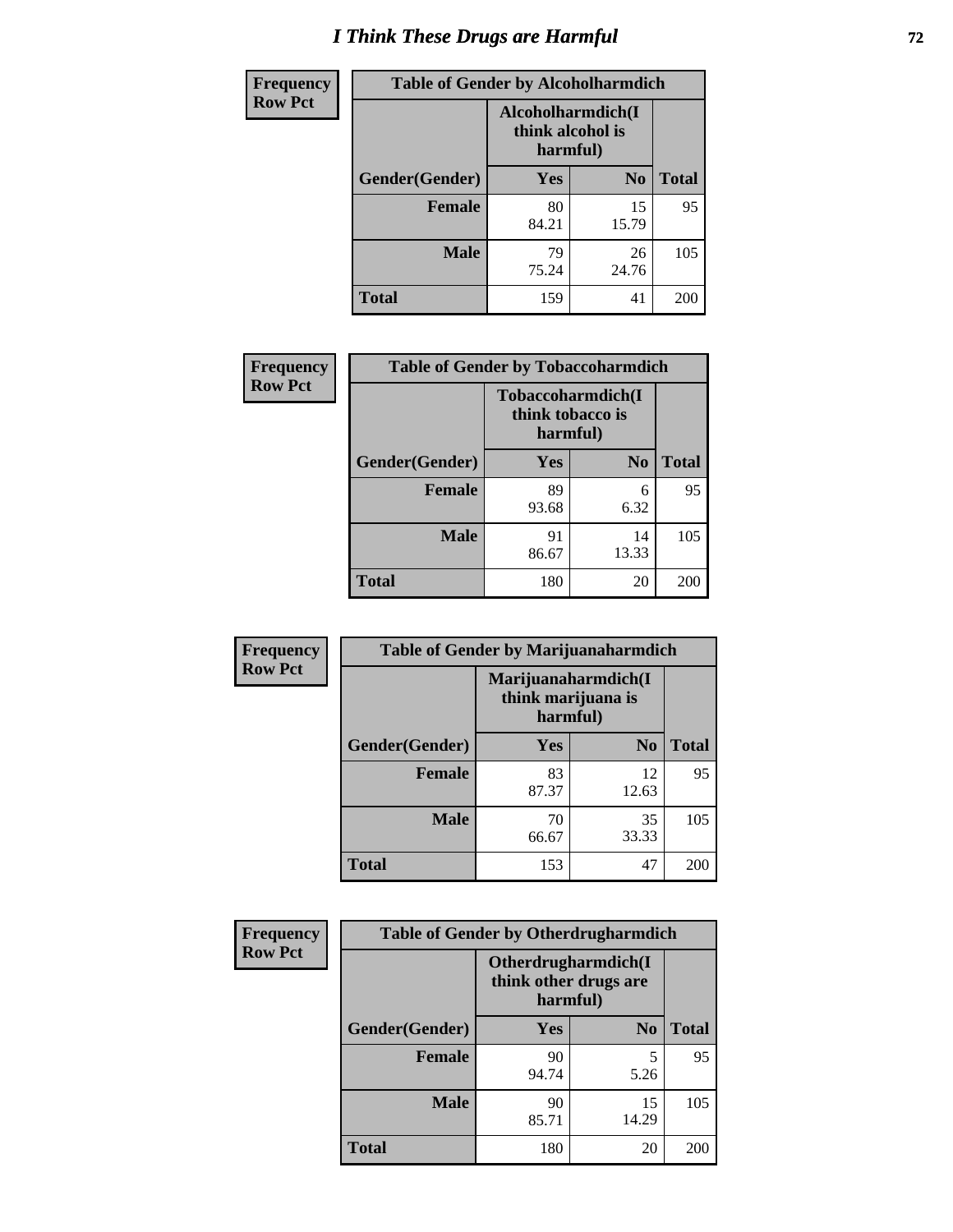# I Think These Drugs are Harmful

| Frequency Row Pct | Table of Gender by Alcoholharmdich | | |
|---|---|---|---|
| | Alcoholharmdich(I think alcohol is harmful) | | |
| Gender(Gender) | Yes | No | Total |
| Female | 80<br>84.21 | 15<br>15.79 | 95 |
| Male | 79<br>75.24 | 26<br>24.76 | 105 |
| Total | 159 | 41 | 200 |

| Frequency Row Pct | Table of Gender by Tobaccoharmdich | | |
|---|---|---|---|
| | Tobaccoharmdich(I think tobacco is harmful) | | |
| Gender(Gender) | Yes | No | Total |
| Female | 89<br>93.68 | 6<br>6.32 | 95 |
| Male | 91<br>86.67 | 14<br>13.33 | 105 |
| Total | 180 | 20 | 200 |

| Frequency Row Pct | Table of Gender by Marijuanaharmdich | | |
|---|---|---|---|
| | Marijuanaharmdich(I think marijuana is harmful) | | |
| Gender(Gender) | Yes | No | Total |
| Female | 83<br>87.37 | 12<br>12.63 | 95 |
| Male | 70<br>66.67 | 35<br>33.33 | 105 |
| Total | 153 | 47 | 200 |

| Frequency Row Pct | Table of Gender by Otherdrugharmdich | | |
|---|---|---|---|
| | Otherdrugharmdich(I think other drugs are harmful) | | |
| Gender(Gender) | Yes | No | Total |
| Female | 90<br>94.74 | 5<br>5.26 | 95 |
| Male | 90<br>85.71 | 15<br>14.29 | 105 |
| Total | 180 | 20 | 200 |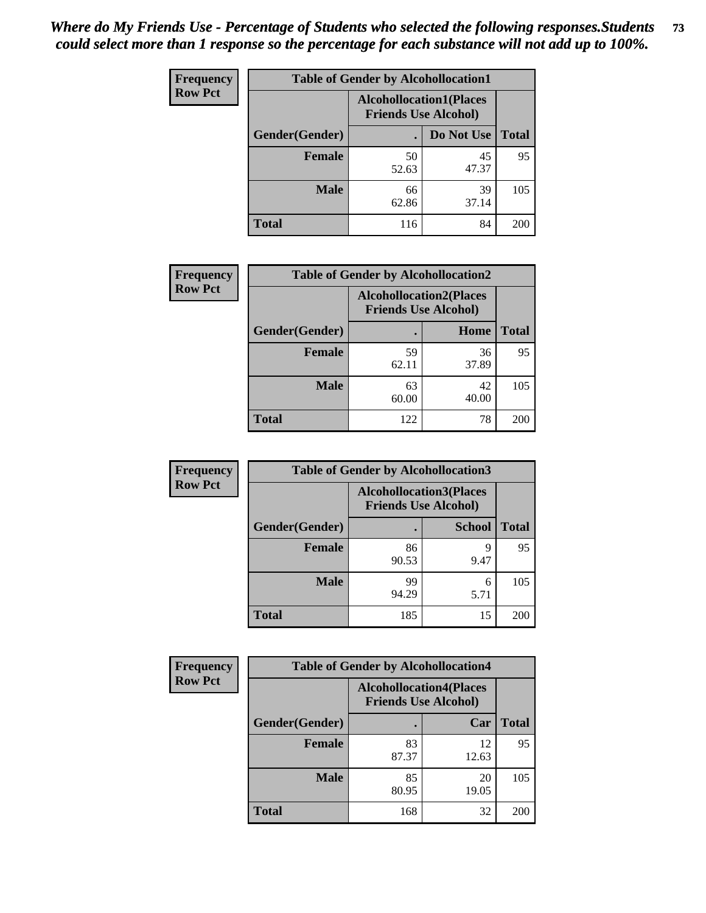*Where do My Friends Use - Percentage of Students who selected the following responses.Students could select more than 1 response so the percentage for each substance will not add up to 100%.*

**Frequency**
**Row Pct**

| Table of Gender by Alcohollocation1 | | | |
|---|---|---|---|
| | Alcohollocation1(Places Friends Use Alcohol) | | |
| Gender(Gender) | . | Do Not Use | Total |
| **Female** | 50<br>52.63 | 45<br>47.37 | 95 |
| **Male** | 66<br>62.86 | 39<br>37.14 | 105 |
| **Total** | 116 | 84 | 200 |

**Frequency**
**Row Pct**

| Table of Gender by Alcohollocation2 | | | |
|---|---|---|---|
| | Alcohollocation2(Places Friends Use Alcohol) | | |
| Gender(Gender) | . | Home | Total |
| **Female** | 59<br>62.11 | 36<br>37.89 | 95 |
| **Male** | 63<br>60.00 | 42<br>40.00 | 105 |
| **Total** | 122 | 78 | 200 |

**Frequency**
**Row Pct**

| Table of Gender by Alcohollocation3 | | | |
|---|---|---|---|
| | Alcohollocation3(Places Friends Use Alcohol) | | |
| Gender(Gender) | . | School | Total |
| **Female** | 86<br>90.53 | 9<br>9.47 | 95 |
| **Male** | 99<br>94.29 | 6<br>5.71 | 105 |
| **Total** | 185 | 15 | 200 |

**Frequency**
**Row Pct**

| Table of Gender by Alcohollocation4 | | | |
|---|---|---|---|
| | Alcohollocation4(Places Friends Use Alcohol) | | |
| Gender(Gender) | . | Car | Total |
| **Female** | 83<br>87.37 | 12<br>12.63 | 95 |
| **Male** | 85<br>80.95 | 20<br>19.05 | 105 |
| **Total** | 168 | 32 | 200 |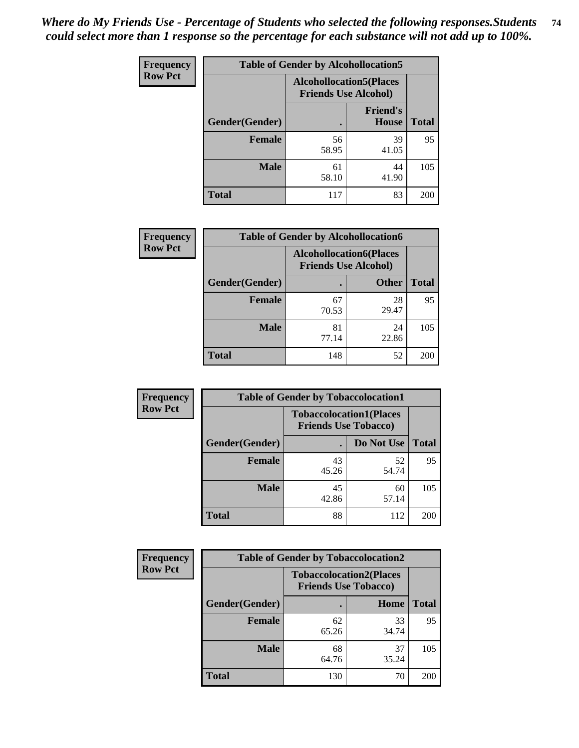*Where do My Friends Use - Percentage of Students who selected the following responses.Students could select more than 1 response so the percentage for each substance will not add up to 100%.*

**Frequency**
**Row Pct**

| Table of Gender by Alcohollocation5 | | | |
|---|---|---|---|
| | Alcohollocation5(Places Friends Use Alcohol) | | |
| Gender(Gender) | . | Friend's House | Total |
| **Female** | 56<br>58.95 | 39<br>41.05 | 95 |
| **Male** | 61<br>58.10 | 44<br>41.90 | 105 |
| **Total** | 117 | 83 | 200 |

**Frequency**
**Row Pct**

| Table of Gender by Alcohollocation6 | | | |
|---|---|---|---|
| | Alcohollocation6(Places Friends Use Alcohol) | | |
| Gender(Gender) | . | Other | Total |
| **Female** | 67<br>70.53 | 28<br>29.47 | 95 |
| **Male** | 81<br>77.14 | 24<br>22.86 | 105 |
| **Total** | 148 | 52 | 200 |

**Frequency**
**Row Pct**

| Table of Gender by Tobaccolocation1 | | | |
|---|---|---|---|
| | Tobaccolocation1(Places Friends Use Tobacco) | | |
| Gender(Gender) | . | Do Not Use | Total |
| **Female** | 43<br>45.26 | 52<br>54.74 | 95 |
| **Male** | 45<br>42.86 | 60<br>57.14 | 105 |
| **Total** | 88 | 112 | 200 |

**Frequency**
**Row Pct**

| Table of Gender by Tobaccolocation2 | | | |
|---|---|---|---|
| | Tobaccolocation2(Places Friends Use Tobacco) | | |
| Gender(Gender) | . | Home | Total |
| **Female** | 62<br>65.26 | 33<br>34.74 | 95 |
| **Male** | 68<br>64.76 | 37<br>35.24 | 105 |
| **Total** | 130 | 70 | 200 |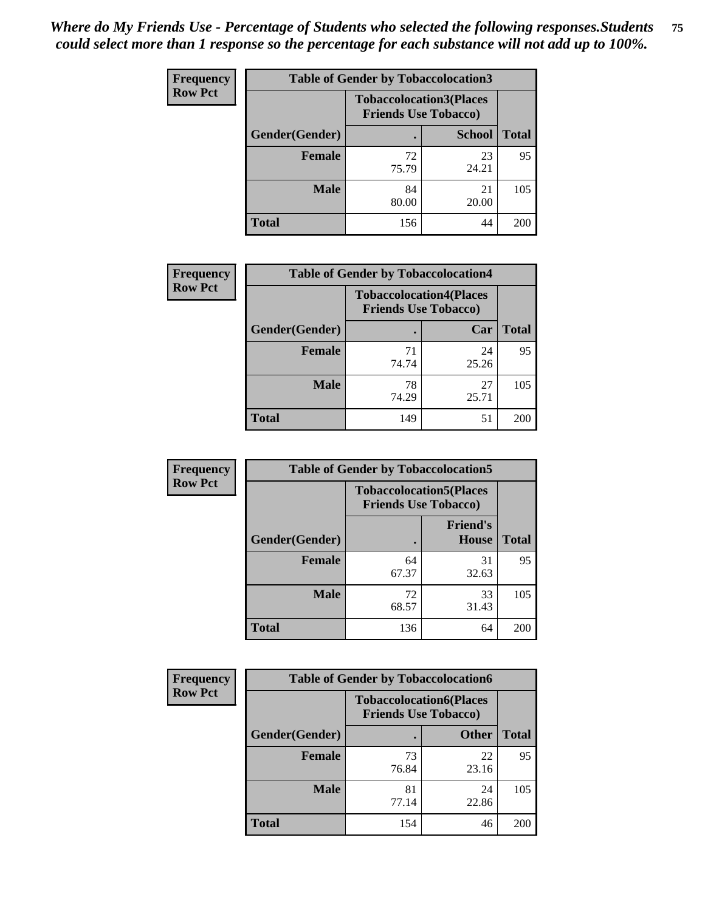*Where do My Friends Use - Percentage of Students who selected the following responses.Students could select more than 1 response so the percentage for each substance will not add up to 100%.*

**Frequency**
**Row Pct**

| Table of Gender by Tobaccolocation3 | | | |
|---|---|---|---|
| | Tobaccolocation3(Places Friends Use Tobacco) | | |
| Gender(Gender) | . | School | Total |
| Female | 72<br>75.79 | 23<br>24.21 | 95 |
| Male | 84<br>80.00 | 21<br>20.00 | 105 |
| Total | 156 | 44 | 200 |

**Frequency**
**Row Pct**

| Table of Gender by Tobaccolocation4 | | | |
|---|---|---|---|
| | Tobaccolocation4(Places Friends Use Tobacco) | | |
| Gender(Gender) | . | Car | Total |
| Female | 71<br>74.74 | 24<br>25.26 | 95 |
| Male | 78<br>74.29 | 27<br>25.71 | 105 |
| Total | 149 | 51 | 200 |

**Frequency**
**Row Pct**

| Table of Gender by Tobaccolocation5 | | | |
|---|---|---|---|
| | Tobaccolocation5(Places Friends Use Tobacco) | | |
| Gender(Gender) | . | Friend's House | Total |
| Female | 64<br>67.37 | 31<br>32.63 | 95 |
| Male | 72<br>68.57 | 33<br>31.43 | 105 |
| Total | 136 | 64 | 200 |

**Frequency**
**Row Pct**

| Table of Gender by Tobaccolocation6 | | | |
|---|---|---|---|
| | Tobaccolocation6(Places Friends Use Tobacco) | | |
| Gender(Gender) | . | Other | Total |
| Female | 73<br>76.84 | 22<br>23.16 | 95 |
| Male | 81<br>77.14 | 24<br>22.86 | 105 |
| Total | 154 | 46 | 200 |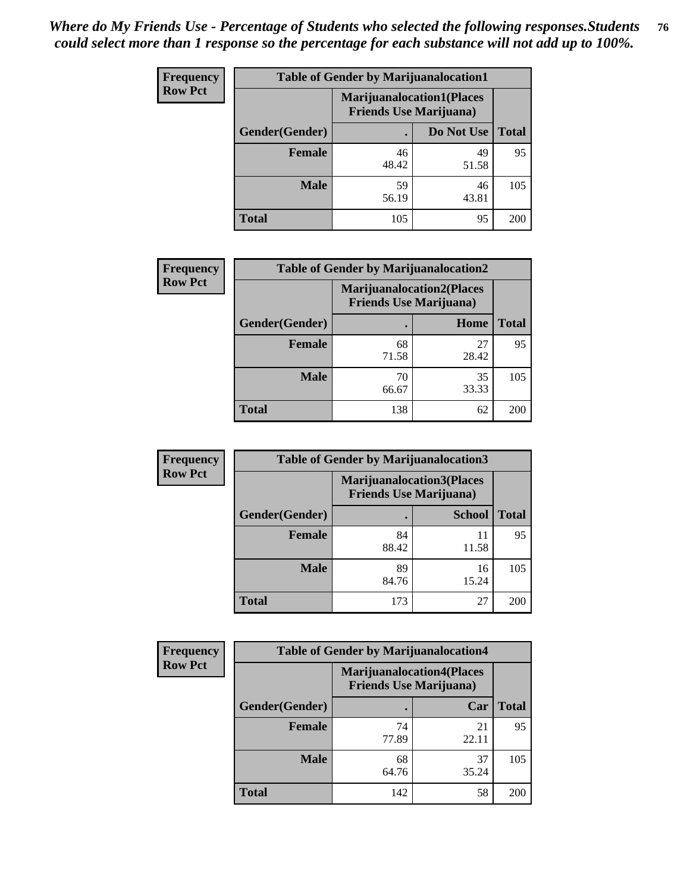*Where do My Friends Use - Percentage of Students who selected the following responses.Students could select more than 1 response so the percentage for each substance will not add up to 100%.*

**Frequency Row Pct**

| Table of Gender by Marijuanalocation1 | | | |
|---|---|---|---|
| | Marijuanalocation1(Places Friends Use Marijuana) | | |
| Gender(Gender) | . | Do Not Use | Total |
| Female | 46<br>48.42 | 49<br>51.58 | 95 |
| Male | 59<br>56.19 | 46<br>43.81 | 105 |
| Total | 105 | 95 | 200 |

**Frequency Row Pct**

| Table of Gender by Marijuanalocation2 | | | |
|---|---|---|---|
| | Marijuanalocation2(Places Friends Use Marijuana) | | |
| Gender(Gender) | . | Home | Total |
| Female | 68<br>71.58 | 27<br>28.42 | 95 |
| Male | 70<br>66.67 | 35<br>33.33 | 105 |
| Total | 138 | 62 | 200 |

**Frequency Row Pct**

| Table of Gender by Marijuanalocation3 | | | |
|---|---|---|---|
| | Marijuanalocation3(Places Friends Use Marijuana) | | |
| Gender(Gender) | . | School | Total |
| Female | 84<br>88.42 | 11<br>11.58 | 95 |
| Male | 89<br>84.76 | 16<br>15.24 | 105 |
| Total | 173 | 27 | 200 |

**Frequency Row Pct**

| Table of Gender by Marijuanalocation4 | | | |
|---|---|---|---|
| | Marijuanalocation4(Places Friends Use Marijuana) | | |
| Gender(Gender) | . | Car | Total |
| Female | 74<br>77.89 | 21<br>22.11 | 95 |
| Male | 68<br>64.76 | 37<br>35.24 | 105 |
| Total | 142 | 58 | 200 |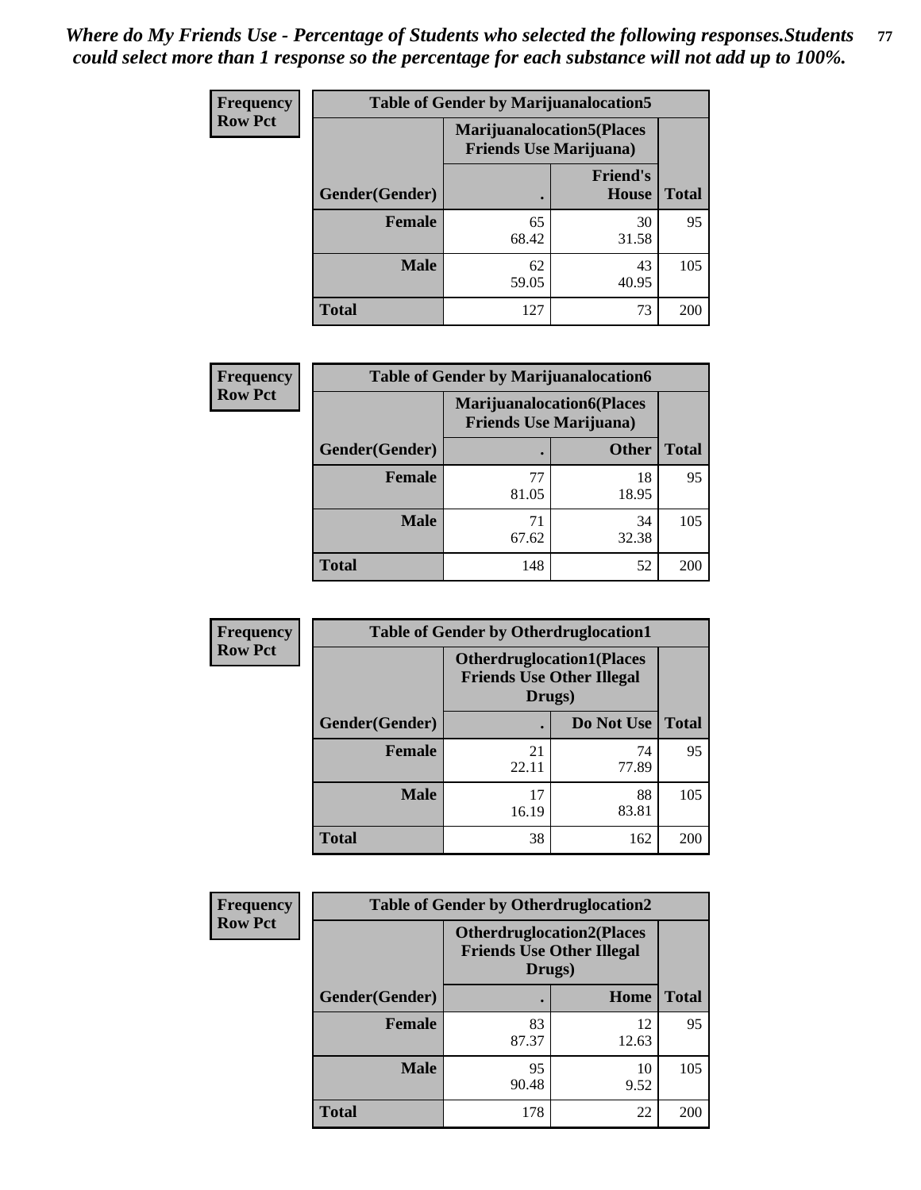*Where do My Friends Use - Percentage of Students who selected the following responses.Students could select more than 1 response so the percentage for each substance will not add up to 100%.*

**Frequency**
**Row Pct**

| Table of Gender by Marijuanalocation5 | | | |
|---|---|---|---|
| | Marijuanalocation5(Places Friends Use Marijuana) | | |
| Gender(Gender) | . | Friend's House | Total |
| **Female** | 65<br>68.42 | 30<br>31.58 | 95 |
| **Male** | 62<br>59.05 | 43<br>40.95 | 105 |
| **Total** | 127 | 73 | 200 |

**Frequency**
**Row Pct**

| Table of Gender by Marijuanalocation6 | | | |
|---|---|---|---|
| | Marijuanalocation6(Places Friends Use Marijuana) | | |
| Gender(Gender) | . | Other | Total |
| **Female** | 77<br>81.05 | 18<br>18.95 | 95 |
| **Male** | 71<br>67.62 | 34<br>32.38 | 105 |
| **Total** | 148 | 52 | 200 |

**Frequency**
**Row Pct**

| Table of Gender by Otherdruglocation1 | | | |
|---|---|---|---|
| | Otherdruglocation1(Places Friends Use Other Illegal Drugs) | | |
| Gender(Gender) | . | Do Not Use | Total |
| **Female** | 21<br>22.11 | 74<br>77.89 | 95 |
| **Male** | 17<br>16.19 | 88<br>83.81 | 105 |
| **Total** | 38 | 162 | 200 |

**Frequency**
**Row Pct**

| Table of Gender by Otherdruglocation2 | | | |
|---|---|---|---|
| | Otherdruglocation2(Places Friends Use Other Illegal Drugs) | | |
| Gender(Gender) | . | Home | Total |
| **Female** | 83<br>87.37 | 12<br>12.63 | 95 |
| **Male** | 95<br>90.48 | 10<br>9.52 | 105 |
| **Total** | 178 | 22 | 200 |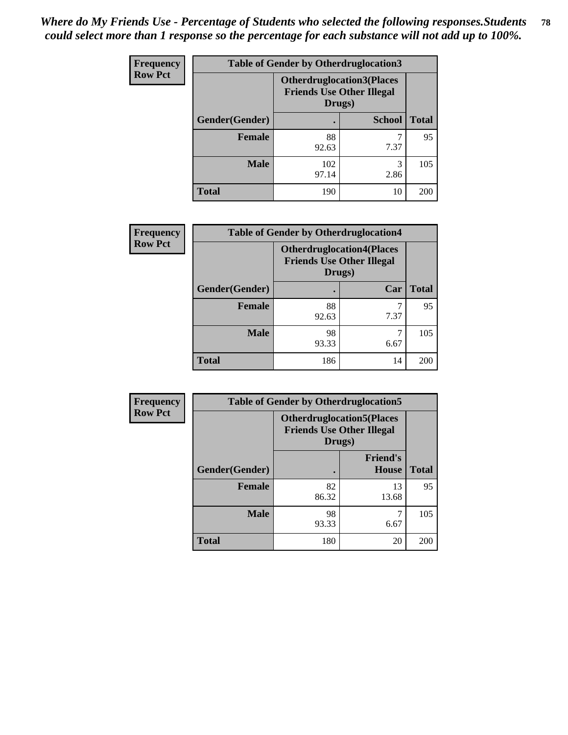*Where do My Friends Use - Percentage of Students who selected the following responses.Students could select more than 1 response so the percentage for each substance will not add up to 100%.*

**Frequency**
**Row Pct**

| Table of Gender by Otherdruglocation3 | | | |
|---|---|---|---|
| | Otherdruglocation3(Places Friends Use Other Illegal Drugs) | | |
| Gender(Gender) | . | School | Total |
| Female | 88<br>92.63 | 7<br>7.37 | 95 |
| Male | 102<br>97.14 | 3<br>2.86 | 105 |
| Total | 190 | 10 | 200 |

**Frequency**
**Row Pct**

| Table of Gender by Otherdruglocation4 | | | |
|---|---|---|---|
| | Otherdruglocation4(Places Friends Use Other Illegal Drugs) | | |
| Gender(Gender) | . | Car | Total |
| Female | 88<br>92.63 | 7<br>7.37 | 95 |
| Male | 98<br>93.33 | 7<br>6.67 | 105 |
| Total | 186 | 14 | 200 |

**Frequency**
**Row Pct**

| Table of Gender by Otherdruglocation5 | | | |
|---|---|---|---|
| | Otherdruglocation5(Places Friends Use Other Illegal Drugs) | | |
| Gender(Gender) | . | Friend's House | Total |
| Female | 82<br>86.32 | 13<br>13.68 | 95 |
| Male | 98<br>93.33 | 7<br>6.67 | 105 |
| Total | 180 | 20 | 200 |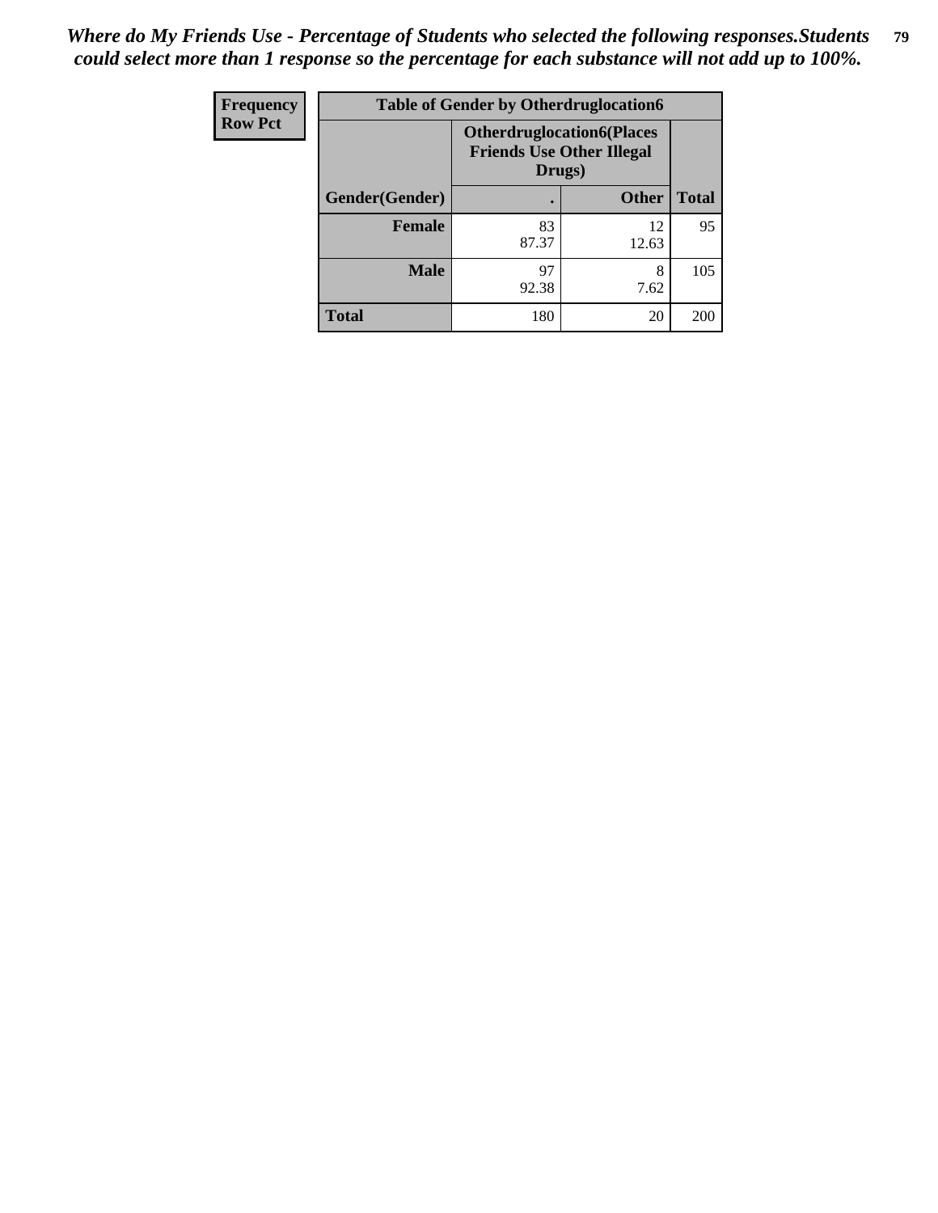*Where do My Friends Use - Percentage of Students who selected the following responses.Students could select more than 1 response so the percentage for each substance will not add up to 100%.*

| Frequency<br>Row Pct | Table of Gender by Otherdruglocation6 | | |
|---|---|---|---|
| | Otherdruglocation6(Places Friends Use Other Illegal Drugs) | | |
| Gender(Gender) | . | Other | Total |
| Female | 83<br>87.37 | 12<br>12.63 | 95 |
| Male | 97<br>92.38 | 8<br>7.62 | 105 |
| Total | 180 | 20 | 200 |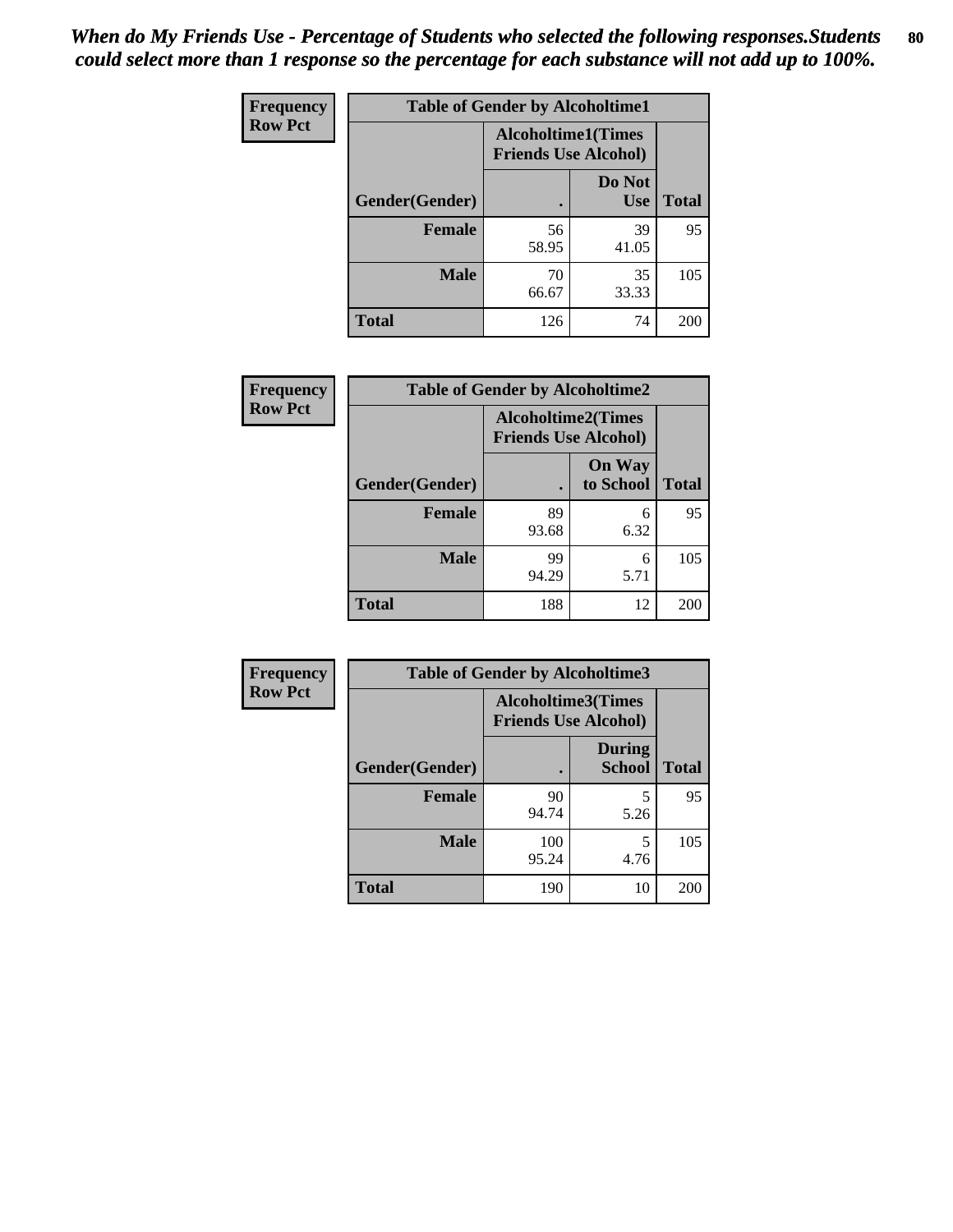*When do My Friends Use - Percentage of Students who selected the following responses.Students could select more than 1 response so the percentage for each substance will not add up to 100%.*

**Frequency**
**Row Pct**

| Table of Gender by Alcoholtime1 | | | |
|---|---|---|---|
| | Alcoholtime1(Times Friends Use Alcohol) | | |
| Gender(Gender) | . | Do Not Use | Total |
| **Female** | 56<br>58.95 | 39<br>41.05 | 95 |
| **Male** | 70<br>66.67 | 35<br>33.33 | 105 |
| **Total** | 126 | 74 | 200 |

**Frequency**
**Row Pct**

| Table of Gender by Alcoholtime2 | | | |
|---|---|---|---|
| | Alcoholtime2(Times Friends Use Alcohol) | | |
| Gender(Gender) | . | On Way to School | Total |
| **Female** | 89<br>93.68 | 6<br>6.32 | 95 |
| **Male** | 99<br>94.29 | 6<br>5.71 | 105 |
| **Total** | 188 | 12 | 200 |

**Frequency**
**Row Pct**

| Table of Gender by Alcoholtime3 | | | |
|---|---|---|---|
| | Alcoholtime3(Times Friends Use Alcohol) | | |
| Gender(Gender) | . | During School | Total |
| **Female** | 90<br>94.74 | 5<br>5.26 | 95 |
| **Male** | 100<br>95.24 | 5<br>4.76 | 105 |
| **Total** | 190 | 10 | 200 |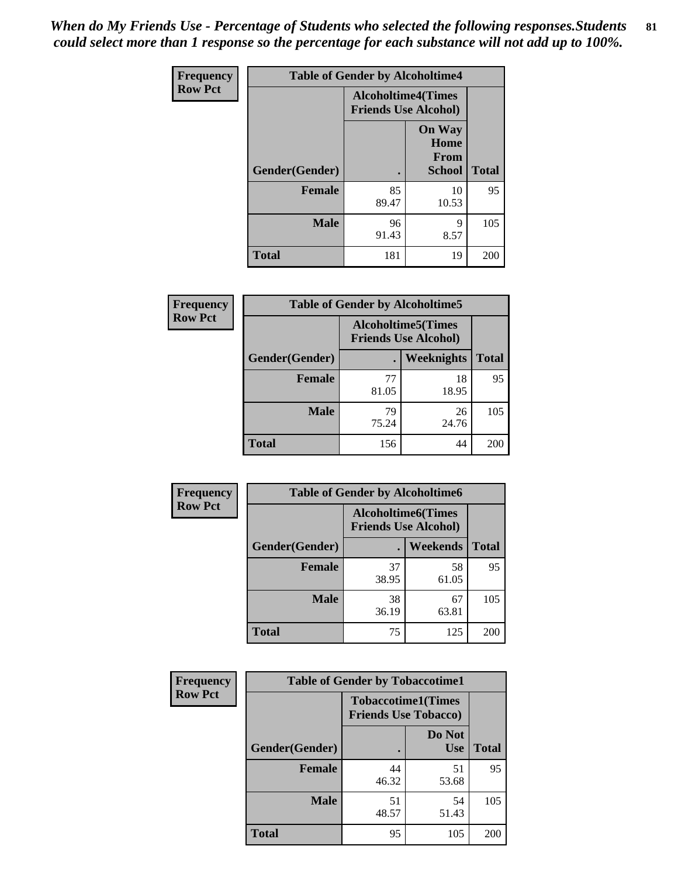*When do My Friends Use - Percentage of Students who selected the following responses.Students could select more than 1 response so the percentage for each substance will not add up to 100%.*

| Frequency Row Pct | Table of Gender by Alcoholtime4 | | |
|---|---|---|---|
| | Alcoholtime4(Times Friends Use Alcohol) | | |
| Gender(Gender) | . | On Way Home From School | Total |
| Female | 85<br>89.47 | 10<br>10.53 | 95 |
| Male | 96<br>91.43 | 9<br>8.57 | 105 |
| Total | 181 | 19 | 200 |

| Frequency Row Pct | Table of Gender by Alcoholtime5 | | |
|---|---|---|---|
| | Alcoholtime5(Times Friends Use Alcohol) | | |
| Gender(Gender) | . | Weeknights | Total |
| Female | 77<br>81.05 | 18<br>18.95 | 95 |
| Male | 79<br>75.24 | 26<br>24.76 | 105 |
| Total | 156 | 44 | 200 |

| Frequency Row Pct | Table of Gender by Alcoholtime6 | | |
|---|---|---|---|
| | Alcoholtime6(Times Friends Use Alcohol) | | |
| Gender(Gender) | . | Weekends | Total |
| Female | 37<br>38.95 | 58<br>61.05 | 95 |
| Male | 38<br>36.19 | 67<br>63.81 | 105 |
| Total | 75 | 125 | 200 |

| Frequency Row Pct | Table of Gender by Tobaccotime1 | | |
|---|---|---|---|
| | Tobaccotime1(Times Friends Use Tobacco) | | |
| Gender(Gender) | . | Do Not Use | Total |
| Female | 44<br>46.32 | 51<br>53.68 | 95 |
| Male | 51<br>48.57 | 54<br>51.43 | 105 |
| Total | 95 | 105 | 200 |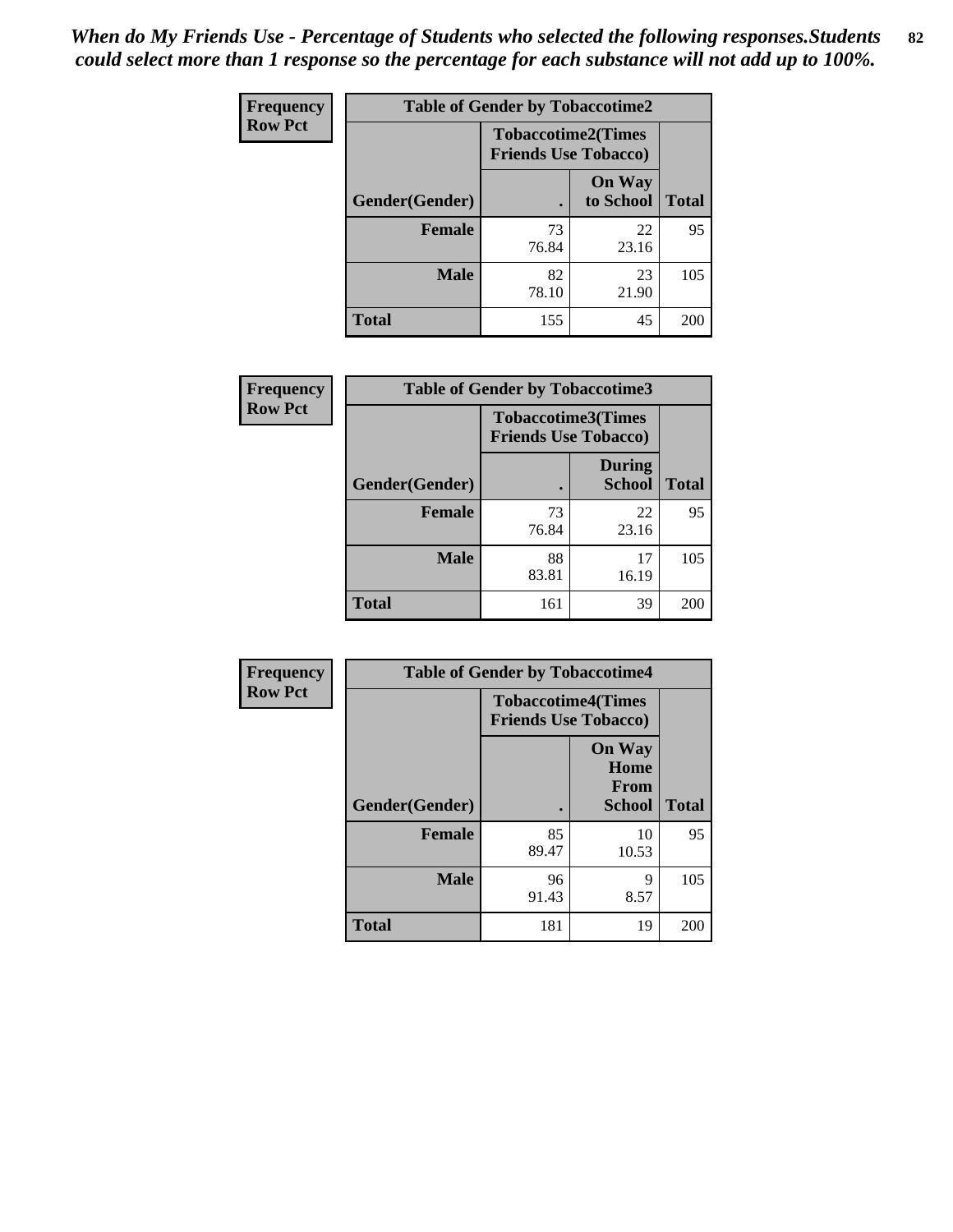*When do My Friends Use - Percentage of Students who selected the following responses.Students could select more than 1 response so the percentage for each substance will not add up to 100%.*

**Frequency**
**Row Pct**

| Table of Gender by Tobaccotime2 | | | |
|---|---|---|---|
| | Tobaccotime2(Times Friends Use Tobacco) | | |
| Gender(Gender) | . | On Way to School | Total |
| **Female** | 73<br>76.84 | 22<br>23.16 | 95 |
| **Male** | 82<br>78.10 | 23<br>21.90 | 105 |
| **Total** | 155 | 45 | 200 |

**Frequency**
**Row Pct**

| Table of Gender by Tobaccotime3 | | | |
|---|---|---|---|
| | Tobaccotime3(Times Friends Use Tobacco) | | |
| Gender(Gender) | . | During School | Total |
| **Female** | 73<br>76.84 | 22<br>23.16 | 95 |
| **Male** | 88<br>83.81 | 17<br>16.19 | 105 |
| **Total** | 161 | 39 | 200 |

**Frequency**
**Row Pct**

| Table of Gender by Tobaccotime4 | | | |
|---|---|---|---|
| | Tobaccotime4(Times Friends Use Tobacco) | | |
| Gender(Gender) | . | On Way Home From School | Total |
| **Female** | 85<br>89.47 | 10<br>10.53 | 95 |
| **Male** | 96<br>91.43 | 9<br>8.57 | 105 |
| **Total** | 181 | 19 | 200 |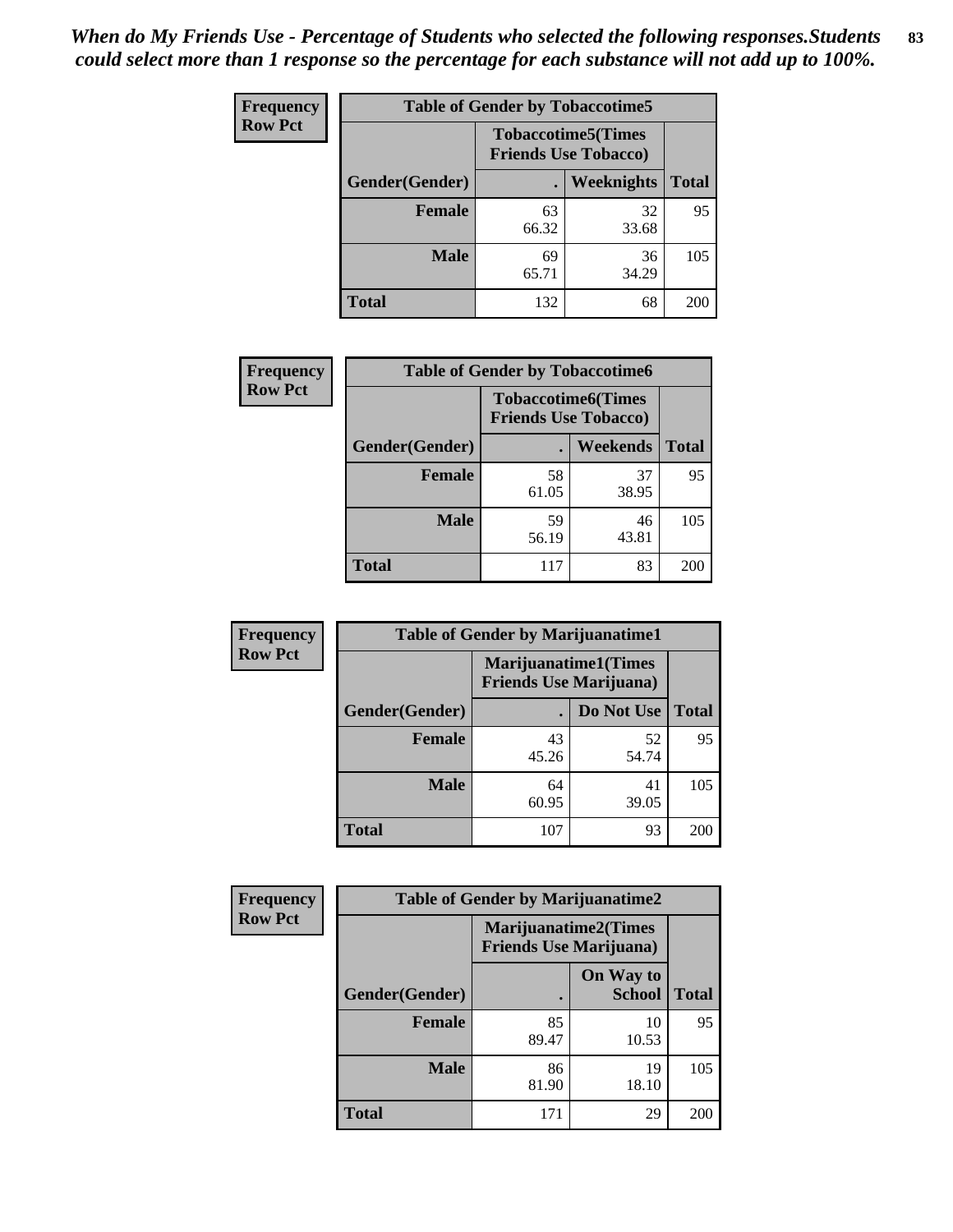*When do My Friends Use - Percentage of Students who selected the following responses.Students could select more than 1 response so the percentage for each substance will not add up to 100%.*

**Frequency**
**Row Pct**

| Table of Gender by Tobaccotime5 | | | |
|---|---|---|---|
| | Tobaccotime5(Times Friends Use Tobacco) | | |
| Gender(Gender) | . | Weeknights | Total |
| **Female** | 63<br>66.32 | 32<br>33.68 | 95 |
| **Male** | 69<br>65.71 | 36<br>34.29 | 105 |
| **Total** | 132 | 68 | 200 |

**Frequency**
**Row Pct**

| Table of Gender by Tobaccotime6 | | | |
|---|---|---|---|
| | Tobaccotime6(Times Friends Use Tobacco) | | |
| Gender(Gender) | . | Weekends | Total |
| **Female** | 58<br>61.05 | 37<br>38.95 | 95 |
| **Male** | 59<br>56.19 | 46<br>43.81 | 105 |
| **Total** | 117 | 83 | 200 |

**Frequency**
**Row Pct**

| Table of Gender by Marijuanatime1 | | | |
|---|---|---|---|
| | Marijuanatime1(Times Friends Use Marijuana) | | |
| Gender(Gender) | . | Do Not Use | Total |
| **Female** | 43<br>45.26 | 52<br>54.74 | 95 |
| **Male** | 64<br>60.95 | 41<br>39.05 | 105 |
| **Total** | 107 | 93 | 200 |

**Frequency**
**Row Pct**

| Table of Gender by Marijuanatime2 | | | |
|---|---|---|---|
| | Marijuanatime2(Times Friends Use Marijuana) | | |
| Gender(Gender) | . | On Way to School | Total |
| **Female** | 85<br>89.47 | 10<br>10.53 | 95 |
| **Male** | 86<br>81.90 | 19<br>18.10 | 105 |
| **Total** | 171 | 29 | 200 |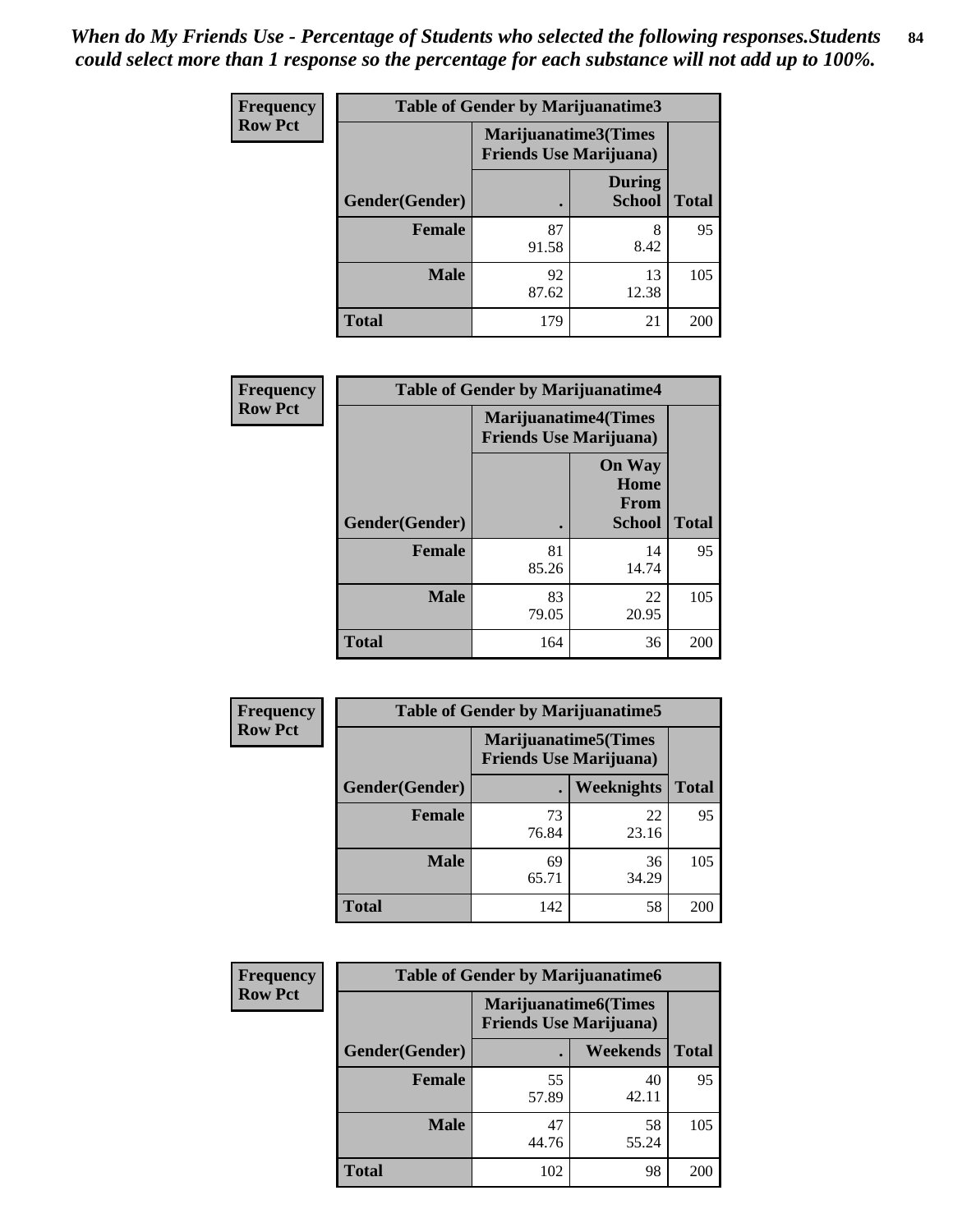*When do My Friends Use - Percentage of Students who selected the following responses.Students could select more than 1 response so the percentage for each substance will not add up to 100%.*

**Frequency**
**Row Pct**

| Table of Gender by Marijuanatime3 | | | |
|---|---|---|---|
| | Marijuanatime3(Times Friends Use Marijuana) | | |
| Gender(Gender) | . | During School | Total |
| **Female** | 87<br>91.58 | 8<br>8.42 | 95 |
| **Male** | 92<br>87.62 | 13<br>12.38 | 105 |
| **Total** | 179 | 21 | 200 |

**Frequency**
**Row Pct**

| Table of Gender by Marijuanatime4 | | | |
|---|---|---|---|
| | Marijuanatime4(Times Friends Use Marijuana) | | |
| Gender(Gender) | . | On Way Home From School | Total |
| **Female** | 81<br>85.26 | 14<br>14.74 | 95 |
| **Male** | 83<br>79.05 | 22<br>20.95 | 105 |
| **Total** | 164 | 36 | 200 |

**Frequency**
**Row Pct**

| Table of Gender by Marijuanatime5 | | | |
|---|---|---|---|
| | Marijuanatime5(Times Friends Use Marijuana) | | |
| Gender(Gender) | . | Weeknights | Total |
| **Female** | 73<br>76.84 | 22<br>23.16 | 95 |
| **Male** | 69<br>65.71 | 36<br>34.29 | 105 |
| **Total** | 142 | 58 | 200 |

**Frequency**
**Row Pct**

| Table of Gender by Marijuanatime6 | | | |
|---|---|---|---|
| | Marijuanatime6(Times Friends Use Marijuana) | | |
| Gender(Gender) | . | Weekends | Total |
| **Female** | 55<br>57.89 | 40<br>42.11 | 95 |
| **Male** | 47<br>44.76 | 58<br>55.24 | 105 |
| **Total** | 102 | 98 | 200 |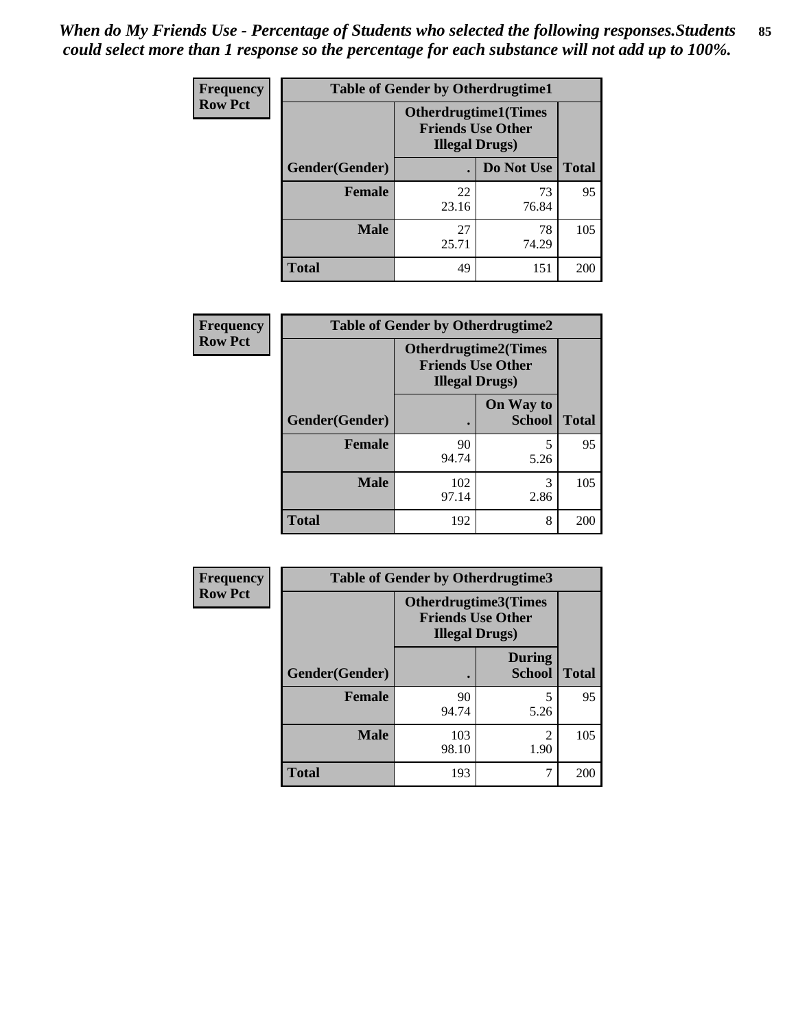*When do My Friends Use - Percentage of Students who selected the following responses.Students could select more than 1 response so the percentage for each substance will not add up to 100%.*

**Frequency**
**Row Pct**

| Table of Gender by Otherdrugtime1 | | | |
|---|---|---|---|
| | Otherdrugtime1(Times Friends Use Other Illegal Drugs) | | |
| Gender(Gender) | . | Do Not Use | Total |
| **Female** | 22<br>23.16 | 73<br>76.84 | 95 |
| **Male** | 27<br>25.71 | 78<br>74.29 | 105 |
| **Total** | 49 | 151 | 200 |

**Frequency**
**Row Pct**

| Table of Gender by Otherdrugtime2 | | | |
|---|---|---|---|
| | Otherdrugtime2(Times Friends Use Other Illegal Drugs) | | |
| Gender(Gender) | . | On Way to School | Total |
| **Female** | 90<br>94.74 | 5<br>5.26 | 95 |
| **Male** | 102<br>97.14 | 3<br>2.86 | 105 |
| **Total** | 192 | 8 | 200 |

**Frequency**
**Row Pct**

| Table of Gender by Otherdrugtime3 | | | |
|---|---|---|---|
| | Otherdrugtime3(Times Friends Use Other Illegal Drugs) | | |
| Gender(Gender) | . | During School | Total |
| **Female** | 90<br>94.74 | 5<br>5.26 | 95 |
| **Male** | 103<br>98.10 | 2<br>1.90 | 105 |
| **Total** | 193 | 7 | 200 |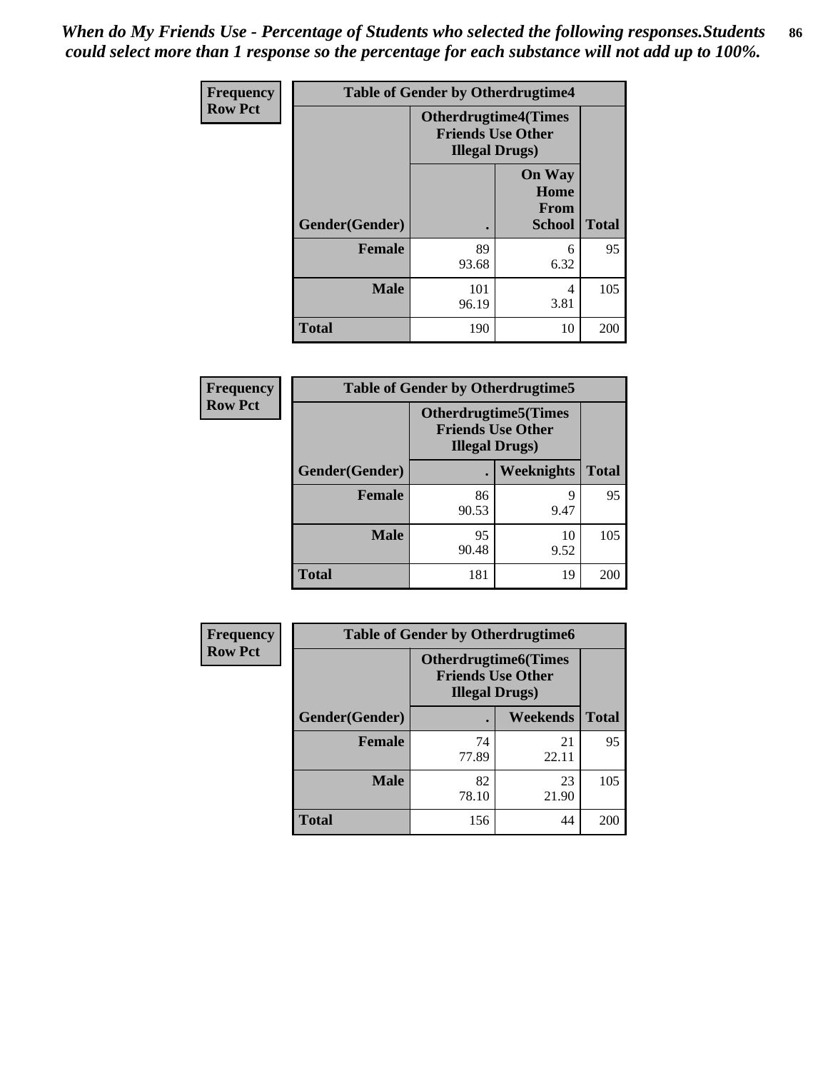*When do My Friends Use - Percentage of Students who selected the following responses.Students could select more than 1 response so the percentage for each substance will not add up to 100%.*

| Frequency<br>Row Pct | Table of Gender by Otherdrugtime4 | | |
|---|---|---|---|
| | Otherdrugtime4(Times Friends Use Other Illegal Drugs) | | |
| Gender(Gender) | . | On Way Home From School | Total |
| Female | 89<br>93.68 | 6<br>6.32 | 95 |
| Male | 101<br>96.19 | 4<br>3.81 | 105 |
| Total | 190 | 10 | 200 |

| Frequency<br>Row Pct | Table of Gender by Otherdrugtime5 | | |
|---|---|---|---|
| | Otherdrugtime5(Times Friends Use Other Illegal Drugs) | | |
| Gender(Gender) | . | Weeknights | Total |
| Female | 86<br>90.53 | 9<br>9.47 | 95 |
| Male | 95<br>90.48 | 10<br>9.52 | 105 |
| Total | 181 | 19 | 200 |

| Frequency<br>Row Pct | Table of Gender by Otherdrugtime6 | | |
|---|---|---|---|
| | Otherdrugtime6(Times Friends Use Other Illegal Drugs) | | |
| Gender(Gender) | . | Weekends | Total |
| Female | 74<br>77.89 | 21<br>22.11 | 95 |
| Male | 82<br>78.10 | 23<br>21.90 | 105 |
| Total | 156 | 44 | 200 |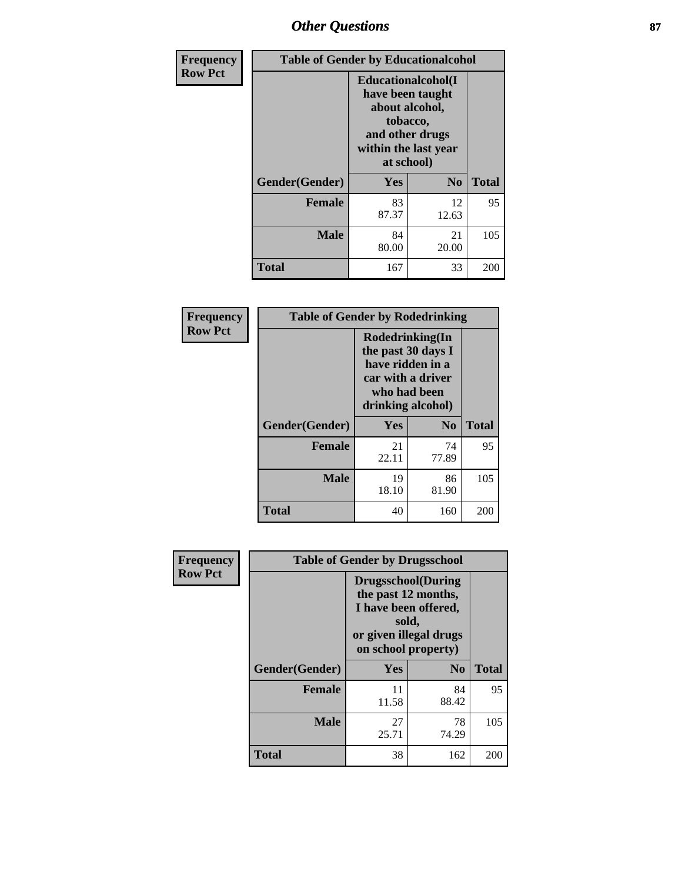## Frequency Row Pct

**Table of Gender by Educationalcohol**

| Gender(Gender) | Educationalcohol(I have been taught about alcohol, tobacco, and other drugs within the last year at school) Yes | No | Total |
|---|---|---|---|
| **Female** | 83<br>87.37 | 12<br>12.63 | 95 |
| **Male** | 84<br>80.00 | 21<br>20.00 | 105 |
| **Total** | 167 | 33 | 200 |

## Frequency Row Pct

**Table of Gender by Rodedrinking**

| Gender(Gender) | Rodedrinking(In the past 30 days I have ridden in a car with a driver who had been drinking alcohol) Yes | No | Total |
|---|---|---|---|
| **Female** | 21<br>22.11 | 74<br>77.89 | 95 |
| **Male** | 19<br>18.10 | 86<br>81.90 | 105 |
| **Total** | 40 | 160 | 200 |

## Frequency Row Pct

**Table of Gender by Drugsschool**

| Gender(Gender) | Drugsschool(During the past 12 months, I have been offered, sold, or given illegal drugs on school property) Yes | No | Total |
|---|---|---|---|
| **Female** | 11<br>11.58 | 84<br>88.42 | 95 |
| **Male** | 27<br>25.71 | 78<br>74.29 | 105 |
| **Total** | 38 | 162 | 200 |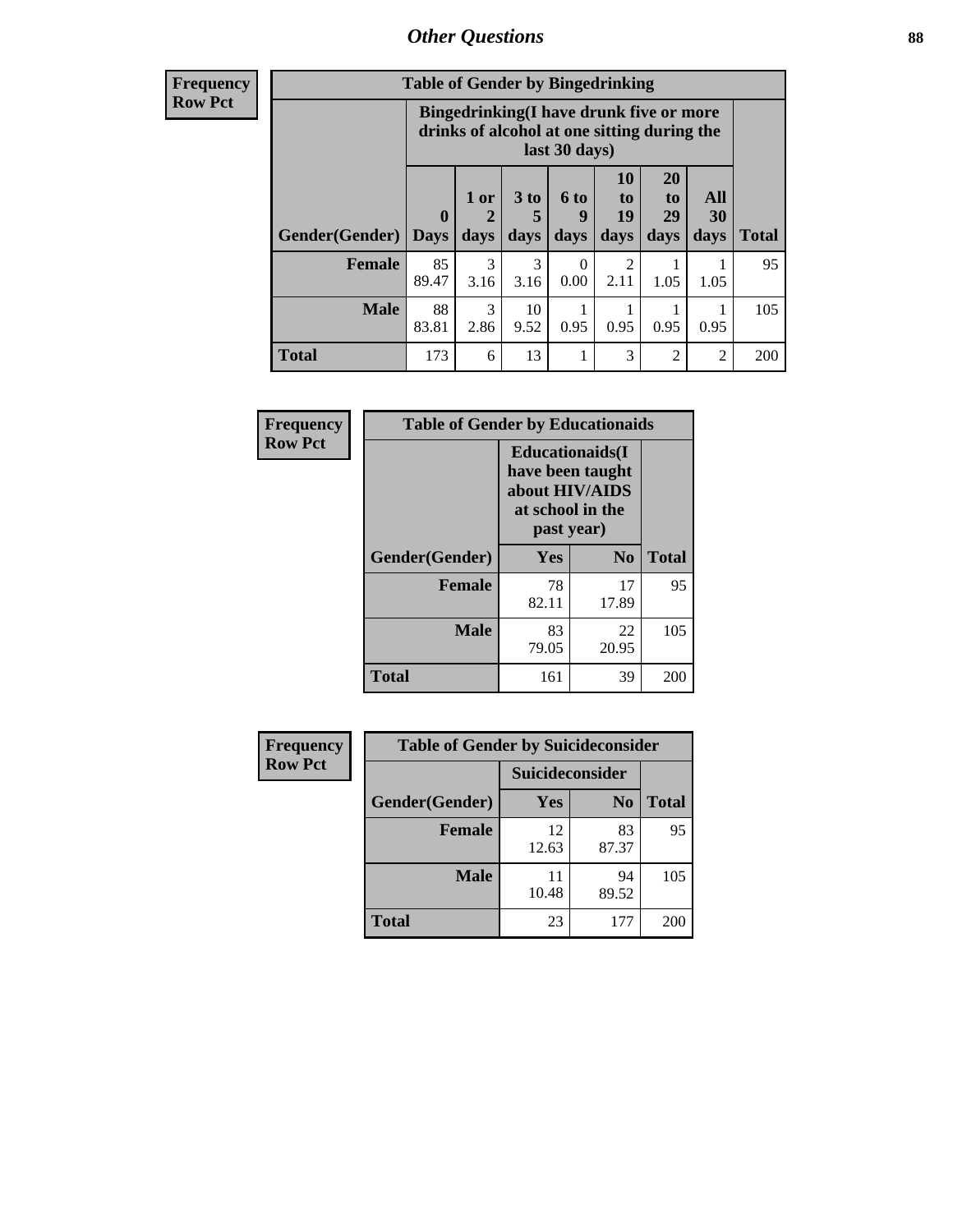## Other Questions

**Frequency**
**Row Pct**

| Table of Gender by Bingedrinking | | | | | | | | |
|---|---|---|---|---|---|---|---|---|
| | Bingedrinking(I have drunk five or more drinks of alcohol at one sitting during the last 30 days) | | | | | | | |
| Gender(Gender) | 0 Days | 1 or 2 days | 3 to 5 days | 6 to 9 days | 10 to 19 days | 20 to 29 days | All 30 days | Total |
| **Female** | 85<br>89.47 | 3<br>3.16 | 3<br>3.16 | 0<br>0.00 | 2<br>2.11 | 1<br>1.05 | 1<br>1.05 | 95 |
| **Male** | 88<br>83.81 | 3<br>2.86 | 10<br>9.52 | 1<br>0.95 | 1<br>0.95 | 1<br>0.95 | 1<br>0.95 | 105 |
| **Total** | 173 | 6 | 13 | 1 | 3 | 2 | 2 | 200 |

**Frequency**
**Row Pct**

| Table of Gender by Educationaids | | | |
|---|---|---|---|
| | Educationaids(I have been taught about HIV/AIDS at school in the past year) | | |
| Gender(Gender) | Yes | No | Total |
| **Female** | 78<br>82.11 | 17<br>17.89 | 95 |
| **Male** | 83<br>79.05 | 22<br>20.95 | 105 |
| **Total** | 161 | 39 | 200 |

**Frequency**
**Row Pct**

| Table of Gender by Suicideconsider | | | |
|---|---|---|---|
| | Suicideconsider | | |
| Gender(Gender) | Yes | No | Total |
| **Female** | 12<br>12.63 | 83<br>87.37 | 95 |
| **Male** | 11<br>10.48 | 94<br>89.52 | 105 |
| **Total** | 23 | 177 | 200 |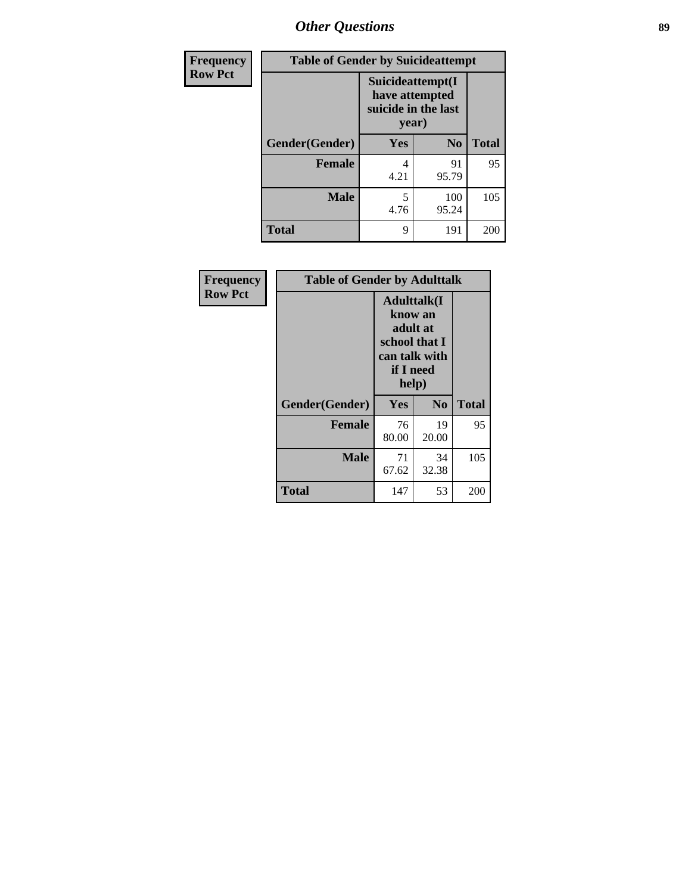## Other Questions

| Frequency Row Pct | Table of Gender by Suicideattempt | | |
|---|---|---|---|
| | Suicideattempt(I have attempted suicide in the last year) | | |
| Gender(Gender) | Yes | No | Total |
| Female | 4<br>4.21 | 91<br>95.79 | 95 |
| Male | 5<br>4.76 | 100<br>95.24 | 105 |
| Total | 9 | 191 | 200 |

| Frequency Row Pct | Table of Gender by Adulttalk | | |
|---|---|---|---|
| | Adulttalk(I know an adult at school that I can talk with if I need help) | | |
| Gender(Gender) | Yes | No | Total |
| Female | 76<br>80.00 | 19<br>20.00 | 95 |
| Male | 71<br>67.62 | 34<br>32.38 | 105 |
| Total | 147 | 53 | 200 |